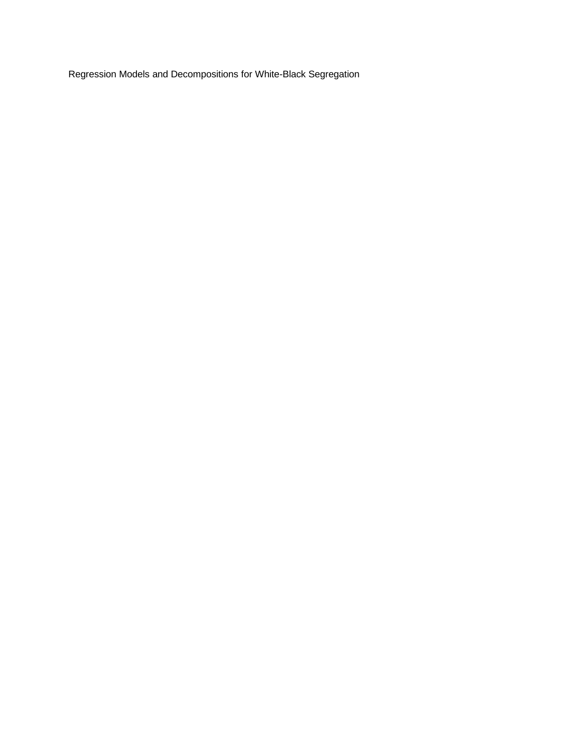Regression Models and Decompositions for White-Black Segregation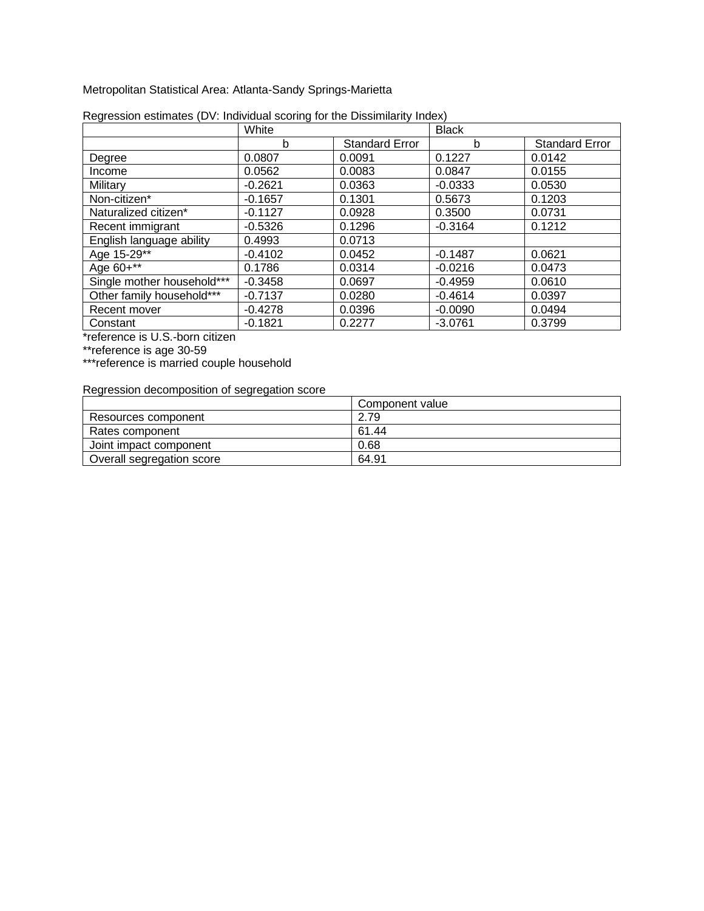Metropolitan Statistical Area: Atlanta-Sandy Springs-Marietta

Regression estimates (DV: Individual scoring for the Dissimilarity Index)

| | White | | Black | |
|---|---|---|---|---|
| | b | Standard Error | b | Standard Error |
| Degree | 0.0807 | 0.0091 | 0.1227 | 0.0142 |
| Income | 0.0562 | 0.0083 | 0.0847 | 0.0155 |
| Military | -0.2621 | 0.0363 | -0.0333 | 0.0530 |
| Non-citizen* | -0.1657 | 0.1301 | 0.5673 | 0.1203 |
| Naturalized citizen* | -0.1127 | 0.0928 | 0.3500 | 0.0731 |
| Recent immigrant | -0.5326 | 0.1296 | -0.3164 | 0.1212 |
| English language ability | 0.4993 | 0.0713 | | |
| Age 15-29** | -0.4102 | 0.0452 | -0.1487 | 0.0621 |
| Age 60+** | 0.1786 | 0.0314 | -0.0216 | 0.0473 |
| Single mother household*** | -0.3458 | 0.0697 | -0.4959 | 0.0610 |
| Other family household*** | -0.7137 | 0.0280 | -0.4614 | 0.0397 |
| Recent mover | -0.4278 | 0.0396 | -0.0090 | 0.0494 |
| Constant | -0.1821 | 0.2277 | -3.0761 | 0.3799 |

*reference is U.S.-born citizen

**reference is age 30-59

***reference is married couple household

Regression decomposition of segregation score

| | Component value |
|---|---|
| Resources component | 2.79 |
| Rates component | 61.44 |
| Joint impact component | 0.68 |
| Overall segregation score | 64.91 |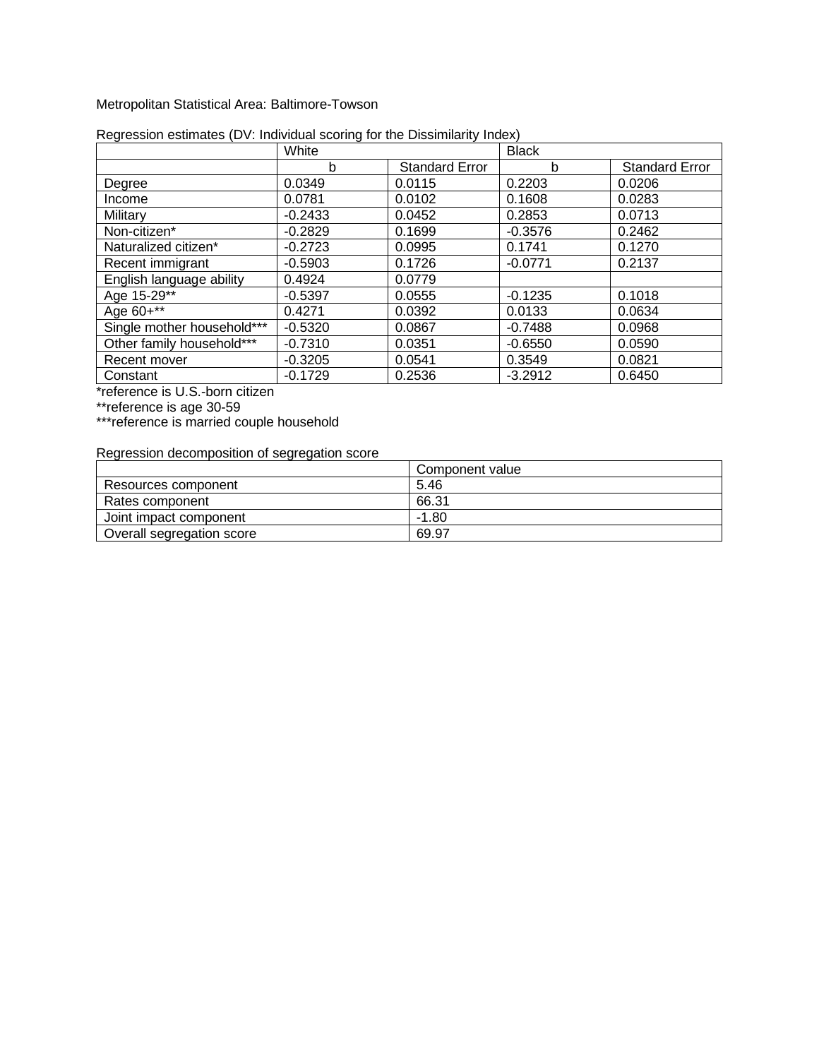Metropolitan Statistical Area: Baltimore-Towson

Regression estimates (DV: Individual scoring for the Dissimilarity Index)

| | White | | Black | |
|---|---|---|---|---|
| | b | Standard Error | b | Standard Error |
| Degree | 0.0349 | 0.0115 | 0.2203 | 0.0206 |
| Income | 0.0781 | 0.0102 | 0.1608 | 0.0283 |
| Military | -0.2433 | 0.0452 | 0.2853 | 0.0713 |
| Non-citizen* | -0.2829 | 0.1699 | -0.3576 | 0.2462 |
| Naturalized citizen* | -0.2723 | 0.0995 | 0.1741 | 0.1270 |
| Recent immigrant | -0.5903 | 0.1726 | -0.0771 | 0.2137 |
| English language ability | 0.4924 | 0.0779 | | |
| Age 15-29** | -0.5397 | 0.0555 | -0.1235 | 0.1018 |
| Age 60+** | 0.4271 | 0.0392 | 0.0133 | 0.0634 |
| Single mother household*** | -0.5320 | 0.0867 | -0.7488 | 0.0968 |
| Other family household*** | -0.7310 | 0.0351 | -0.6550 | 0.0590 |
| Recent mover | -0.3205 | 0.0541 | 0.3549 | 0.0821 |
| Constant | -0.1729 | 0.2536 | -3.2912 | 0.6450 |

*reference is U.S.-born citizen

**reference is age 30-59

***reference is married couple household

Regression decomposition of segregation score

| | Component value |
|---|---|
| Resources component | 5.46 |
| Rates component | 66.31 |
| Joint impact component | -1.80 |
| Overall segregation score | 69.97 |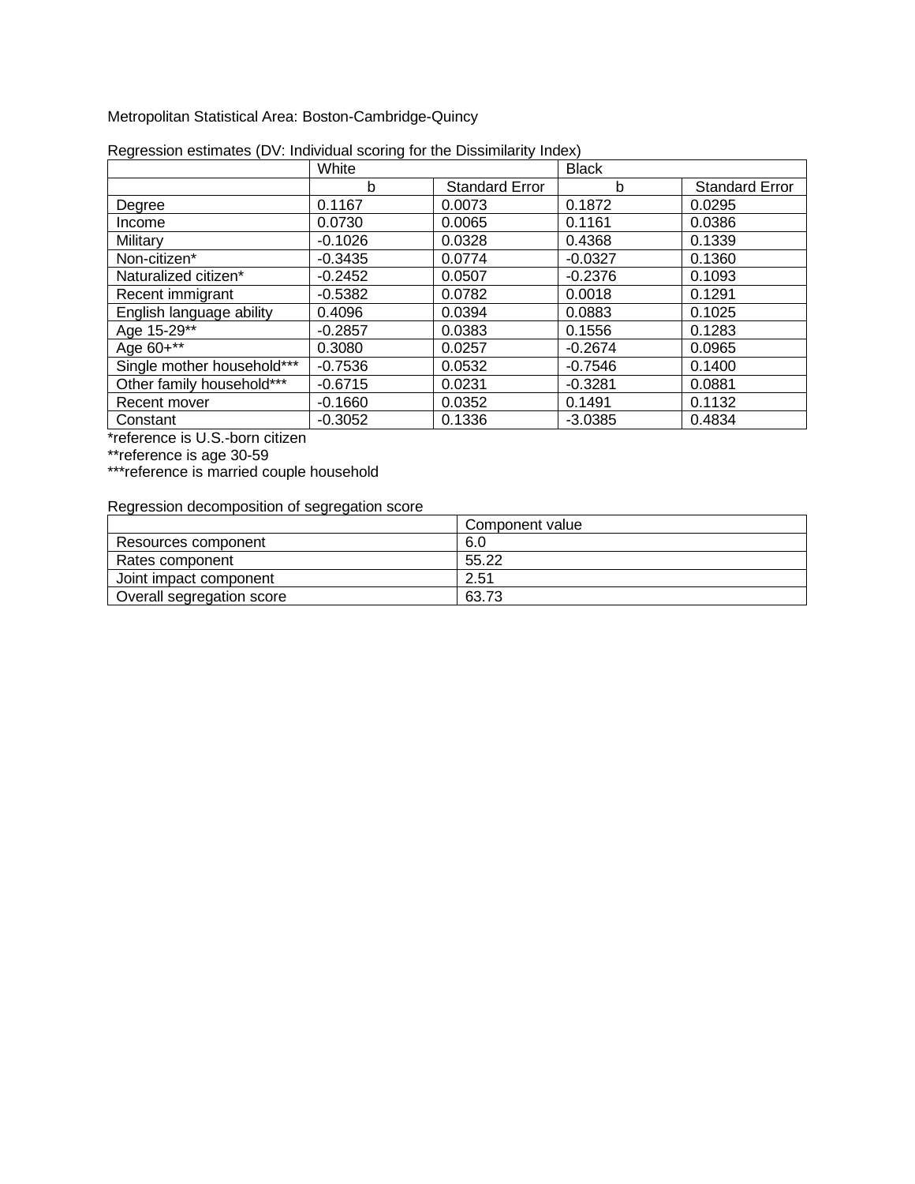Metropolitan Statistical Area: Boston-Cambridge-Quincy

Regression estimates (DV: Individual scoring for the Dissimilarity Index)

| | White | | Black | |
|---|---|---|---|---|
| | b | Standard Error | b | Standard Error |
| Degree | 0.1167 | 0.0073 | 0.1872 | 0.0295 |
| Income | 0.0730 | 0.0065 | 0.1161 | 0.0386 |
| Military | -0.1026 | 0.0328 | 0.4368 | 0.1339 |
| Non-citizen* | -0.3435 | 0.0774 | -0.0327 | 0.1360 |
| Naturalized citizen* | -0.2452 | 0.0507 | -0.2376 | 0.1093 |
| Recent immigrant | -0.5382 | 0.0782 | 0.0018 | 0.1291 |
| English language ability | 0.4096 | 0.0394 | 0.0883 | 0.1025 |
| Age 15-29** | -0.2857 | 0.0383 | 0.1556 | 0.1283 |
| Age 60+** | 0.3080 | 0.0257 | -0.2674 | 0.0965 |
| Single mother household*** | -0.7536 | 0.0532 | -0.7546 | 0.1400 |
| Other family household*** | -0.6715 | 0.0231 | -0.3281 | 0.0881 |
| Recent mover | -0.1660 | 0.0352 | 0.1491 | 0.1132 |
| Constant | -0.3052 | 0.1336 | -3.0385 | 0.4834 |

*reference is U.S.-born citizen

**reference is age 30-59

***reference is married couple household

Regression decomposition of segregation score

| | Component value |
|---|---|
| Resources component | 6.0 |
| Rates component | 55.22 |
| Joint impact component | 2.51 |
| Overall segregation score | 63.73 |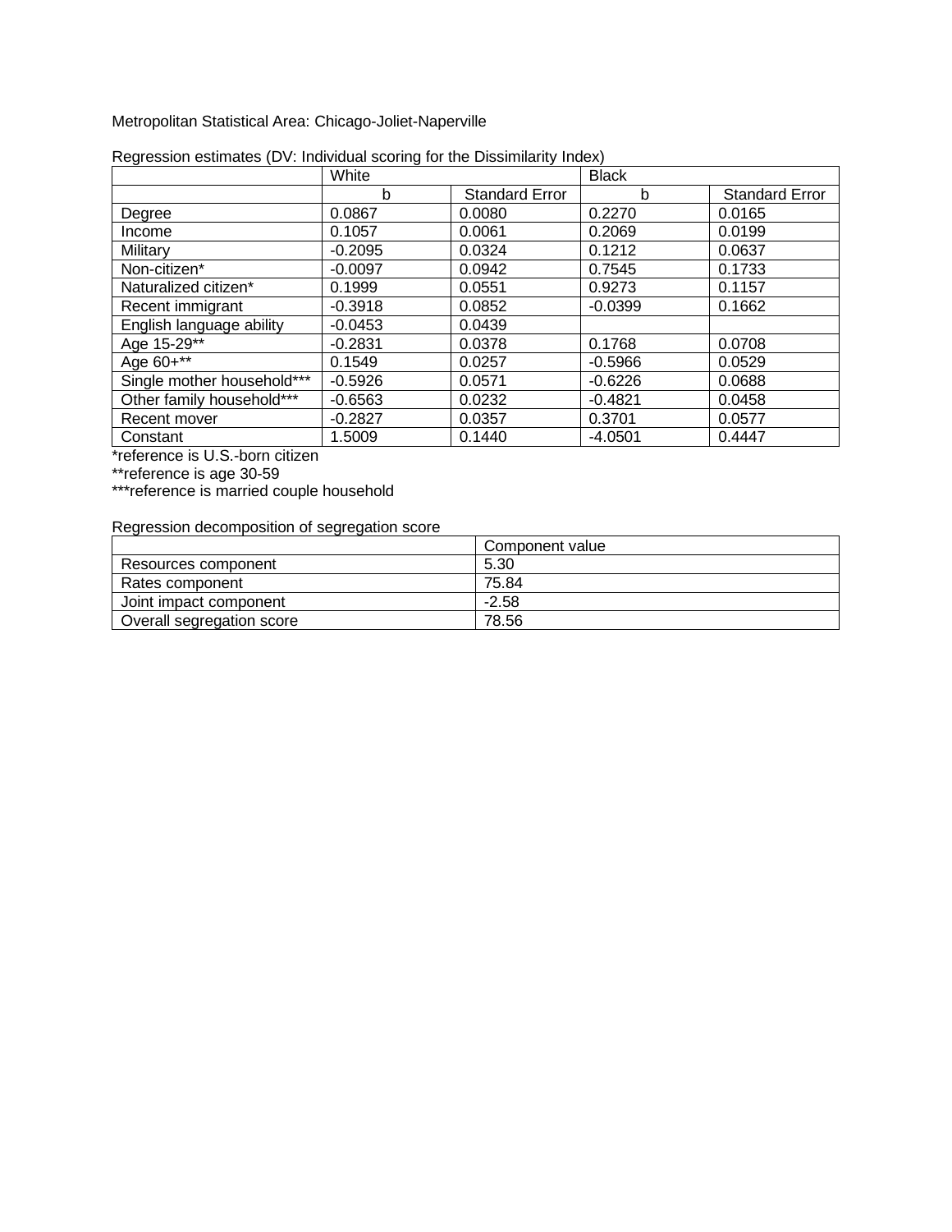Metropolitan Statistical Area: Chicago-Joliet-Naperville

Regression estimates (DV: Individual scoring for the Dissimilarity Index)

| | White | | Black | |
|---|---|---|---|---|
| | b | Standard Error | b | Standard Error |
| Degree | 0.0867 | 0.0080 | 0.2270 | 0.0165 |
| Income | 0.1057 | 0.0061 | 0.2069 | 0.0199 |
| Military | -0.2095 | 0.0324 | 0.1212 | 0.0637 |
| Non-citizen* | -0.0097 | 0.0942 | 0.7545 | 0.1733 |
| Naturalized citizen* | 0.1999 | 0.0551 | 0.9273 | 0.1157 |
| Recent immigrant | -0.3918 | 0.0852 | -0.0399 | 0.1662 |
| English language ability | -0.0453 | 0.0439 | | |
| Age 15-29** | -0.2831 | 0.0378 | 0.1768 | 0.0708 |
| Age 60+** | 0.1549 | 0.0257 | -0.5966 | 0.0529 |
| Single mother household*** | -0.5926 | 0.0571 | -0.6226 | 0.0688 |
| Other family household*** | -0.6563 | 0.0232 | -0.4821 | 0.0458 |
| Recent mover | -0.2827 | 0.0357 | 0.3701 | 0.0577 |
| Constant | 1.5009 | 0.1440 | -4.0501 | 0.4447 |

*reference is U.S.-born citizen
**reference is age 30-59
***reference is married couple household

Regression decomposition of segregation score

| | Component value |
|---|---|
| Resources component | 5.30 |
| Rates component | 75.84 |
| Joint impact component | -2.58 |
| Overall segregation score | 78.56 |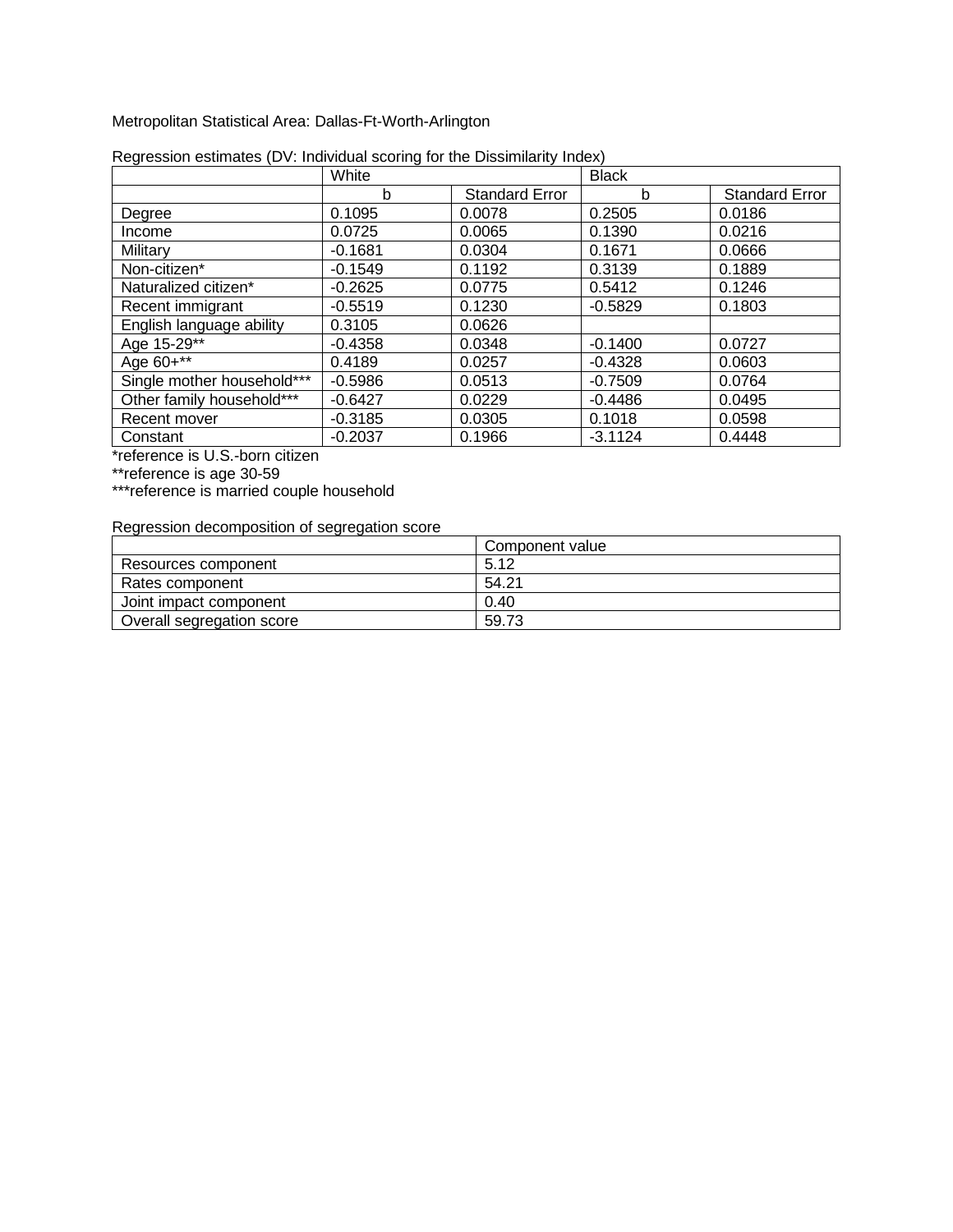Metropolitan Statistical Area: Dallas-Ft-Worth-Arlington

Regression estimates (DV: Individual scoring for the Dissimilarity Index)

| | White | | Black | |
|---|---|---|---|---|
| | b | Standard Error | b | Standard Error |
| Degree | 0.1095 | 0.0078 | 0.2505 | 0.0186 |
| Income | 0.0725 | 0.0065 | 0.1390 | 0.0216 |
| Military | -0.1681 | 0.0304 | 0.1671 | 0.0666 |
| Non-citizen* | -0.1549 | 0.1192 | 0.3139 | 0.1889 |
| Naturalized citizen* | -0.2625 | 0.0775 | 0.5412 | 0.1246 |
| Recent immigrant | -0.5519 | 0.1230 | -0.5829 | 0.1803 |
| English language ability | 0.3105 | 0.0626 | | |
| Age 15-29** | -0.4358 | 0.0348 | -0.1400 | 0.0727 |
| Age 60+** | 0.4189 | 0.0257 | -0.4328 | 0.0603 |
| Single mother household*** | -0.5986 | 0.0513 | -0.7509 | 0.0764 |
| Other family household*** | -0.6427 | 0.0229 | -0.4486 | 0.0495 |
| Recent mover | -0.3185 | 0.0305 | 0.1018 | 0.0598 |
| Constant | -0.2037 | 0.1966 | -3.1124 | 0.4448 |

*reference is U.S.-born citizen

**reference is age 30-59

***reference is married couple household

Regression decomposition of segregation score

| | Component value |
|---|---|
| Resources component | 5.12 |
| Rates component | 54.21 |
| Joint impact component | 0.40 |
| Overall segregation score | 59.73 |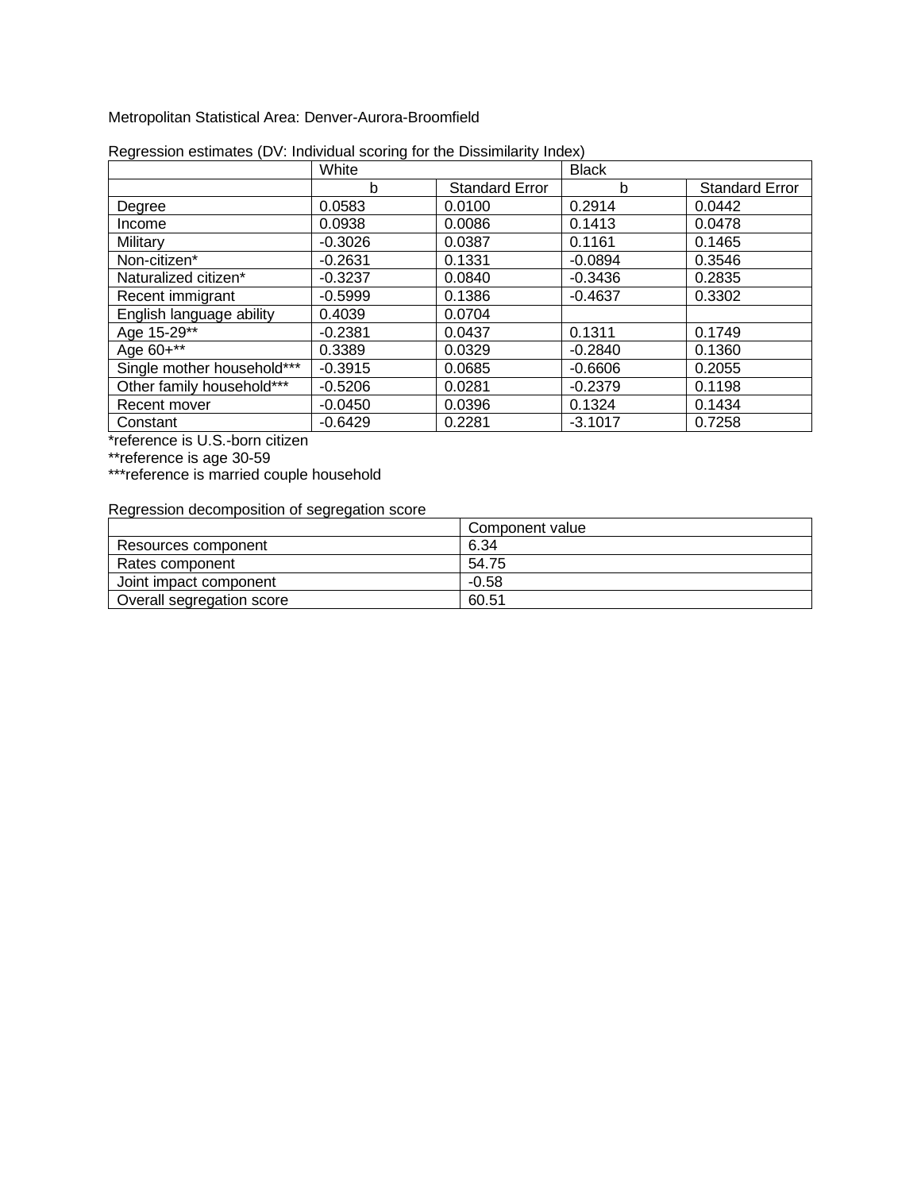Metropolitan Statistical Area: Denver-Aurora-Broomfield

Regression estimates (DV: Individual scoring for the Dissimilarity Index)

| | White | | Black | |
|---|---|---|---|---|
| | b | Standard Error | b | Standard Error |
| Degree | 0.0583 | 0.0100 | 0.2914 | 0.0442 |
| Income | 0.0938 | 0.0086 | 0.1413 | 0.0478 |
| Military | -0.3026 | 0.0387 | 0.1161 | 0.1465 |
| Non-citizen* | -0.2631 | 0.1331 | -0.0894 | 0.3546 |
| Naturalized citizen* | -0.3237 | 0.0840 | -0.3436 | 0.2835 |
| Recent immigrant | -0.5999 | 0.1386 | -0.4637 | 0.3302 |
| English language ability | 0.4039 | 0.0704 | | |
| Age 15-29** | -0.2381 | 0.0437 | 0.1311 | 0.1749 |
| Age 60+** | 0.3389 | 0.0329 | -0.2840 | 0.1360 |
| Single mother household*** | -0.3915 | 0.0685 | -0.6606 | 0.2055 |
| Other family household*** | -0.5206 | 0.0281 | -0.2379 | 0.1198 |
| Recent mover | -0.0450 | 0.0396 | 0.1324 | 0.1434 |
| Constant | -0.6429 | 0.2281 | -3.1017 | 0.7258 |

*reference is U.S.-born citizen
**reference is age 30-59
***reference is married couple household

Regression decomposition of segregation score

| | Component value |
|---|---|
| Resources component | 6.34 |
| Rates component | 54.75 |
| Joint impact component | -0.58 |
| Overall segregation score | 60.51 |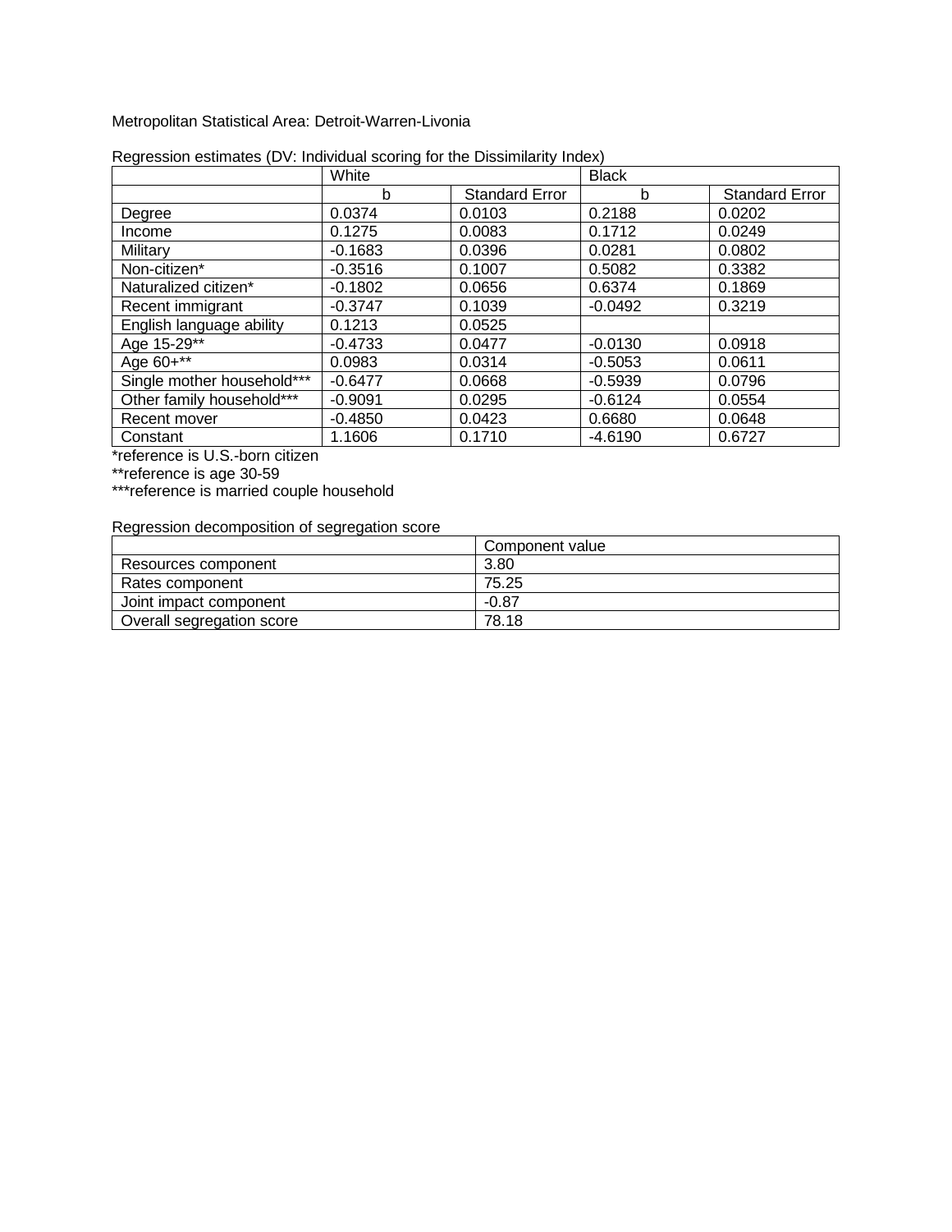Metropolitan Statistical Area: Detroit-Warren-Livonia

Regression estimates (DV: Individual scoring for the Dissimilarity Index)

| | White | | Black | |
|---|---|---|---|---|
| | b | Standard Error | b | Standard Error |
| Degree | 0.0374 | 0.0103 | 0.2188 | 0.0202 |
| Income | 0.1275 | 0.0083 | 0.1712 | 0.0249 |
| Military | -0.1683 | 0.0396 | 0.0281 | 0.0802 |
| Non-citizen* | -0.3516 | 0.1007 | 0.5082 | 0.3382 |
| Naturalized citizen* | -0.1802 | 0.0656 | 0.6374 | 0.1869 |
| Recent immigrant | -0.3747 | 0.1039 | -0.0492 | 0.3219 |
| English language ability | 0.1213 | 0.0525 | | |
| Age 15-29** | -0.4733 | 0.0477 | -0.0130 | 0.0918 |
| Age 60+** | 0.0983 | 0.0314 | -0.5053 | 0.0611 |
| Single mother household*** | -0.6477 | 0.0668 | -0.5939 | 0.0796 |
| Other family household*** | -0.9091 | 0.0295 | -0.6124 | 0.0554 |
| Recent mover | -0.4850 | 0.0423 | 0.6680 | 0.0648 |
| Constant | 1.1606 | 0.1710 | -4.6190 | 0.6727 |

*reference is U.S.-born citizen

**reference is age 30-59

***reference is married couple household

Regression decomposition of segregation score

| | Component value |
|---|---|
| Resources component | 3.80 |
| Rates component | 75.25 |
| Joint impact component | -0.87 |
| Overall segregation score | 78.18 |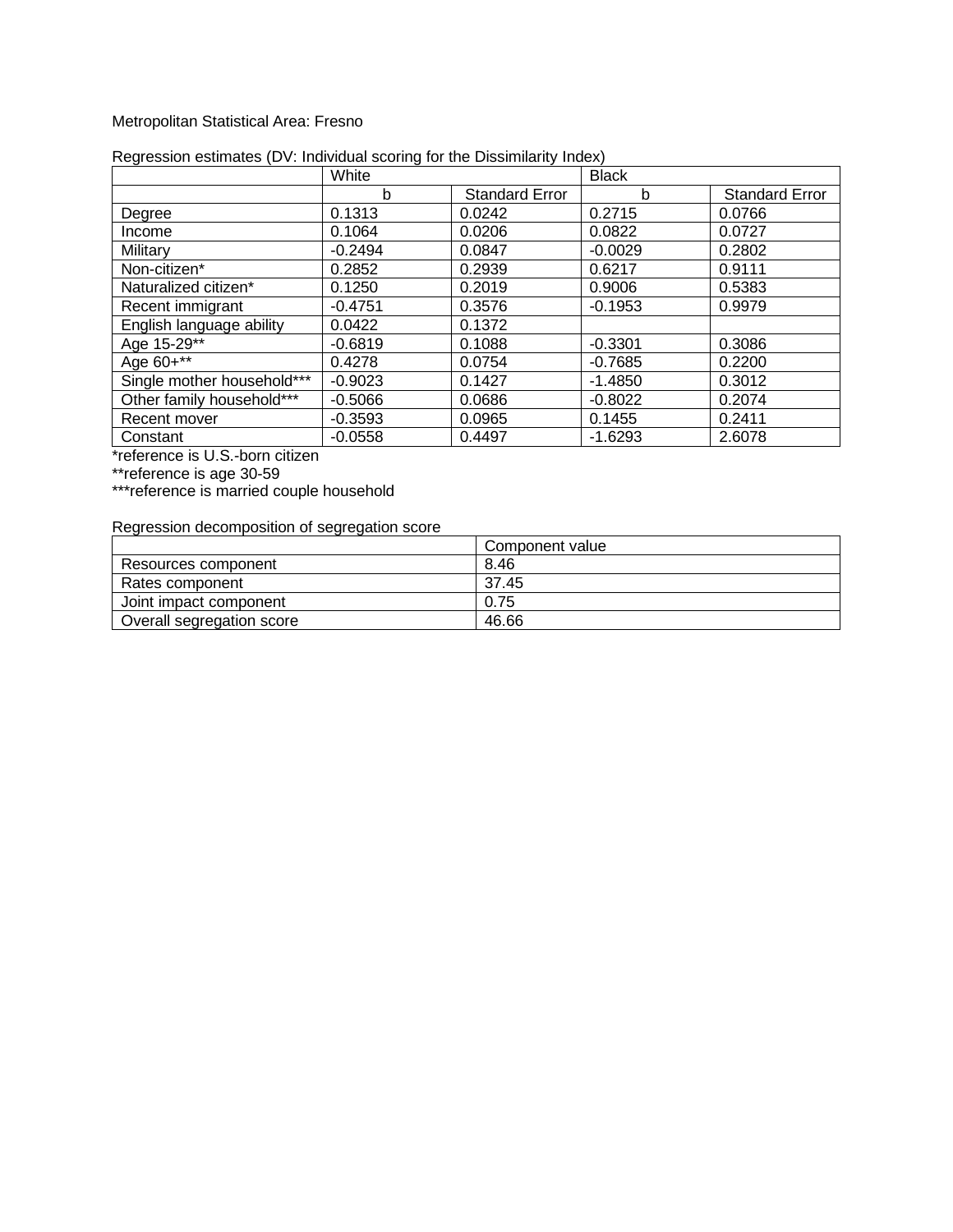Metropolitan Statistical Area: Fresno

Regression estimates (DV: Individual scoring for the Dissimilarity Index)

| | White | | Black | |
|---|---|---|---|---|
| | b | Standard Error | b | Standard Error |
| Degree | 0.1313 | 0.0242 | 0.2715 | 0.0766 |
| Income | 0.1064 | 0.0206 | 0.0822 | 0.0727 |
| Military | -0.2494 | 0.0847 | -0.0029 | 0.2802 |
| Non-citizen* | 0.2852 | 0.2939 | 0.6217 | 0.9111 |
| Naturalized citizen* | 0.1250 | 0.2019 | 0.9006 | 0.5383 |
| Recent immigrant | -0.4751 | 0.3576 | -0.1953 | 0.9979 |
| English language ability | 0.0422 | 0.1372 | | |
| Age 15-29** | -0.6819 | 0.1088 | -0.3301 | 0.3086 |
| Age 60+** | 0.4278 | 0.0754 | -0.7685 | 0.2200 |
| Single mother household*** | -0.9023 | 0.1427 | -1.4850 | 0.3012 |
| Other family household*** | -0.5066 | 0.0686 | -0.8022 | 0.2074 |
| Recent mover | -0.3593 | 0.0965 | 0.1455 | 0.2411 |
| Constant | -0.0558 | 0.4497 | -1.6293 | 2.6078 |

*reference is U.S.-born citizen
**reference is age 30-59
***reference is married couple household

Regression decomposition of segregation score

| | Component value |
|---|---|
| Resources component | 8.46 |
| Rates component | 37.45 |
| Joint impact component | 0.75 |
| Overall segregation score | 46.66 |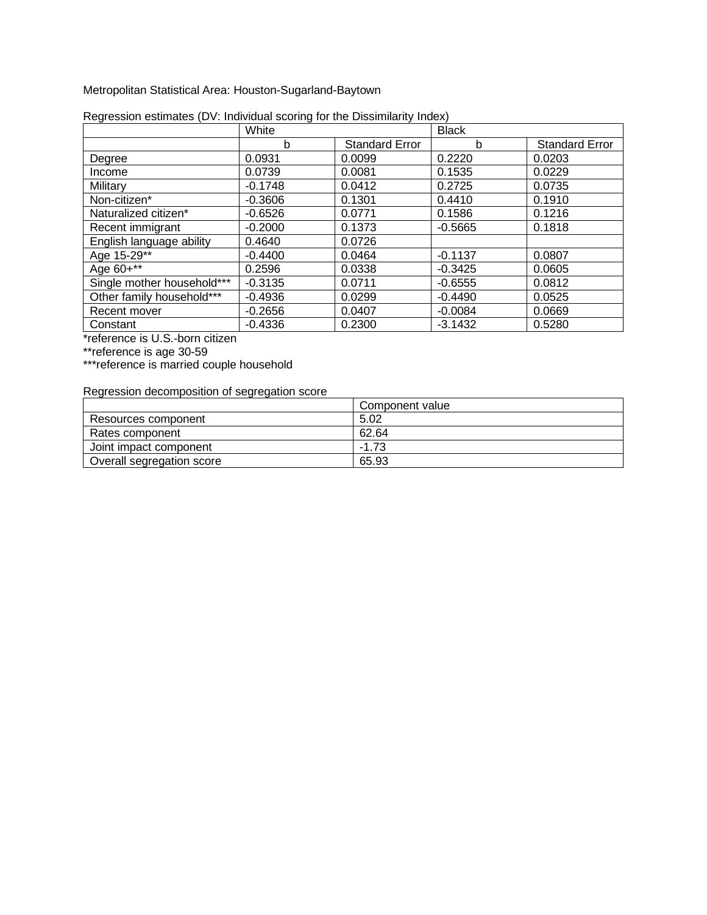Metropolitan Statistical Area: Houston-Sugarland-Baytown

Regression estimates (DV: Individual scoring for the Dissimilarity Index)

| | White | | Black | |
|---|---|---|---|---|
| | b | Standard Error | b | Standard Error |
| Degree | 0.0931 | 0.0099 | 0.2220 | 0.0203 |
| Income | 0.0739 | 0.0081 | 0.1535 | 0.0229 |
| Military | -0.1748 | 0.0412 | 0.2725 | 0.0735 |
| Non-citizen* | -0.3606 | 0.1301 | 0.4410 | 0.1910 |
| Naturalized citizen* | -0.6526 | 0.0771 | 0.1586 | 0.1216 |
| Recent immigrant | -0.2000 | 0.1373 | -0.5665 | 0.1818 |
| English language ability | 0.4640 | 0.0726 | | |
| Age 15-29** | -0.4400 | 0.0464 | -0.1137 | 0.0807 |
| Age 60+** | 0.2596 | 0.0338 | -0.3425 | 0.0605 |
| Single mother household*** | -0.3135 | 0.0711 | -0.6555 | 0.0812 |
| Other family household*** | -0.4936 | 0.0299 | -0.4490 | 0.0525 |
| Recent mover | -0.2656 | 0.0407 | -0.0084 | 0.0669 |
| Constant | -0.4336 | 0.2300 | -3.1432 | 0.5280 |

*reference is U.S.-born citizen
**reference is age 30-59
***reference is married couple household

Regression decomposition of segregation score

| | Component value |
|---|---|
| Resources component | 5.02 |
| Rates component | 62.64 |
| Joint impact component | -1.73 |
| Overall segregation score | 65.93 |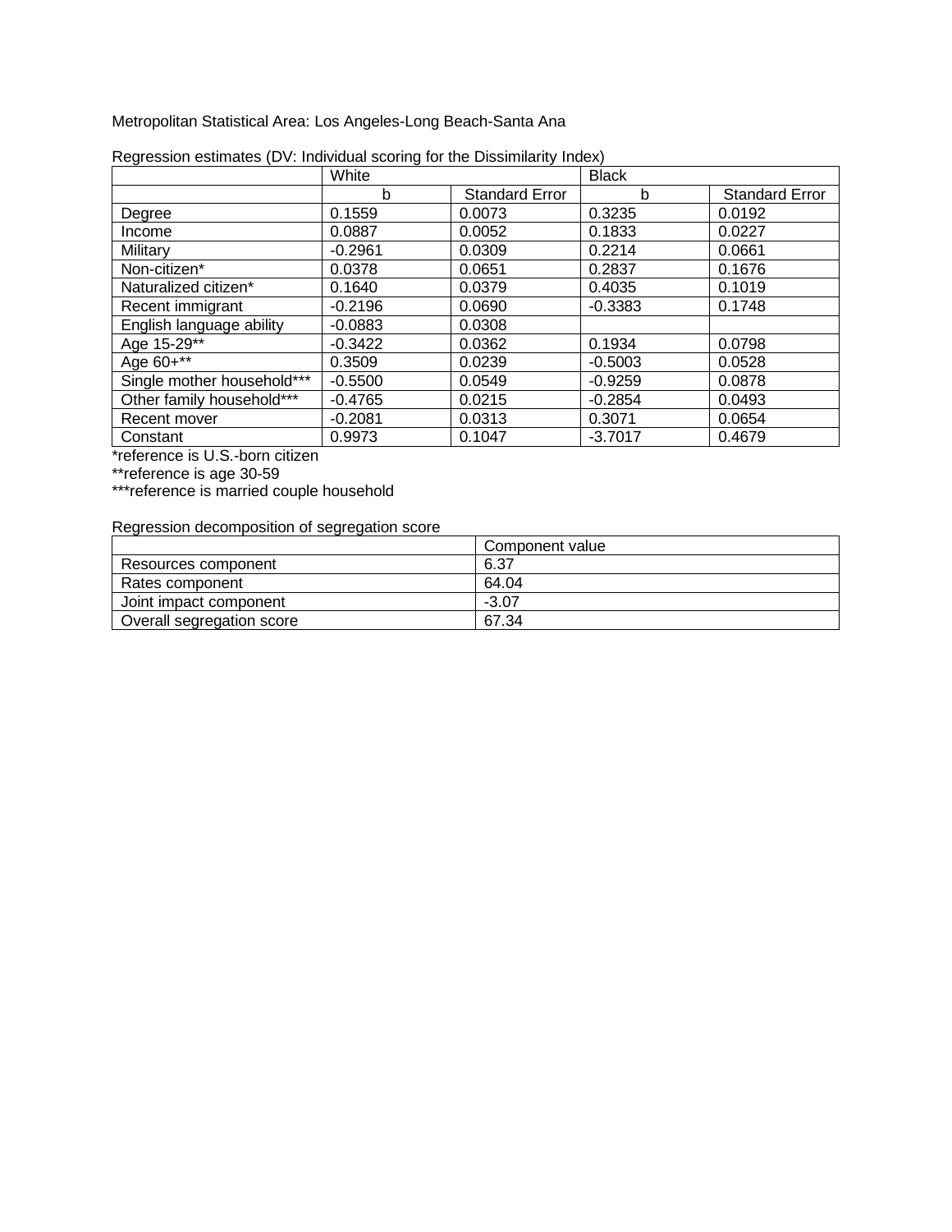Metropolitan Statistical Area: Los Angeles-Long Beach-Santa Ana

Regression estimates (DV: Individual scoring for the Dissimilarity Index)

| | White | | Black | |
|---|---|---|---|---|
| | b | Standard Error | b | Standard Error |
| Degree | 0.1559 | 0.0073 | 0.3235 | 0.0192 |
| Income | 0.0887 | 0.0052 | 0.1833 | 0.0227 |
| Military | -0.2961 | 0.0309 | 0.2214 | 0.0661 |
| Non-citizen* | 0.0378 | 0.0651 | 0.2837 | 0.1676 |
| Naturalized citizen* | 0.1640 | 0.0379 | 0.4035 | 0.1019 |
| Recent immigrant | -0.2196 | 0.0690 | -0.3383 | 0.1748 |
| English language ability | -0.0883 | 0.0308 | | |
| Age 15-29** | -0.3422 | 0.0362 | 0.1934 | 0.0798 |
| Age 60+** | 0.3509 | 0.0239 | -0.5003 | 0.0528 |
| Single mother household*** | -0.5500 | 0.0549 | -0.9259 | 0.0878 |
| Other family household*** | -0.4765 | 0.0215 | -0.2854 | 0.0493 |
| Recent mover | -0.2081 | 0.0313 | 0.3071 | 0.0654 |
| Constant | 0.9973 | 0.1047 | -3.7017 | 0.4679 |

*reference is U.S.-born citizen

**reference is age 30-59

***reference is married couple household

Regression decomposition of segregation score

| | Component value |
|---|---|
| Resources component | 6.37 |
| Rates component | 64.04 |
| Joint impact component | -3.07 |
| Overall segregation score | 67.34 |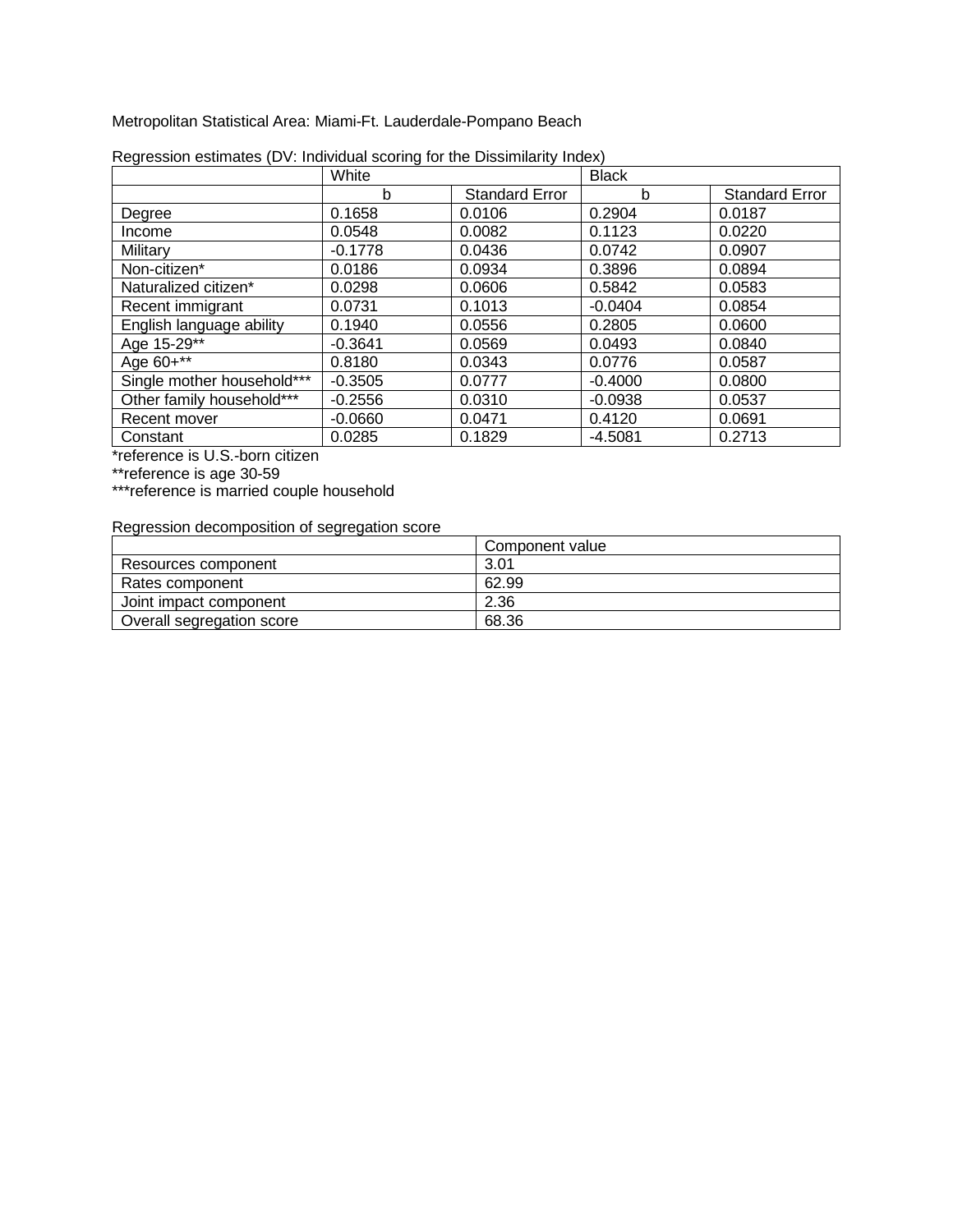Metropolitan Statistical Area: Miami-Ft. Lauderdale-Pompano Beach

Regression estimates (DV: Individual scoring for the Dissimilarity Index)

| | White | | Black | |
|---|---|---|---|---|
| | b | Standard Error | b | Standard Error |
| Degree | 0.1658 | 0.0106 | 0.2904 | 0.0187 |
| Income | 0.0548 | 0.0082 | 0.1123 | 0.0220 |
| Military | -0.1778 | 0.0436 | 0.0742 | 0.0907 |
| Non-citizen* | 0.0186 | 0.0934 | 0.3896 | 0.0894 |
| Naturalized citizen* | 0.0298 | 0.0606 | 0.5842 | 0.0583 |
| Recent immigrant | 0.0731 | 0.1013 | -0.0404 | 0.0854 |
| English language ability | 0.1940 | 0.0556 | 0.2805 | 0.0600 |
| Age 15-29** | -0.3641 | 0.0569 | 0.0493 | 0.0840 |
| Age 60+** | 0.8180 | 0.0343 | 0.0776 | 0.0587 |
| Single mother household*** | -0.3505 | 0.0777 | -0.4000 | 0.0800 |
| Other family household*** | -0.2556 | 0.0310 | -0.0938 | 0.0537 |
| Recent mover | -0.0660 | 0.0471 | 0.4120 | 0.0691 |
| Constant | 0.0285 | 0.1829 | -4.5081 | 0.2713 |

*reference is U.S.-born citizen
**reference is age 30-59
***reference is married couple household

Regression decomposition of segregation score

| | Component value |
|---|---|
| Resources component | 3.01 |
| Rates component | 62.99 |
| Joint impact component | 2.36 |
| Overall segregation score | 68.36 |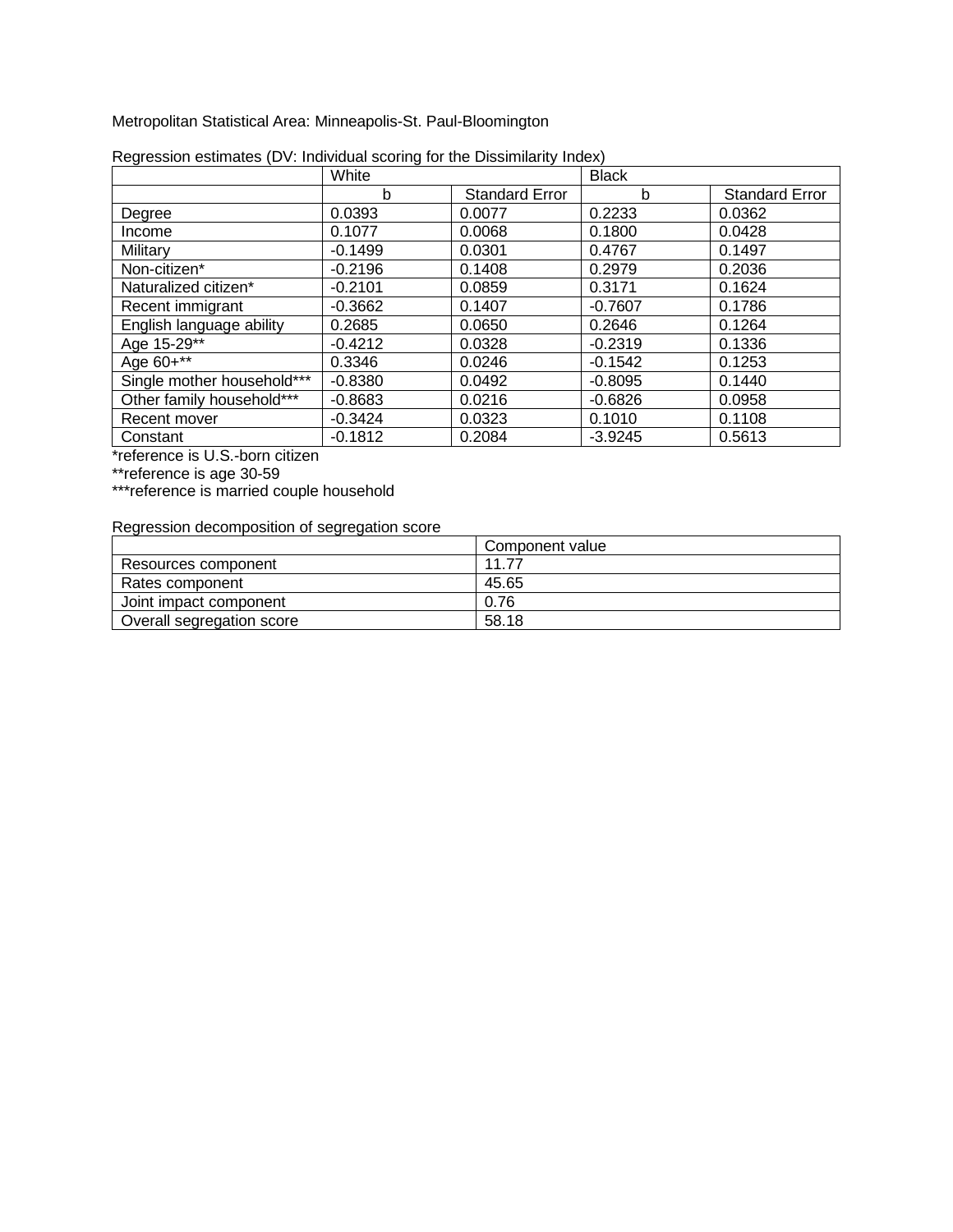Metropolitan Statistical Area: Minneapolis-St. Paul-Bloomington

Regression estimates (DV: Individual scoring for the Dissimilarity Index)

| | White | | Black | |
|---|---|---|---|---|
| | b | Standard Error | b | Standard Error |
| Degree | 0.0393 | 0.0077 | 0.2233 | 0.0362 |
| Income | 0.1077 | 0.0068 | 0.1800 | 0.0428 |
| Military | -0.1499 | 0.0301 | 0.4767 | 0.1497 |
| Non-citizen* | -0.2196 | 0.1408 | 0.2979 | 0.2036 |
| Naturalized citizen* | -0.2101 | 0.0859 | 0.3171 | 0.1624 |
| Recent immigrant | -0.3662 | 0.1407 | -0.7607 | 0.1786 |
| English language ability | 0.2685 | 0.0650 | 0.2646 | 0.1264 |
| Age 15-29** | -0.4212 | 0.0328 | -0.2319 | 0.1336 |
| Age 60+** | 0.3346 | 0.0246 | -0.1542 | 0.1253 |
| Single mother household*** | -0.8380 | 0.0492 | -0.8095 | 0.1440 |
| Other family household*** | -0.8683 | 0.0216 | -0.6826 | 0.0958 |
| Recent mover | -0.3424 | 0.0323 | 0.1010 | 0.1108 |
| Constant | -0.1812 | 0.2084 | -3.9245 | 0.5613 |

*reference is U.S.-born citizen

**reference is age 30-59

***reference is married couple household

Regression decomposition of segregation score

| | Component value |
|---|---|
| Resources component | 11.77 |
| Rates component | 45.65 |
| Joint impact component | 0.76 |
| Overall segregation score | 58.18 |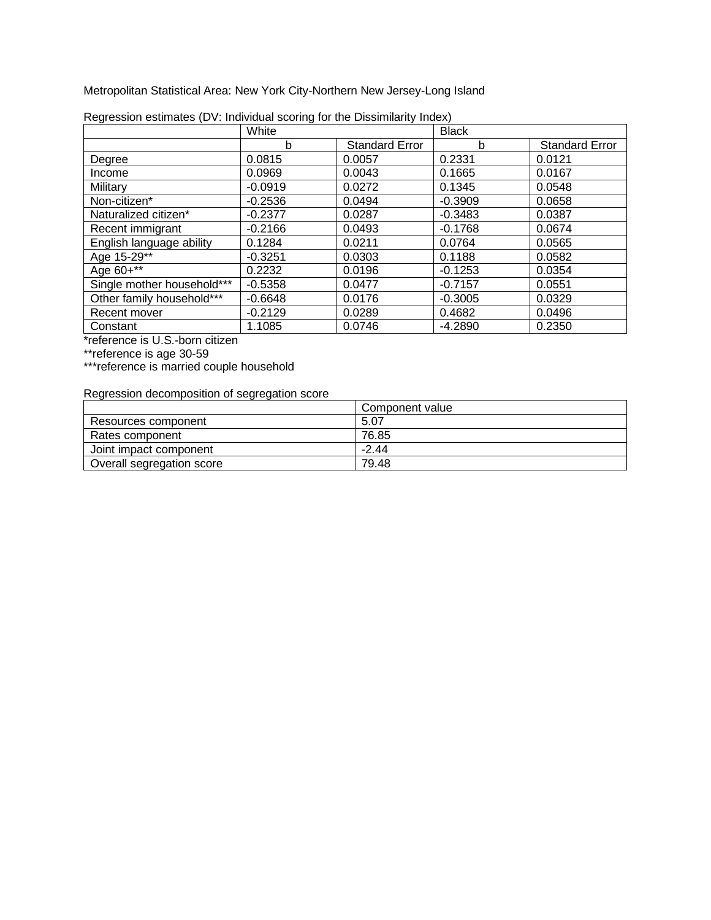Metropolitan Statistical Area: New York City-Northern New Jersey-Long Island

Regression estimates (DV: Individual scoring for the Dissimilarity Index)

| | White | | Black | |
|---|---|---|---|---|
| | b | Standard Error | b | Standard Error |
| Degree | 0.0815 | 0.0057 | 0.2331 | 0.0121 |
| Income | 0.0969 | 0.0043 | 0.1665 | 0.0167 |
| Military | -0.0919 | 0.0272 | 0.1345 | 0.0548 |
| Non-citizen* | -0.2536 | 0.0494 | -0.3909 | 0.0658 |
| Naturalized citizen* | -0.2377 | 0.0287 | -0.3483 | 0.0387 |
| Recent immigrant | -0.2166 | 0.0493 | -0.1768 | 0.0674 |
| English language ability | 0.1284 | 0.0211 | 0.0764 | 0.0565 |
| Age 15-29** | -0.3251 | 0.0303 | 0.1188 | 0.0582 |
| Age 60+** | 0.2232 | 0.0196 | -0.1253 | 0.0354 |
| Single mother household*** | -0.5358 | 0.0477 | -0.7157 | 0.0551 |
| Other family household*** | -0.6648 | 0.0176 | -0.3005 | 0.0329 |
| Recent mover | -0.2129 | 0.0289 | 0.4682 | 0.0496 |
| Constant | 1.1085 | 0.0746 | -4.2890 | 0.2350 |

*reference is U.S.-born citizen

**reference is age 30-59

***reference is married couple household

Regression decomposition of segregation score

| | Component value |
|---|---|
| Resources component | 5.07 |
| Rates component | 76.85 |
| Joint impact component | -2.44 |
| Overall segregation score | 79.48 |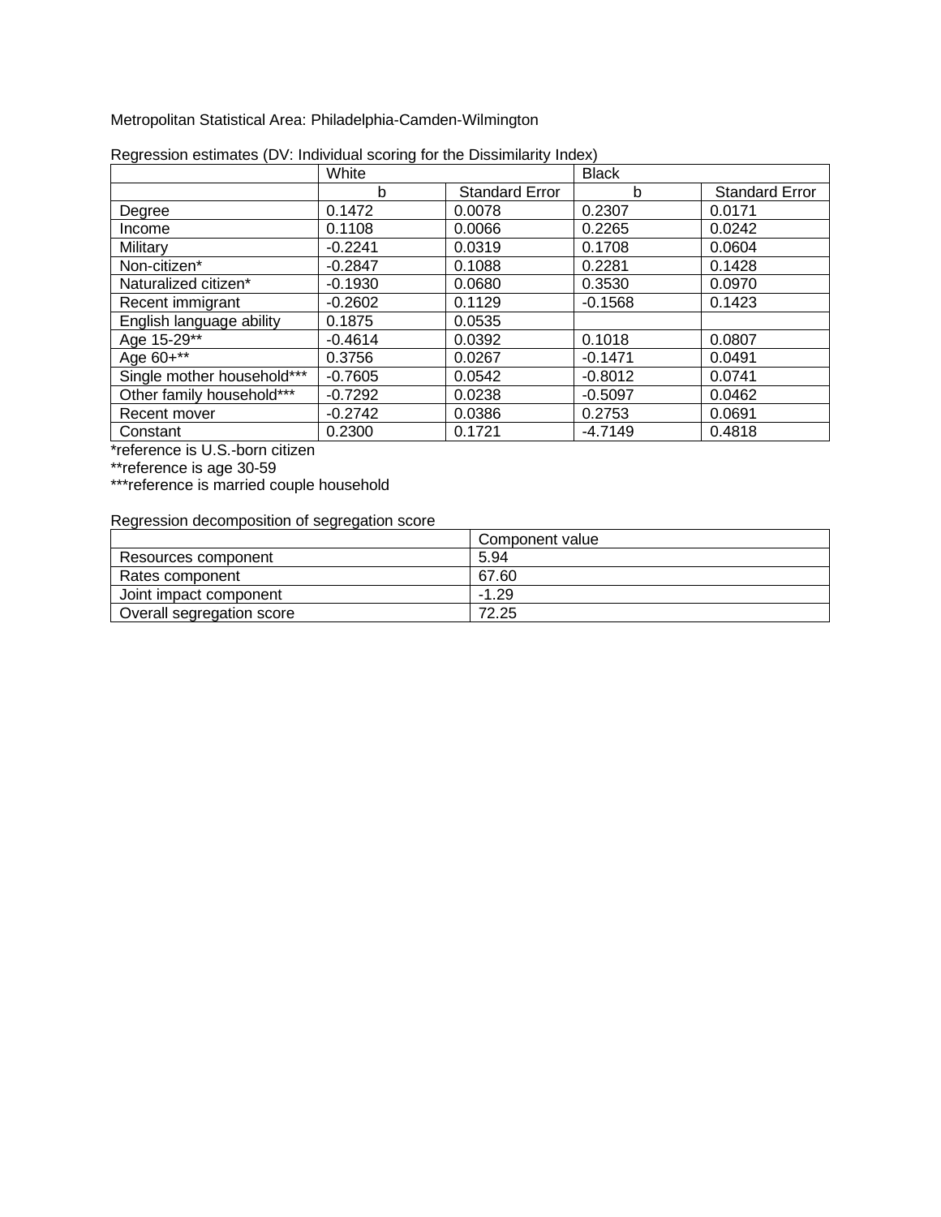Metropolitan Statistical Area: Philadelphia-Camden-Wilmington

Regression estimates (DV: Individual scoring for the Dissimilarity Index)

| | White | | Black | |
|---|---|---|---|---|
| | b | Standard Error | b | Standard Error |
| Degree | 0.1472 | 0.0078 | 0.2307 | 0.0171 |
| Income | 0.1108 | 0.0066 | 0.2265 | 0.0242 |
| Military | -0.2241 | 0.0319 | 0.1708 | 0.0604 |
| Non-citizen* | -0.2847 | 0.1088 | 0.2281 | 0.1428 |
| Naturalized citizen* | -0.1930 | 0.0680 | 0.3530 | 0.0970 |
| Recent immigrant | -0.2602 | 0.1129 | -0.1568 | 0.1423 |
| English language ability | 0.1875 | 0.0535 | | |
| Age 15-29** | -0.4614 | 0.0392 | 0.1018 | 0.0807 |
| Age 60+** | 0.3756 | 0.0267 | -0.1471 | 0.0491 |
| Single mother household*** | -0.7605 | 0.0542 | -0.8012 | 0.0741 |
| Other family household*** | -0.7292 | 0.0238 | -0.5097 | 0.0462 |
| Recent mover | -0.2742 | 0.0386 | 0.2753 | 0.0691 |
| Constant | 0.2300 | 0.1721 | -4.7149 | 0.4818 |

*reference is U.S.-born citizen

**reference is age 30-59

***reference is married couple household

Regression decomposition of segregation score

| | Component value |
|---|---|
| Resources component | 5.94 |
| Rates component | 67.60 |
| Joint impact component | -1.29 |
| Overall segregation score | 72.25 |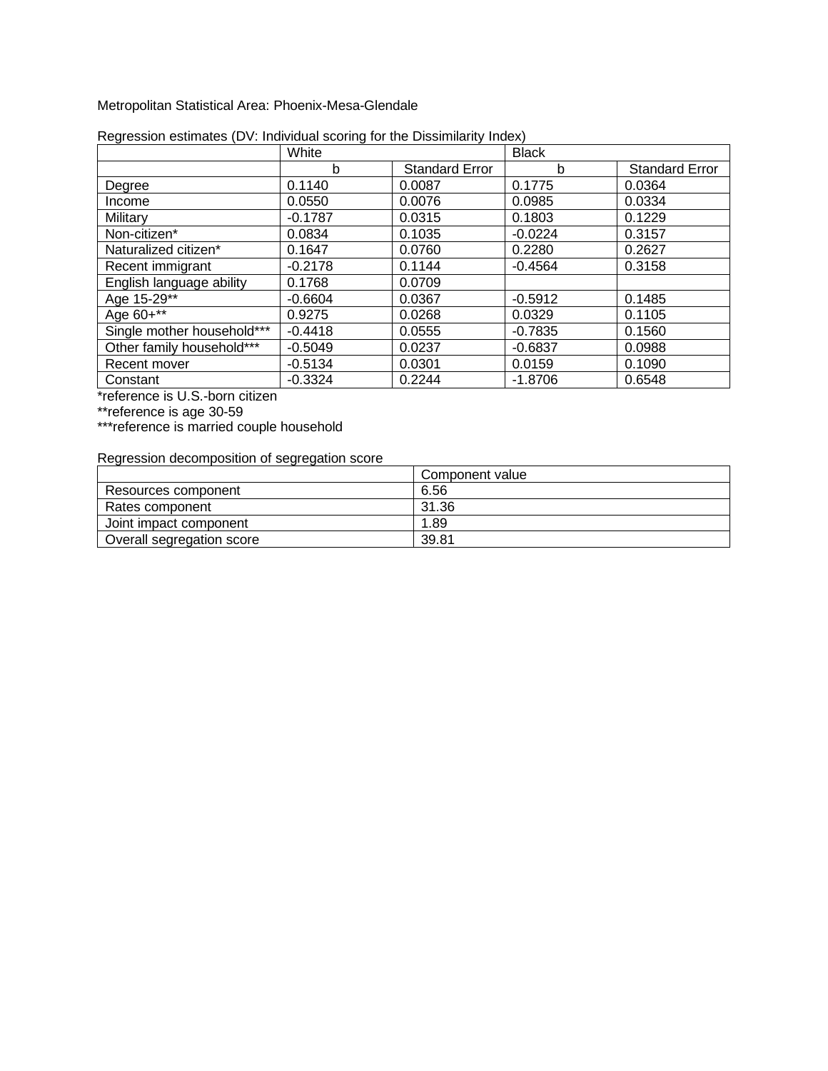Metropolitan Statistical Area: Phoenix-Mesa-Glendale

Regression estimates (DV: Individual scoring for the Dissimilarity Index)

| | White | | Black | |
|---|---|---|---|---|
| | b | Standard Error | b | Standard Error |
| Degree | 0.1140 | 0.0087 | 0.1775 | 0.0364 |
| Income | 0.0550 | 0.0076 | 0.0985 | 0.0334 |
| Military | -0.1787 | 0.0315 | 0.1803 | 0.1229 |
| Non-citizen* | 0.0834 | 0.1035 | -0.0224 | 0.3157 |
| Naturalized citizen* | 0.1647 | 0.0760 | 0.2280 | 0.2627 |
| Recent immigrant | -0.2178 | 0.1144 | -0.4564 | 0.3158 |
| English language ability | 0.1768 | 0.0709 | | |
| Age 15-29** | -0.6604 | 0.0367 | -0.5912 | 0.1485 |
| Age 60+** | 0.9275 | 0.0268 | 0.0329 | 0.1105 |
| Single mother household*** | -0.4418 | 0.0555 | -0.7835 | 0.1560 |
| Other family household*** | -0.5049 | 0.0237 | -0.6837 | 0.0988 |
| Recent mover | -0.5134 | 0.0301 | 0.0159 | 0.1090 |
| Constant | -0.3324 | 0.2244 | -1.8706 | 0.6548 |

*reference is U.S.-born citizen

**reference is age 30-59

***reference is married couple household

Regression decomposition of segregation score

| | Component value |
|---|---|
| Resources component | 6.56 |
| Rates component | 31.36 |
| Joint impact component | 1.89 |
| Overall segregation score | 39.81 |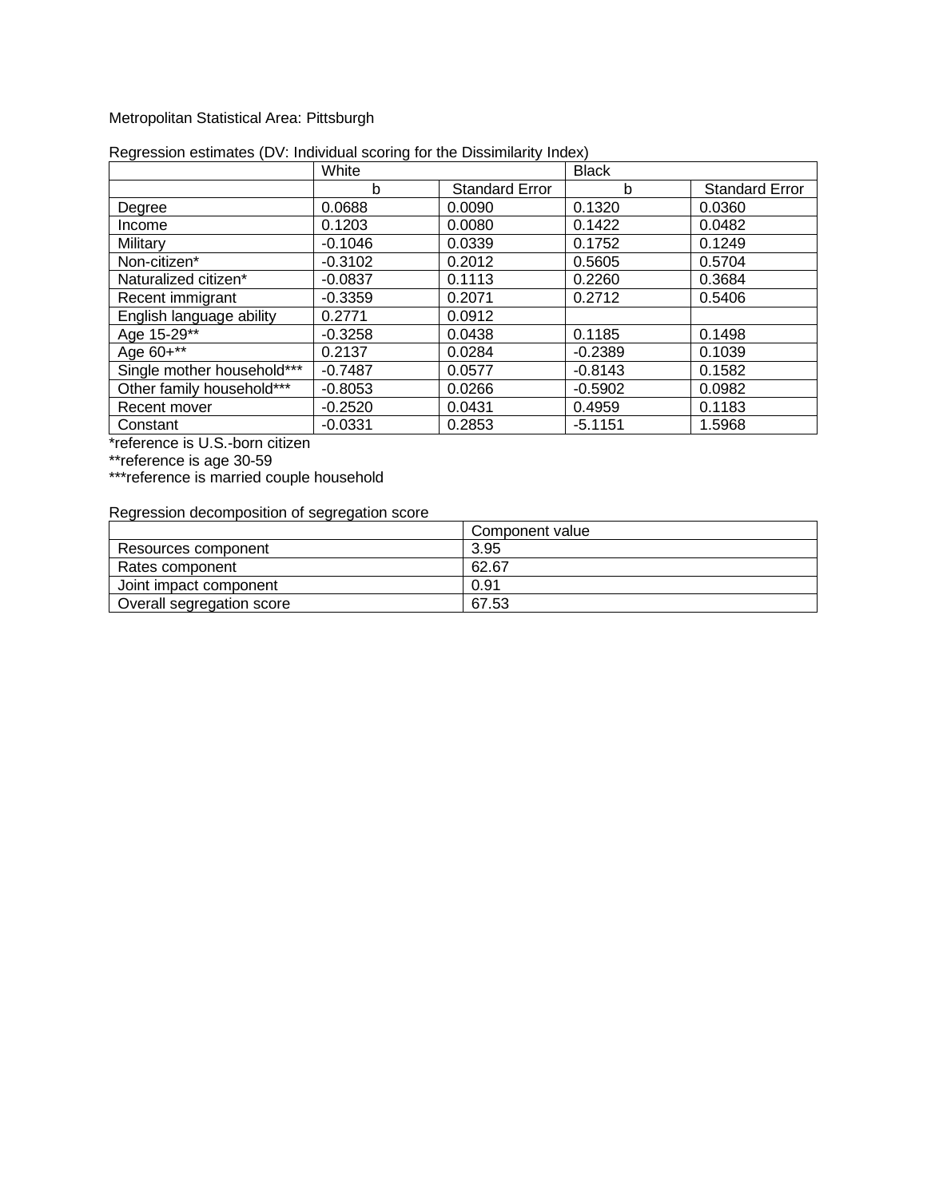Metropolitan Statistical Area: Pittsburgh

Regression estimates (DV: Individual scoring for the Dissimilarity Index)

| | White | | Black | |
|---|---|---|---|---|
| | b | Standard Error | b | Standard Error |
| Degree | 0.0688 | 0.0090 | 0.1320 | 0.0360 |
| Income | 0.1203 | 0.0080 | 0.1422 | 0.0482 |
| Military | -0.1046 | 0.0339 | 0.1752 | 0.1249 |
| Non-citizen* | -0.3102 | 0.2012 | 0.5605 | 0.5704 |
| Naturalized citizen* | -0.0837 | 0.1113 | 0.2260 | 0.3684 |
| Recent immigrant | -0.3359 | 0.2071 | 0.2712 | 0.5406 |
| English language ability | 0.2771 | 0.0912 | | |
| Age 15-29** | -0.3258 | 0.0438 | 0.1185 | 0.1498 |
| Age 60+** | 0.2137 | 0.0284 | -0.2389 | 0.1039 |
| Single mother household*** | -0.7487 | 0.0577 | -0.8143 | 0.1582 |
| Other family household*** | -0.8053 | 0.0266 | -0.5902 | 0.0982 |
| Recent mover | -0.2520 | 0.0431 | 0.4959 | 0.1183 |
| Constant | -0.0331 | 0.2853 | -5.1151 | 1.5968 |

*reference is U.S.-born citizen

**reference is age 30-59

***reference is married couple household

Regression decomposition of segregation score

| | Component value |
|---|---|
| Resources component | 3.95 |
| Rates component | 62.67 |
| Joint impact component | 0.91 |
| Overall segregation score | 67.53 |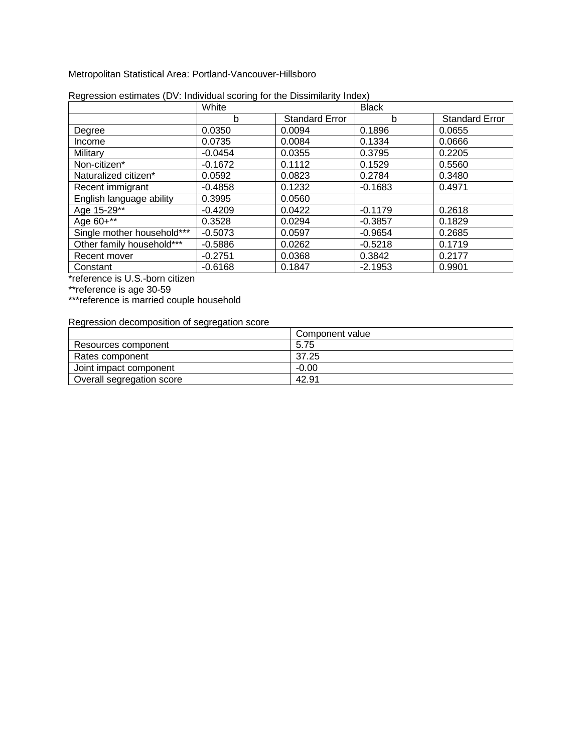Metropolitan Statistical Area: Portland-Vancouver-Hillsboro

Regression estimates (DV: Individual scoring for the Dissimilarity Index)

| | White | | Black | |
|---|---|---|---|---|
| | b | Standard Error | b | Standard Error |
| Degree | 0.0350 | 0.0094 | 0.1896 | 0.0655 |
| Income | 0.0735 | 0.0084 | 0.1334 | 0.0666 |
| Military | -0.0454 | 0.0355 | 0.3795 | 0.2205 |
| Non-citizen* | -0.1672 | 0.1112 | 0.1529 | 0.5560 |
| Naturalized citizen* | 0.0592 | 0.0823 | 0.2784 | 0.3480 |
| Recent immigrant | -0.4858 | 0.1232 | -0.1683 | 0.4971 |
| English language ability | 0.3995 | 0.0560 | | |
| Age 15-29** | -0.4209 | 0.0422 | -0.1179 | 0.2618 |
| Age 60+** | 0.3528 | 0.0294 | -0.3857 | 0.1829 |
| Single mother household*** | -0.5073 | 0.0597 | -0.9654 | 0.2685 |
| Other family household*** | -0.5886 | 0.0262 | -0.5218 | 0.1719 |
| Recent mover | -0.2751 | 0.0368 | 0.3842 | 0.2177 |
| Constant | -0.6168 | 0.1847 | -2.1953 | 0.9901 |

*reference is U.S.-born citizen

**reference is age 30-59

***reference is married couple household

Regression decomposition of segregation score

| | Component value |
|---|---|
| Resources component | 5.75 |
| Rates component | 37.25 |
| Joint impact component | -0.00 |
| Overall segregation score | 42.91 |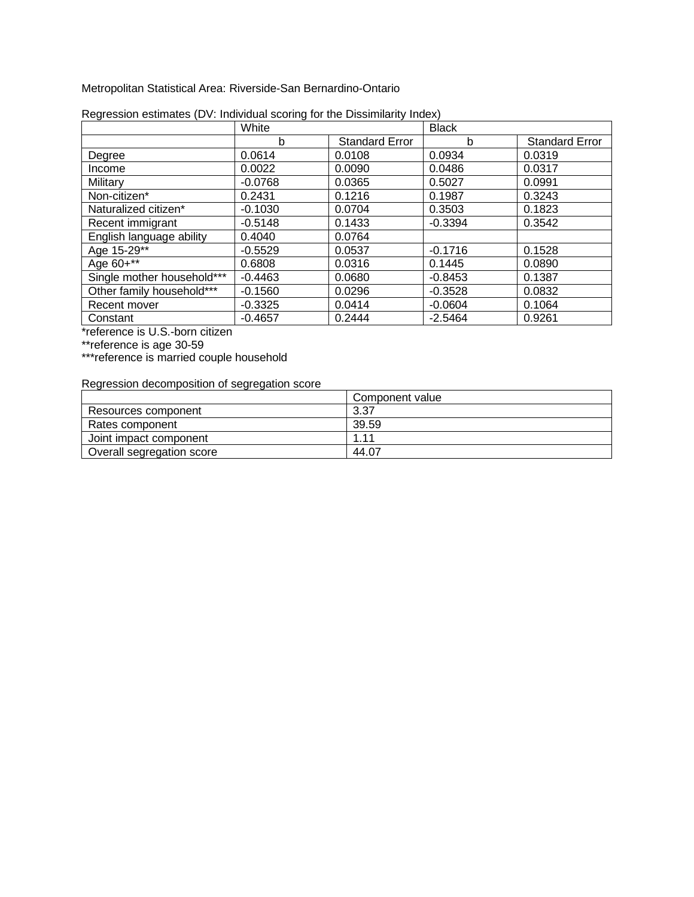Metropolitan Statistical Area: Riverside-San Bernardino-Ontario

Regression estimates (DV: Individual scoring for the Dissimilarity Index)

| | White | | Black | |
|---|---|---|---|---|
| | b | Standard Error | b | Standard Error |
| Degree | 0.0614 | 0.0108 | 0.0934 | 0.0319 |
| Income | 0.0022 | 0.0090 | 0.0486 | 0.0317 |
| Military | -0.0768 | 0.0365 | 0.5027 | 0.0991 |
| Non-citizen* | 0.2431 | 0.1216 | 0.1987 | 0.3243 |
| Naturalized citizen* | -0.1030 | 0.0704 | 0.3503 | 0.1823 |
| Recent immigrant | -0.5148 | 0.1433 | -0.3394 | 0.3542 |
| English language ability | 0.4040 | 0.0764 | | |
| Age 15-29** | -0.5529 | 0.0537 | -0.1716 | 0.1528 |
| Age 60+** | 0.6808 | 0.0316 | 0.1445 | 0.0890 |
| Single mother household*** | -0.4463 | 0.0680 | -0.8453 | 0.1387 |
| Other family household*** | -0.1560 | 0.0296 | -0.3528 | 0.0832 |
| Recent mover | -0.3325 | 0.0414 | -0.0604 | 0.1064 |
| Constant | -0.4657 | 0.2444 | -2.5464 | 0.9261 |

*reference is U.S.-born citizen
**reference is age 30-59
***reference is married couple household

Regression decomposition of segregation score

| | Component value |
|---|---|
| Resources component | 3.37 |
| Rates component | 39.59 |
| Joint impact component | 1.11 |
| Overall segregation score | 44.07 |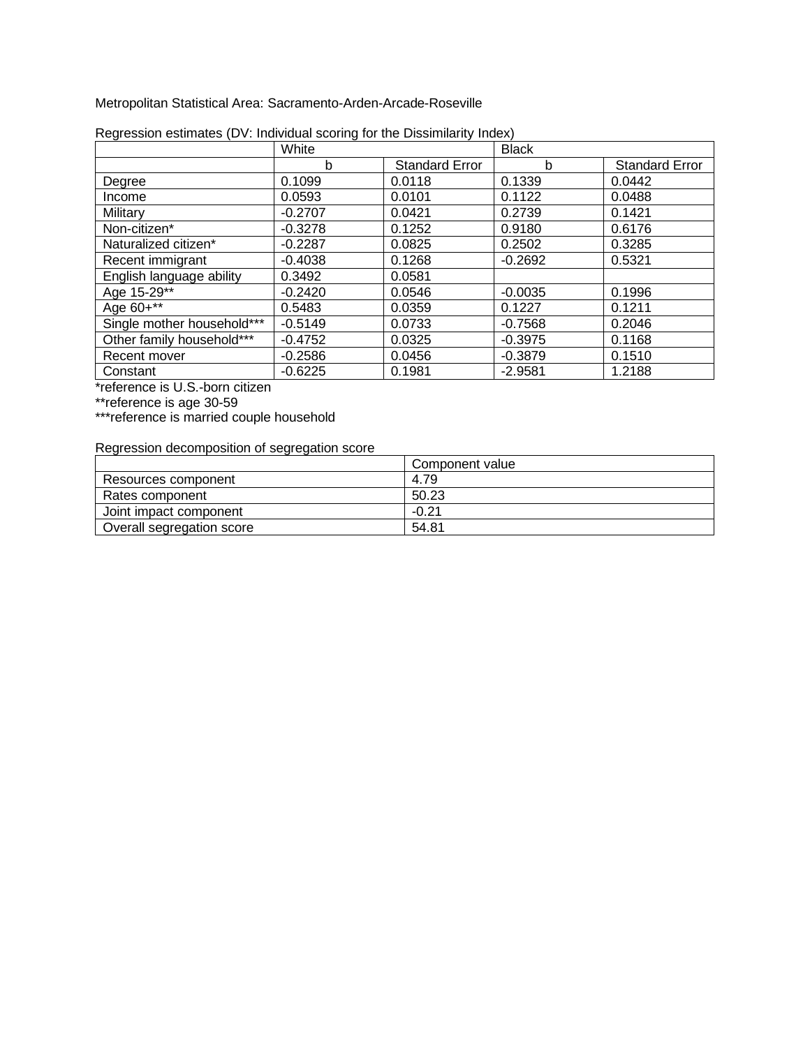Metropolitan Statistical Area: Sacramento-Arden-Arcade-Roseville

Regression estimates (DV: Individual scoring for the Dissimilarity Index)

| | White | | Black | |
|---|---|---|---|---|
| | b | Standard Error | b | Standard Error |
| Degree | 0.1099 | 0.0118 | 0.1339 | 0.0442 |
| Income | 0.0593 | 0.0101 | 0.1122 | 0.0488 |
| Military | -0.2707 | 0.0421 | 0.2739 | 0.1421 |
| Non-citizen* | -0.3278 | 0.1252 | 0.9180 | 0.6176 |
| Naturalized citizen* | -0.2287 | 0.0825 | 0.2502 | 0.3285 |
| Recent immigrant | -0.4038 | 0.1268 | -0.2692 | 0.5321 |
| English language ability | 0.3492 | 0.0581 | | |
| Age 15-29** | -0.2420 | 0.0546 | -0.0035 | 0.1996 |
| Age 60+** | 0.5483 | 0.0359 | 0.1227 | 0.1211 |
| Single mother household*** | -0.5149 | 0.0733 | -0.7568 | 0.2046 |
| Other family household*** | -0.4752 | 0.0325 | -0.3975 | 0.1168 |
| Recent mover | -0.2586 | 0.0456 | -0.3879 | 0.1510 |
| Constant | -0.6225 | 0.1981 | -2.9581 | 1.2188 |

*reference is U.S.-born citizen

**reference is age 30-59

***reference is married couple household

Regression decomposition of segregation score

| | Component value |
|---|---|
| Resources component | 4.79 |
| Rates component | 50.23 |
| Joint impact component | -0.21 |
| Overall segregation score | 54.81 |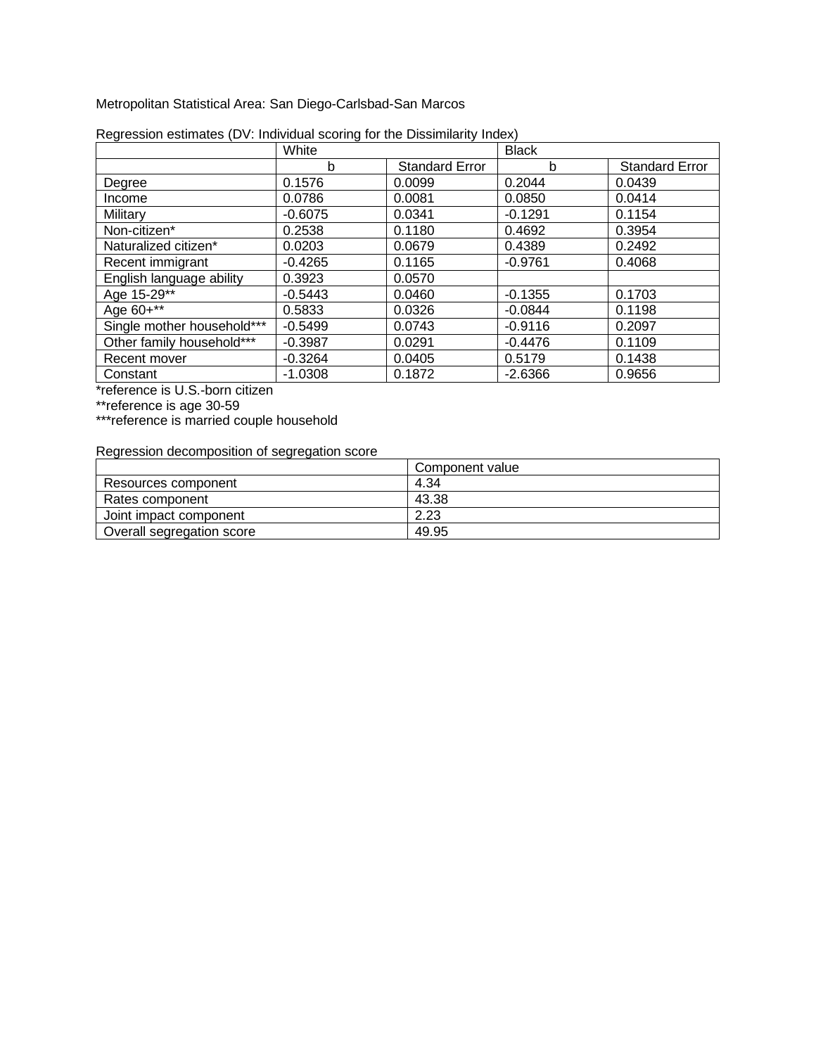Metropolitan Statistical Area: San Diego-Carlsbad-San Marcos

Regression estimates (DV: Individual scoring for the Dissimilarity Index)

| | White | | Black | |
|---|---|---|---|---|
| | b | Standard Error | b | Standard Error |
| Degree | 0.1576 | 0.0099 | 0.2044 | 0.0439 |
| Income | 0.0786 | 0.0081 | 0.0850 | 0.0414 |
| Military | -0.6075 | 0.0341 | -0.1291 | 0.1154 |
| Non-citizen* | 0.2538 | 0.1180 | 0.4692 | 0.3954 |
| Naturalized citizen* | 0.0203 | 0.0679 | 0.4389 | 0.2492 |
| Recent immigrant | -0.4265 | 0.1165 | -0.9761 | 0.4068 |
| English language ability | 0.3923 | 0.0570 | | |
| Age 15-29** | -0.5443 | 0.0460 | -0.1355 | 0.1703 |
| Age 60+** | 0.5833 | 0.0326 | -0.0844 | 0.1198 |
| Single mother household*** | -0.5499 | 0.0743 | -0.9116 | 0.2097 |
| Other family household*** | -0.3987 | 0.0291 | -0.4476 | 0.1109 |
| Recent mover | -0.3264 | 0.0405 | 0.5179 | 0.1438 |
| Constant | -1.0308 | 0.1872 | -2.6366 | 0.9656 |

*reference is U.S.-born citizen
**reference is age 30-59
***reference is married couple household

Regression decomposition of segregation score

| | Component value |
|---|---|
| Resources component | 4.34 |
| Rates component | 43.38 |
| Joint impact component | 2.23 |
| Overall segregation score | 49.95 |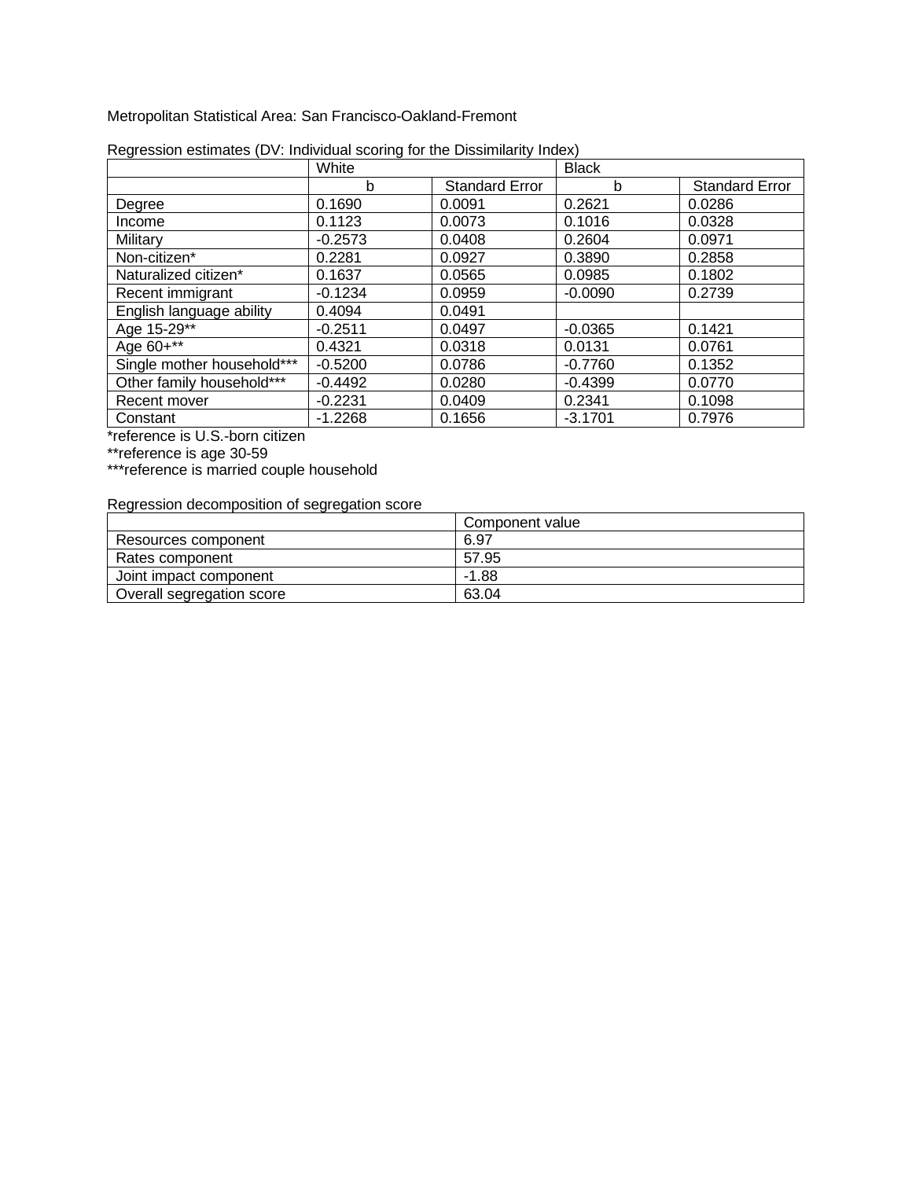Metropolitan Statistical Area: San Francisco-Oakland-Fremont

Regression estimates (DV: Individual scoring for the Dissimilarity Index)

| | White | | Black | |
|---|---|---|---|---|
| | b | Standard Error | b | Standard Error |
| Degree | 0.1690 | 0.0091 | 0.2621 | 0.0286 |
| Income | 0.1123 | 0.0073 | 0.1016 | 0.0328 |
| Military | -0.2573 | 0.0408 | 0.2604 | 0.0971 |
| Non-citizen* | 0.2281 | 0.0927 | 0.3890 | 0.2858 |
| Naturalized citizen* | 0.1637 | 0.0565 | 0.0985 | 0.1802 |
| Recent immigrant | -0.1234 | 0.0959 | -0.0090 | 0.2739 |
| English language ability | 0.4094 | 0.0491 | | |
| Age 15-29** | -0.2511 | 0.0497 | -0.0365 | 0.1421 |
| Age 60+** | 0.4321 | 0.0318 | 0.0131 | 0.0761 |
| Single mother household*** | -0.5200 | 0.0786 | -0.7760 | 0.1352 |
| Other family household*** | -0.4492 | 0.0280 | -0.4399 | 0.0770 |
| Recent mover | -0.2231 | 0.0409 | 0.2341 | 0.1098 |
| Constant | -1.2268 | 0.1656 | -3.1701 | 0.7976 |

*reference is U.S.-born citizen

**reference is age 30-59

***reference is married couple household

Regression decomposition of segregation score

| | Component value |
|---|---|
| Resources component | 6.97 |
| Rates component | 57.95 |
| Joint impact component | -1.88 |
| Overall segregation score | 63.04 |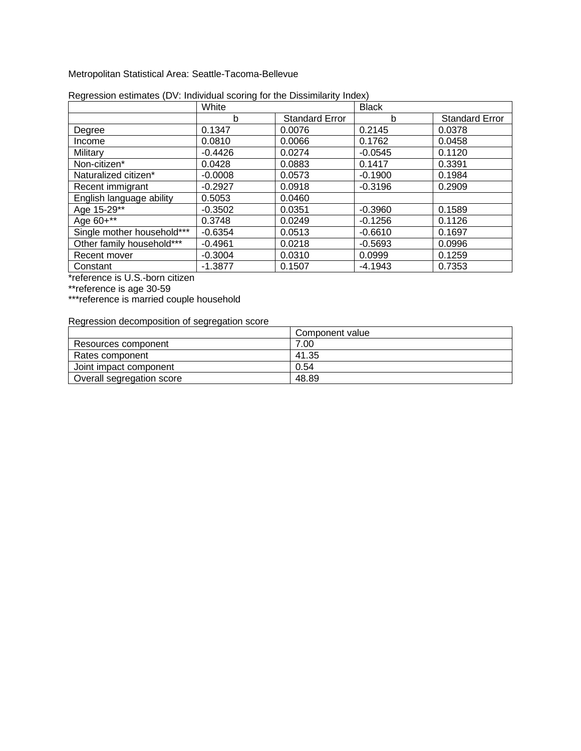Metropolitan Statistical Area: Seattle-Tacoma-Bellevue

Regression estimates (DV: Individual scoring for the Dissimilarity Index)

| | White | | Black | |
|---|---|---|---|---|
| | b | Standard Error | b | Standard Error |
| Degree | 0.1347 | 0.0076 | 0.2145 | 0.0378 |
| Income | 0.0810 | 0.0066 | 0.1762 | 0.0458 |
| Military | -0.4426 | 0.0274 | -0.0545 | 0.1120 |
| Non-citizen* | 0.0428 | 0.0883 | 0.1417 | 0.3391 |
| Naturalized citizen* | -0.0008 | 0.0573 | -0.1900 | 0.1984 |
| Recent immigrant | -0.2927 | 0.0918 | -0.3196 | 0.2909 |
| English language ability | 0.5053 | 0.0460 | | |
| Age 15-29** | -0.3502 | 0.0351 | -0.3960 | 0.1589 |
| Age 60+** | 0.3748 | 0.0249 | -0.1256 | 0.1126 |
| Single mother household*** | -0.6354 | 0.0513 | -0.6610 | 0.1697 |
| Other family household*** | -0.4961 | 0.0218 | -0.5693 | 0.0996 |
| Recent mover | -0.3004 | 0.0310 | 0.0999 | 0.1259 |
| Constant | -1.3877 | 0.1507 | -4.1943 | 0.7353 |

*reference is U.S.-born citizen

**reference is age 30-59

***reference is married couple household

Regression decomposition of segregation score

| | Component value |
|---|---|
| Resources component | 7.00 |
| Rates component | 41.35 |
| Joint impact component | 0.54 |
| Overall segregation score | 48.89 |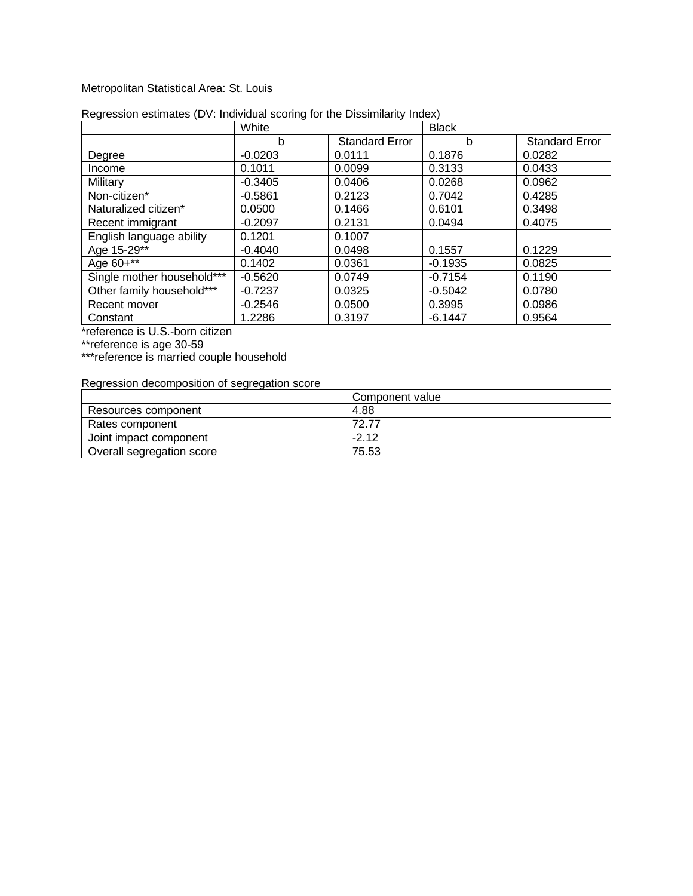Metropolitan Statistical Area: St. Louis

Regression estimates (DV: Individual scoring for the Dissimilarity Index)

| | White | | Black | |
|---|---|---|---|---|
| | b | Standard Error | b | Standard Error |
| Degree | -0.0203 | 0.0111 | 0.1876 | 0.0282 |
| Income | 0.1011 | 0.0099 | 0.3133 | 0.0433 |
| Military | -0.3405 | 0.0406 | 0.0268 | 0.0962 |
| Non-citizen* | -0.5861 | 0.2123 | 0.7042 | 0.4285 |
| Naturalized citizen* | 0.0500 | 0.1466 | 0.6101 | 0.3498 |
| Recent immigrant | -0.2097 | 0.2131 | 0.0494 | 0.4075 |
| English language ability | 0.1201 | 0.1007 | | |
| Age 15-29** | -0.4040 | 0.0498 | 0.1557 | 0.1229 |
| Age 60+** | 0.1402 | 0.0361 | -0.1935 | 0.0825 |
| Single mother household*** | -0.5620 | 0.0749 | -0.7154 | 0.1190 |
| Other family household*** | -0.7237 | 0.0325 | -0.5042 | 0.0780 |
| Recent mover | -0.2546 | 0.0500 | 0.3995 | 0.0986 |
| Constant | 1.2286 | 0.3197 | -6.1447 | 0.9564 |

*reference is U.S.-born citizen

**reference is age 30-59

***reference is married couple household

Regression decomposition of segregation score

| | Component value |
|---|---|
| Resources component | 4.88 |
| Rates component | 72.77 |
| Joint impact component | -2.12 |
| Overall segregation score | 75.53 |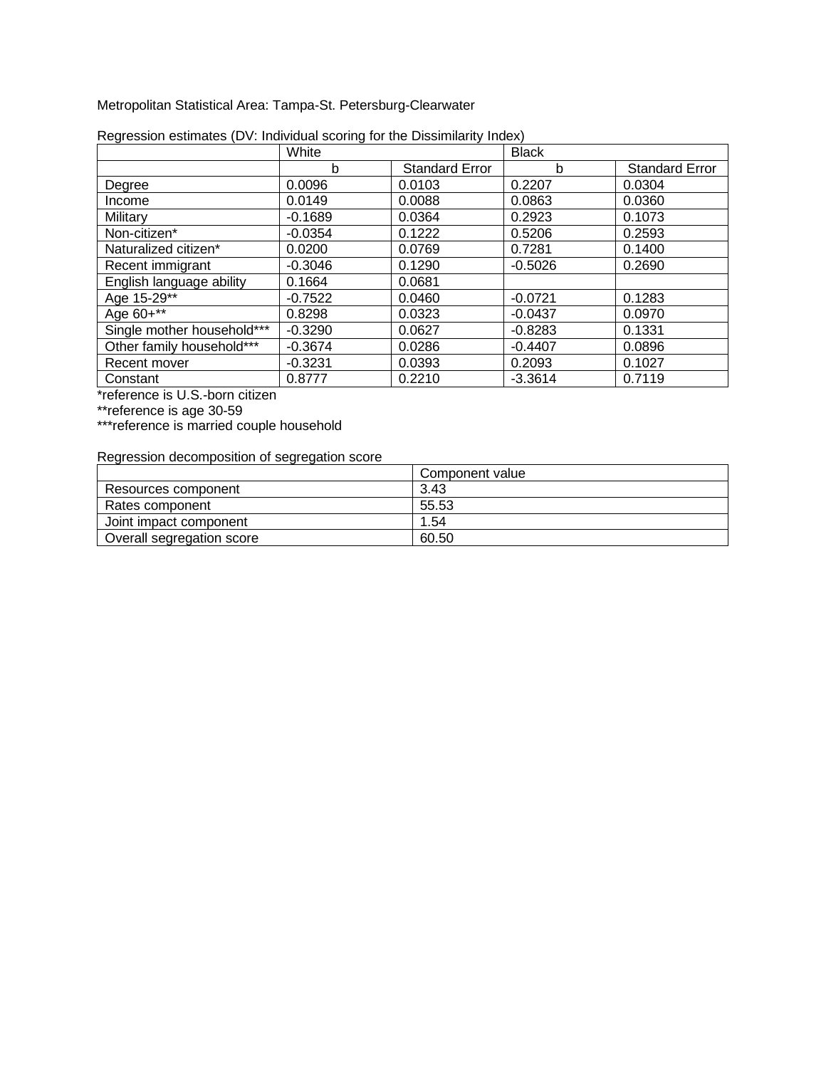Metropolitan Statistical Area: Tampa-St. Petersburg-Clearwater

Regression estimates (DV: Individual scoring for the Dissimilarity Index)

| | White | | Black | |
|---|---|---|---|---|
| | b | Standard Error | b | Standard Error |
| Degree | 0.0096 | 0.0103 | 0.2207 | 0.0304 |
| Income | 0.0149 | 0.0088 | 0.0863 | 0.0360 |
| Military | -0.1689 | 0.0364 | 0.2923 | 0.1073 |
| Non-citizen* | -0.0354 | 0.1222 | 0.5206 | 0.2593 |
| Naturalized citizen* | 0.0200 | 0.0769 | 0.7281 | 0.1400 |
| Recent immigrant | -0.3046 | 0.1290 | -0.5026 | 0.2690 |
| English language ability | 0.1664 | 0.0681 | | |
| Age 15-29** | -0.7522 | 0.0460 | -0.0721 | 0.1283 |
| Age 60+** | 0.8298 | 0.0323 | -0.0437 | 0.0970 |
| Single mother household*** | -0.3290 | 0.0627 | -0.8283 | 0.1331 |
| Other family household*** | -0.3674 | 0.0286 | -0.4407 | 0.0896 |
| Recent mover | -0.3231 | 0.0393 | 0.2093 | 0.1027 |
| Constant | 0.8777 | 0.2210 | -3.3614 | 0.7119 |

*reference is U.S.-born citizen

**reference is age 30-59

***reference is married couple household

Regression decomposition of segregation score

| | Component value |
|---|---|
| Resources component | 3.43 |
| Rates component | 55.53 |
| Joint impact component | 1.54 |
| Overall segregation score | 60.50 |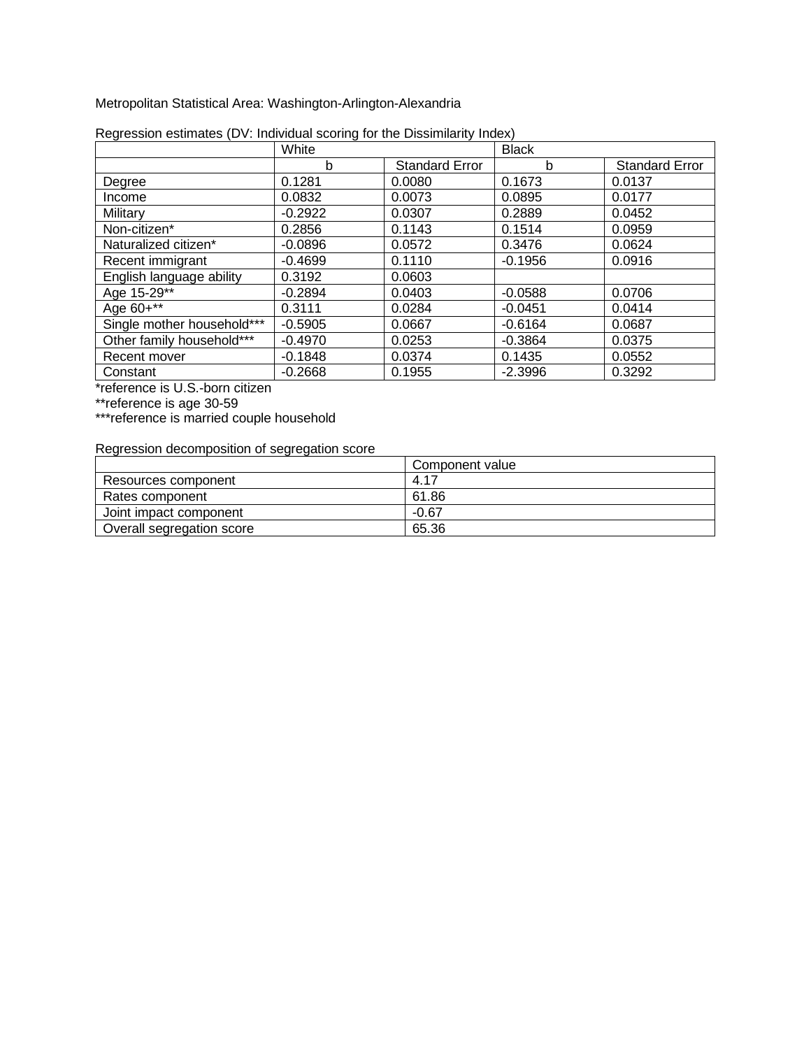Metropolitan Statistical Area: Washington-Arlington-Alexandria

Regression estimates (DV: Individual scoring for the Dissimilarity Index)

| | White | | Black | |
|---|---|---|---|---|
| | b | Standard Error | b | Standard Error |
| Degree | 0.1281 | 0.0080 | 0.1673 | 0.0137 |
| Income | 0.0832 | 0.0073 | 0.0895 | 0.0177 |
| Military | -0.2922 | 0.0307 | 0.2889 | 0.0452 |
| Non-citizen* | 0.2856 | 0.1143 | 0.1514 | 0.0959 |
| Naturalized citizen* | -0.0896 | 0.0572 | 0.3476 | 0.0624 |
| Recent immigrant | -0.4699 | 0.1110 | -0.1956 | 0.0916 |
| English language ability | 0.3192 | 0.0603 | | |
| Age 15-29** | -0.2894 | 0.0403 | -0.0588 | 0.0706 |
| Age 60+** | 0.3111 | 0.0284 | -0.0451 | 0.0414 |
| Single mother household*** | -0.5905 | 0.0667 | -0.6164 | 0.0687 |
| Other family household*** | -0.4970 | 0.0253 | -0.3864 | 0.0375 |
| Recent mover | -0.1848 | 0.0374 | 0.1435 | 0.0552 |
| Constant | -0.2668 | 0.1955 | -2.3996 | 0.3292 |

*reference is U.S.-born citizen

**reference is age 30-59

***reference is married couple household

Regression decomposition of segregation score

| | Component value |
|---|---|
| Resources component | 4.17 |
| Rates component | 61.86 |
| Joint impact component | -0.67 |
| Overall segregation score | 65.36 |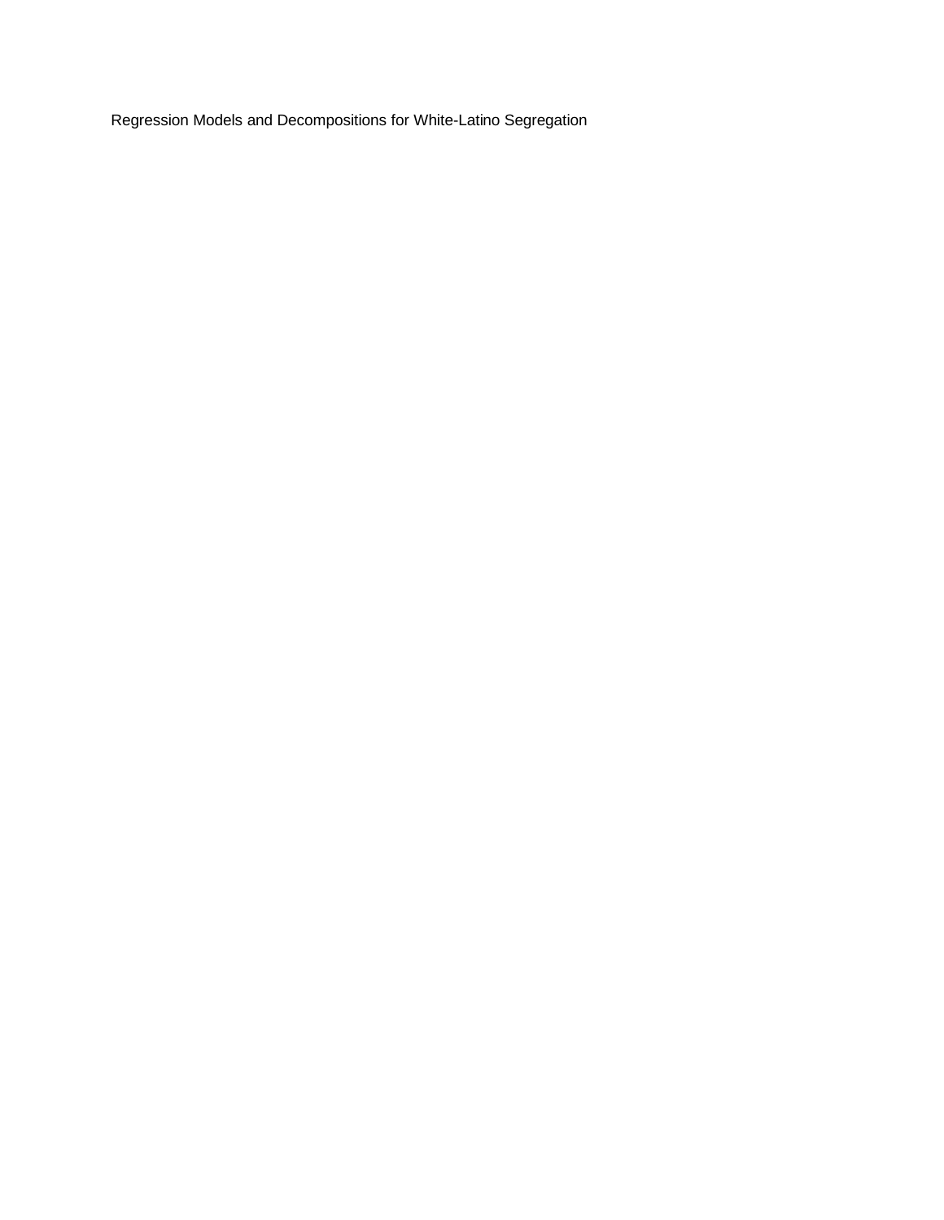Regression Models and Decompositions for White-Latino Segregation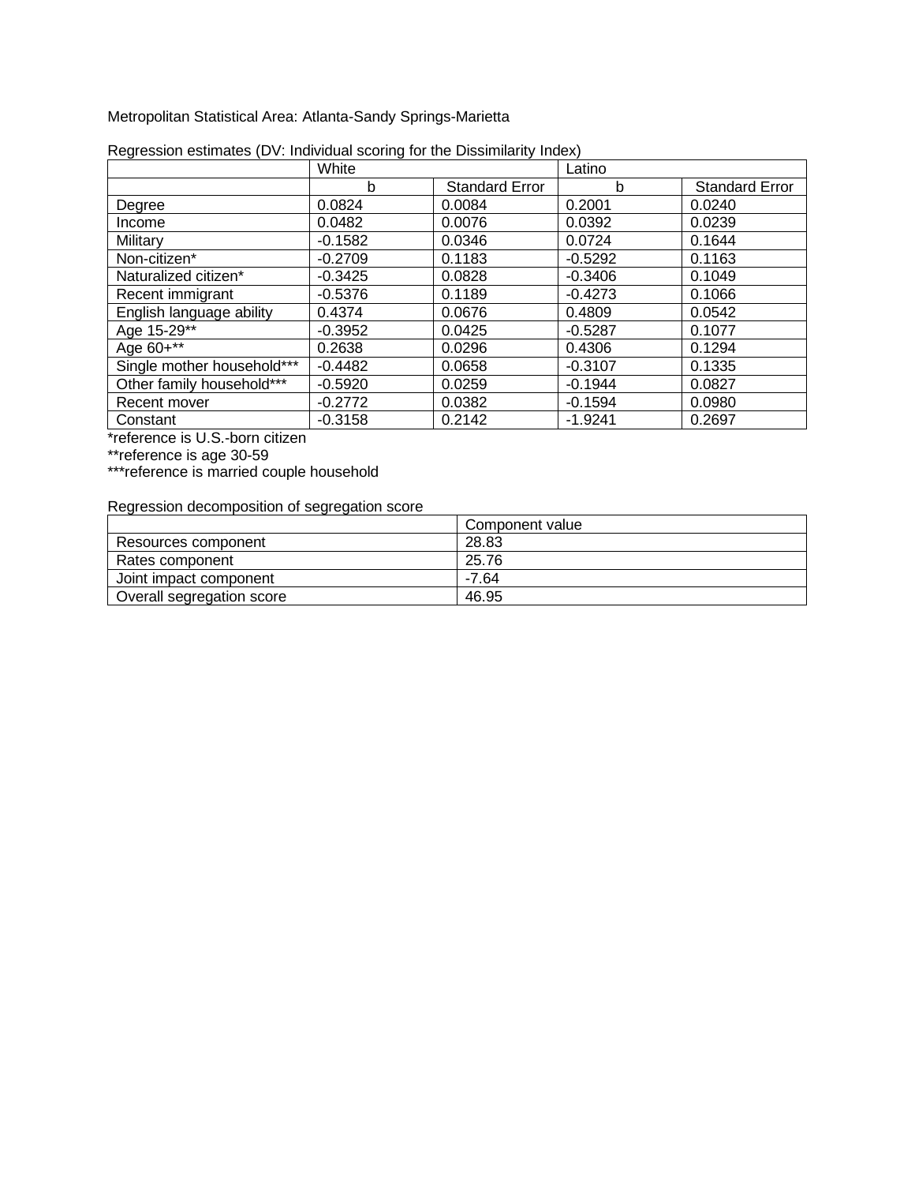Metropolitan Statistical Area: Atlanta-Sandy Springs-Marietta

Regression estimates (DV: Individual scoring for the Dissimilarity Index)

| | White | | Latino | |
|---|---|---|---|---|
| | b | Standard Error | b | Standard Error |
| Degree | 0.0824 | 0.0084 | 0.2001 | 0.0240 |
| Income | 0.0482 | 0.0076 | 0.0392 | 0.0239 |
| Military | -0.1582 | 0.0346 | 0.0724 | 0.1644 |
| Non-citizen* | -0.2709 | 0.1183 | -0.5292 | 0.1163 |
| Naturalized citizen* | -0.3425 | 0.0828 | -0.3406 | 0.1049 |
| Recent immigrant | -0.5376 | 0.1189 | -0.4273 | 0.1066 |
| English language ability | 0.4374 | 0.0676 | 0.4809 | 0.0542 |
| Age 15-29** | -0.3952 | 0.0425 | -0.5287 | 0.1077 |
| Age 60+** | 0.2638 | 0.0296 | 0.4306 | 0.1294 |
| Single mother household*** | -0.4482 | 0.0658 | -0.3107 | 0.1335 |
| Other family household*** | -0.5920 | 0.0259 | -0.1944 | 0.0827 |
| Recent mover | -0.2772 | 0.0382 | -0.1594 | 0.0980 |
| Constant | -0.3158 | 0.2142 | -1.9241 | 0.2697 |

*reference is U.S.-born citizen
**reference is age 30-59
***reference is married couple household

Regression decomposition of segregation score

| | Component value |
|---|---|
| Resources component | 28.83 |
| Rates component | 25.76 |
| Joint impact component | -7.64 |
| Overall segregation score | 46.95 |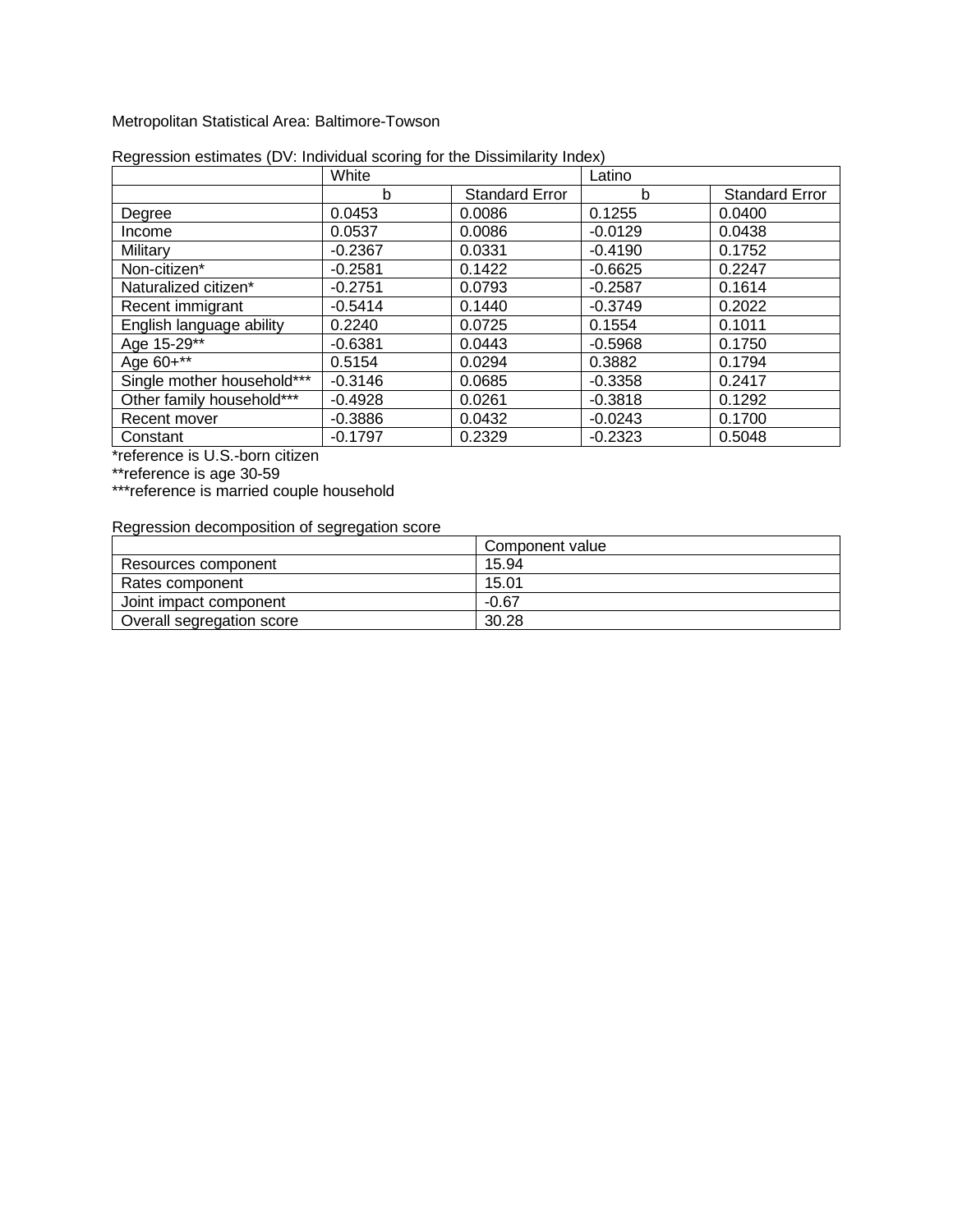Metropolitan Statistical Area: Baltimore-Towson

Regression estimates (DV: Individual scoring for the Dissimilarity Index)

| | White | | Latino | |
|---|---|---|---|---|
| | b | Standard Error | b | Standard Error |
| Degree | 0.0453 | 0.0086 | 0.1255 | 0.0400 |
| Income | 0.0537 | 0.0086 | -0.0129 | 0.0438 |
| Military | -0.2367 | 0.0331 | -0.4190 | 0.1752 |
| Non-citizen* | -0.2581 | 0.1422 | -0.6625 | 0.2247 |
| Naturalized citizen* | -0.2751 | 0.0793 | -0.2587 | 0.1614 |
| Recent immigrant | -0.5414 | 0.1440 | -0.3749 | 0.2022 |
| English language ability | 0.2240 | 0.0725 | 0.1554 | 0.1011 |
| Age 15-29** | -0.6381 | 0.0443 | -0.5968 | 0.1750 |
| Age 60+** | 0.5154 | 0.0294 | 0.3882 | 0.1794 |
| Single mother household*** | -0.3146 | 0.0685 | -0.3358 | 0.2417 |
| Other family household*** | -0.4928 | 0.0261 | -0.3818 | 0.1292 |
| Recent mover | -0.3886 | 0.0432 | -0.0243 | 0.1700 |
| Constant | -0.1797 | 0.2329 | -0.2323 | 0.5048 |

*reference is U.S.-born citizen

**reference is age 30-59

***reference is married couple household

Regression decomposition of segregation score

| | Component value |
|---|---|
| Resources component | 15.94 |
| Rates component | 15.01 |
| Joint impact component | -0.67 |
| Overall segregation score | 30.28 |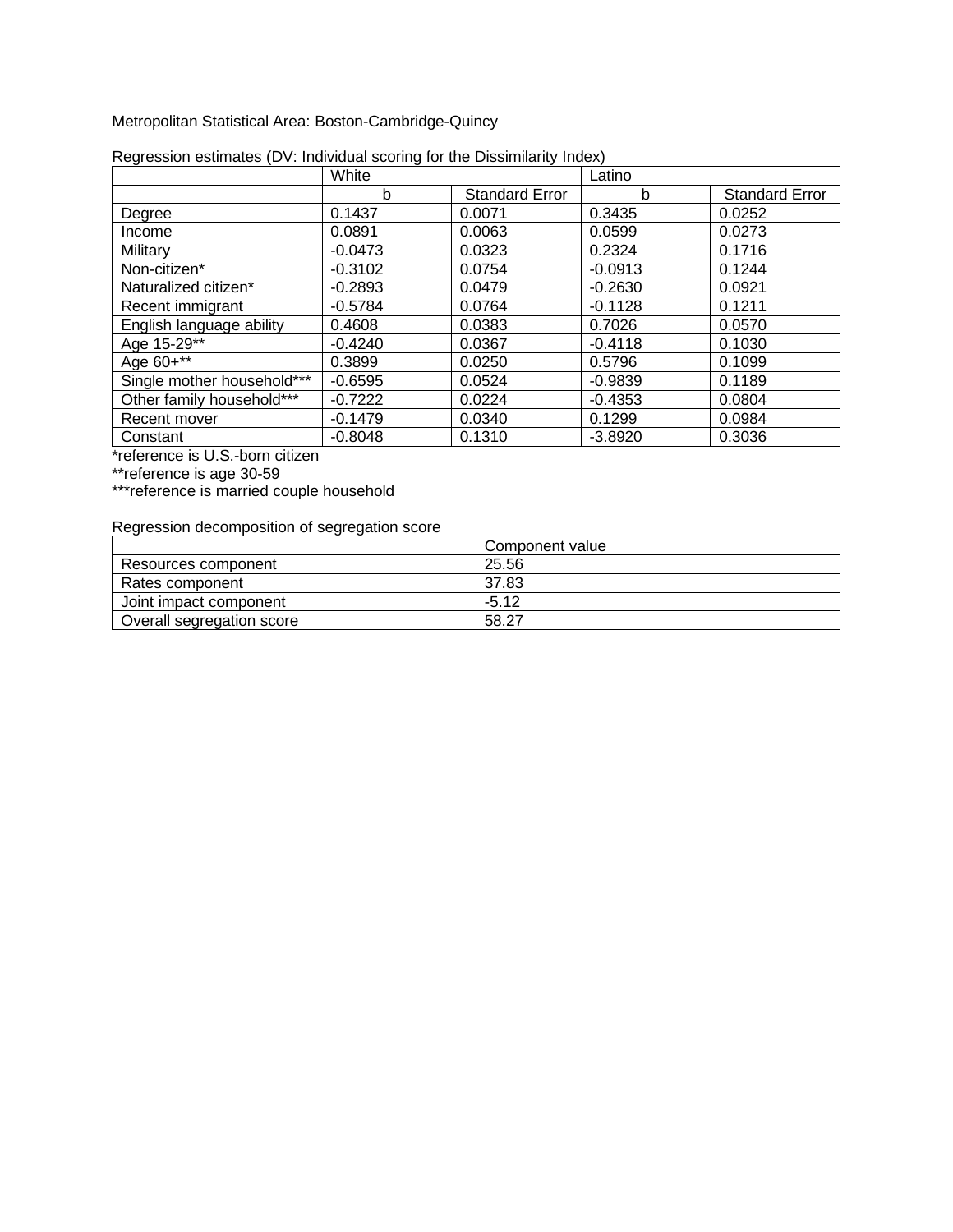Metropolitan Statistical Area: Boston-Cambridge-Quincy

Regression estimates (DV: Individual scoring for the Dissimilarity Index)

| | White | | Latino | |
|---|---|---|---|---|
| | b | Standard Error | b | Standard Error |
| Degree | 0.1437 | 0.0071 | 0.3435 | 0.0252 |
| Income | 0.0891 | 0.0063 | 0.0599 | 0.0273 |
| Military | -0.0473 | 0.0323 | 0.2324 | 0.1716 |
| Non-citizen* | -0.3102 | 0.0754 | -0.0913 | 0.1244 |
| Naturalized citizen* | -0.2893 | 0.0479 | -0.2630 | 0.0921 |
| Recent immigrant | -0.5784 | 0.0764 | -0.1128 | 0.1211 |
| English language ability | 0.4608 | 0.0383 | 0.7026 | 0.0570 |
| Age 15-29** | -0.4240 | 0.0367 | -0.4118 | 0.1030 |
| Age 60+** | 0.3899 | 0.0250 | 0.5796 | 0.1099 |
| Single mother household*** | -0.6595 | 0.0524 | -0.9839 | 0.1189 |
| Other family household*** | -0.7222 | 0.0224 | -0.4353 | 0.0804 |
| Recent mover | -0.1479 | 0.0340 | 0.1299 | 0.0984 |
| Constant | -0.8048 | 0.1310 | -3.8920 | 0.3036 |

*reference is U.S.-born citizen

**reference is age 30-59

***reference is married couple household

Regression decomposition of segregation score

| | Component value |
|---|---|
| Resources component | 25.56 |
| Rates component | 37.83 |
| Joint impact component | -5.12 |
| Overall segregation score | 58.27 |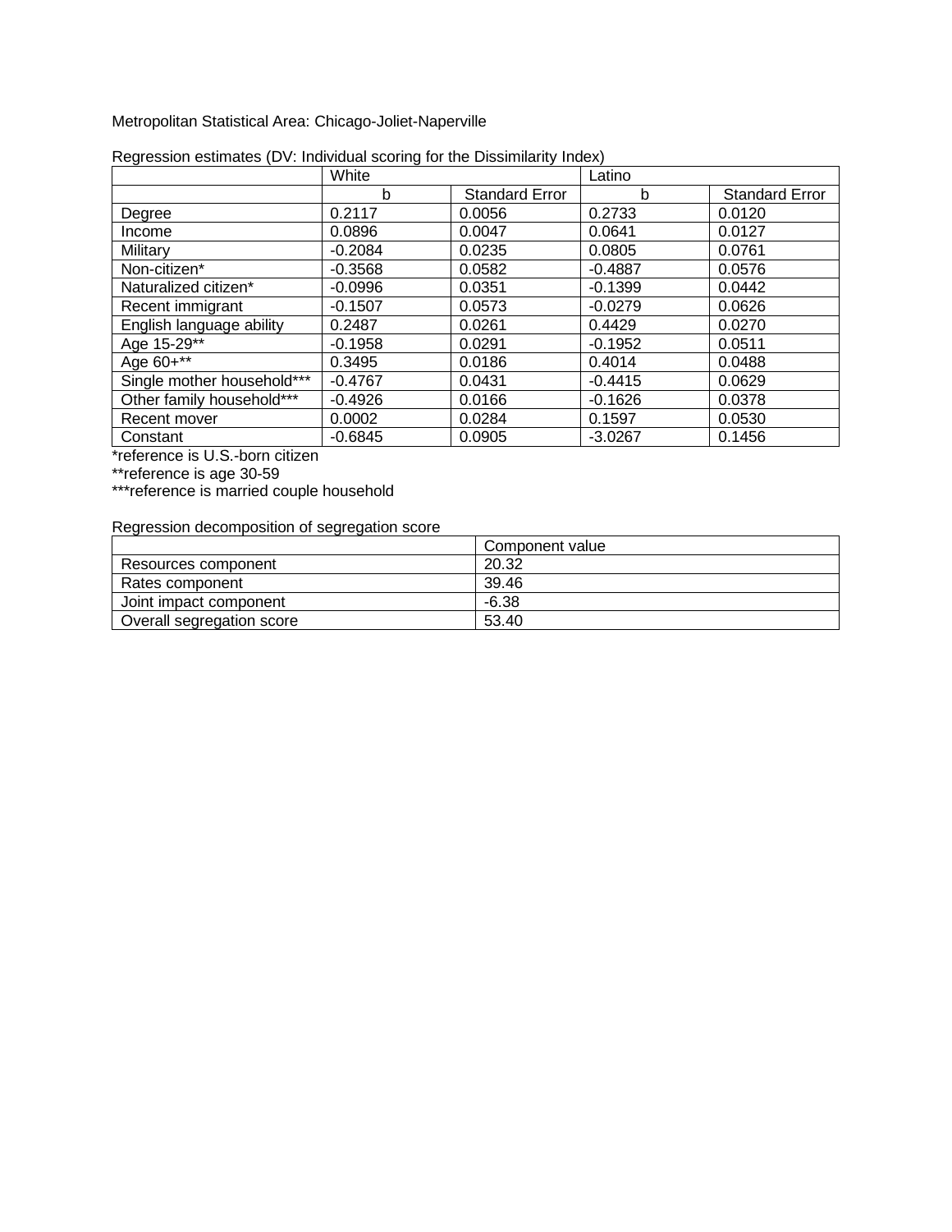Metropolitan Statistical Area: Chicago-Joliet-Naperville

Regression estimates (DV: Individual scoring for the Dissimilarity Index)

| | White | | Latino | |
|---|---|---|---|---|
| | b | Standard Error | b | Standard Error |
| Degree | 0.2117 | 0.0056 | 0.2733 | 0.0120 |
| Income | 0.0896 | 0.0047 | 0.0641 | 0.0127 |
| Military | -0.2084 | 0.0235 | 0.0805 | 0.0761 |
| Non-citizen* | -0.3568 | 0.0582 | -0.4887 | 0.0576 |
| Naturalized citizen* | -0.0996 | 0.0351 | -0.1399 | 0.0442 |
| Recent immigrant | -0.1507 | 0.0573 | -0.0279 | 0.0626 |
| English language ability | 0.2487 | 0.0261 | 0.4429 | 0.0270 |
| Age 15-29** | -0.1958 | 0.0291 | -0.1952 | 0.0511 |
| Age 60+** | 0.3495 | 0.0186 | 0.4014 | 0.0488 |
| Single mother household*** | -0.4767 | 0.0431 | -0.4415 | 0.0629 |
| Other family household*** | -0.4926 | 0.0166 | -0.1626 | 0.0378 |
| Recent mover | 0.0002 | 0.0284 | 0.1597 | 0.0530 |
| Constant | -0.6845 | 0.0905 | -3.0267 | 0.1456 |

*reference is U.S.-born citizen
**reference is age 30-59
***reference is married couple household

Regression decomposition of segregation score

| | Component value |
|---|---|
| Resources component | 20.32 |
| Rates component | 39.46 |
| Joint impact component | -6.38 |
| Overall segregation score | 53.40 |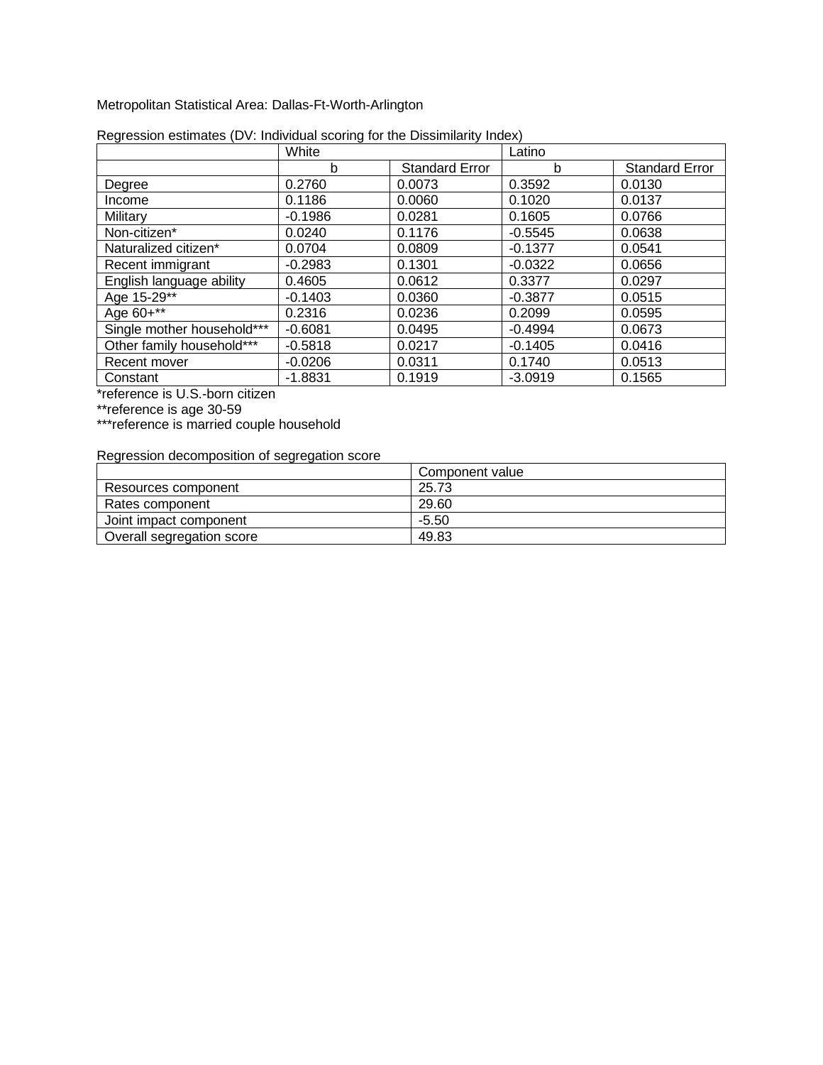Metropolitan Statistical Area: Dallas-Ft-Worth-Arlington

Regression estimates (DV: Individual scoring for the Dissimilarity Index)

| | White | | Latino | |
|---|---|---|---|---|
| | b | Standard Error | b | Standard Error |
| Degree | 0.2760 | 0.0073 | 0.3592 | 0.0130 |
| Income | 0.1186 | 0.0060 | 0.1020 | 0.0137 |
| Military | -0.1986 | 0.0281 | 0.1605 | 0.0766 |
| Non-citizen* | 0.0240 | 0.1176 | -0.5545 | 0.0638 |
| Naturalized citizen* | 0.0704 | 0.0809 | -0.1377 | 0.0541 |
| Recent immigrant | -0.2983 | 0.1301 | -0.0322 | 0.0656 |
| English language ability | 0.4605 | 0.0612 | 0.3377 | 0.0297 |
| Age 15-29** | -0.1403 | 0.0360 | -0.3877 | 0.0515 |
| Age 60+** | 0.2316 | 0.0236 | 0.2099 | 0.0595 |
| Single mother household*** | -0.6081 | 0.0495 | -0.4994 | 0.0673 |
| Other family household*** | -0.5818 | 0.0217 | -0.1405 | 0.0416 |
| Recent mover | -0.0206 | 0.0311 | 0.1740 | 0.0513 |
| Constant | -1.8831 | 0.1919 | -3.0919 | 0.1565 |

*reference is U.S.-born citizen

**reference is age 30-59

***reference is married couple household

Regression decomposition of segregation score

| | Component value |
|---|---|
| Resources component | 25.73 |
| Rates component | 29.60 |
| Joint impact component | -5.50 |
| Overall segregation score | 49.83 |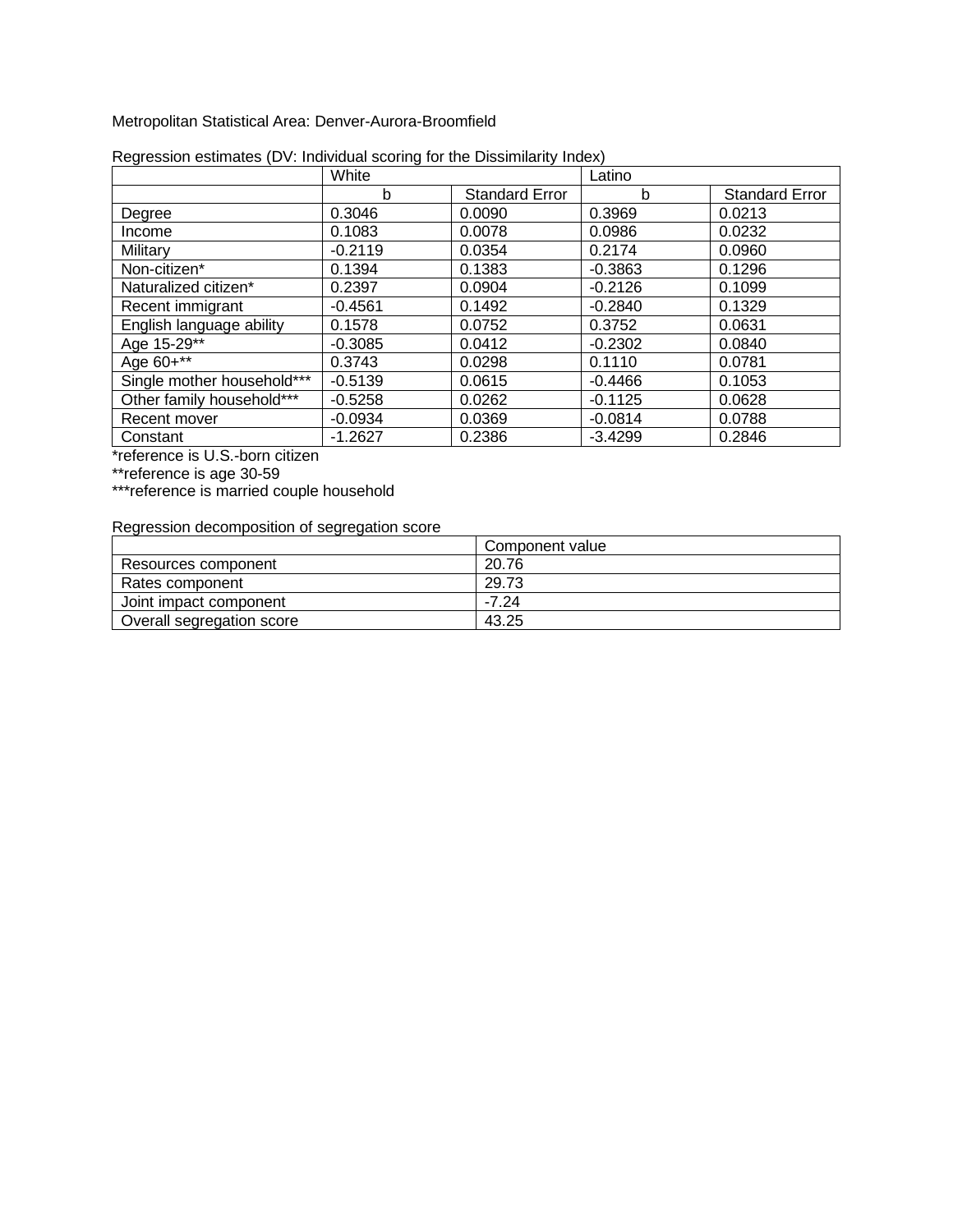Metropolitan Statistical Area: Denver-Aurora-Broomfield

Regression estimates (DV: Individual scoring for the Dissimilarity Index)

| | White | | Latino | |
|---|---|---|---|---|
| | b | Standard Error | b | Standard Error |
| Degree | 0.3046 | 0.0090 | 0.3969 | 0.0213 |
| Income | 0.1083 | 0.0078 | 0.0986 | 0.0232 |
| Military | -0.2119 | 0.0354 | 0.2174 | 0.0960 |
| Non-citizen* | 0.1394 | 0.1383 | -0.3863 | 0.1296 |
| Naturalized citizen* | 0.2397 | 0.0904 | -0.2126 | 0.1099 |
| Recent immigrant | -0.4561 | 0.1492 | -0.2840 | 0.1329 |
| English language ability | 0.1578 | 0.0752 | 0.3752 | 0.0631 |
| Age 15-29** | -0.3085 | 0.0412 | -0.2302 | 0.0840 |
| Age 60+** | 0.3743 | 0.0298 | 0.1110 | 0.0781 |
| Single mother household*** | -0.5139 | 0.0615 | -0.4466 | 0.1053 |
| Other family household*** | -0.5258 | 0.0262 | -0.1125 | 0.0628 |
| Recent mover | -0.0934 | 0.0369 | -0.0814 | 0.0788 |
| Constant | -1.2627 | 0.2386 | -3.4299 | 0.2846 |

*reference is U.S.-born citizen
**reference is age 30-59
***reference is married couple household

Regression decomposition of segregation score

| | Component value |
|---|---|
| Resources component | 20.76 |
| Rates component | 29.73 |
| Joint impact component | -7.24 |
| Overall segregation score | 43.25 |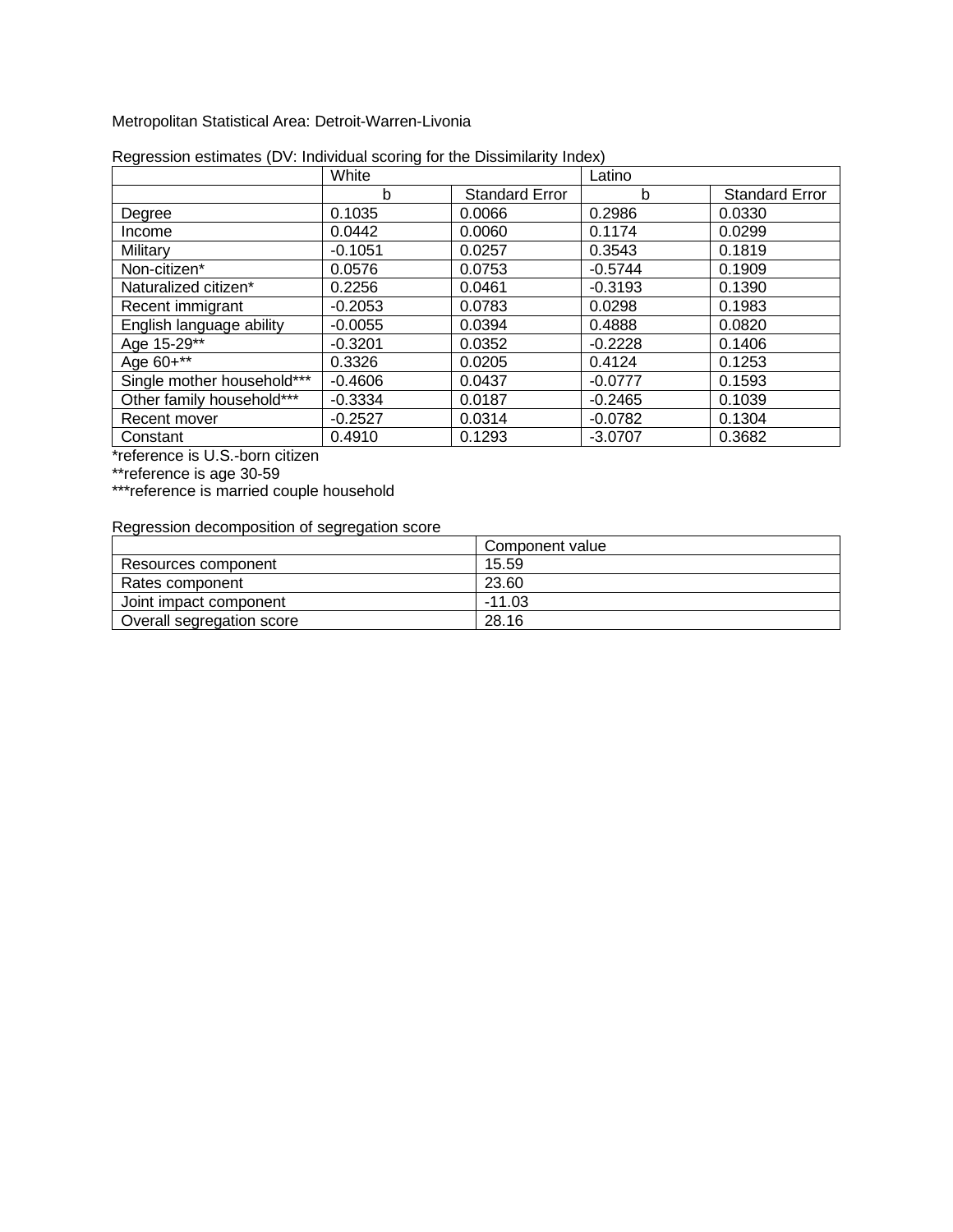Metropolitan Statistical Area: Detroit-Warren-Livonia

Regression estimates (DV: Individual scoring for the Dissimilarity Index)

| | White | | Latino | |
|---|---|---|---|---|
| | b | Standard Error | b | Standard Error |
| Degree | 0.1035 | 0.0066 | 0.2986 | 0.0330 |
| Income | 0.0442 | 0.0060 | 0.1174 | 0.0299 |
| Military | -0.1051 | 0.0257 | 0.3543 | 0.1819 |
| Non-citizen* | 0.0576 | 0.0753 | -0.5744 | 0.1909 |
| Naturalized citizen* | 0.2256 | 0.0461 | -0.3193 | 0.1390 |
| Recent immigrant | -0.2053 | 0.0783 | 0.0298 | 0.1983 |
| English language ability | -0.0055 | 0.0394 | 0.4888 | 0.0820 |
| Age 15-29** | -0.3201 | 0.0352 | -0.2228 | 0.1406 |
| Age 60+** | 0.3326 | 0.0205 | 0.4124 | 0.1253 |
| Single mother household*** | -0.4606 | 0.0437 | -0.0777 | 0.1593 |
| Other family household*** | -0.3334 | 0.0187 | -0.2465 | 0.1039 |
| Recent mover | -0.2527 | 0.0314 | -0.0782 | 0.1304 |
| Constant | 0.4910 | 0.1293 | -3.0707 | 0.3682 |

*reference is U.S.-born citizen

**reference is age 30-59

***reference is married couple household

Regression decomposition of segregation score

| | Component value |
|---|---|
| Resources component | 15.59 |
| Rates component | 23.60 |
| Joint impact component | -11.03 |
| Overall segregation score | 28.16 |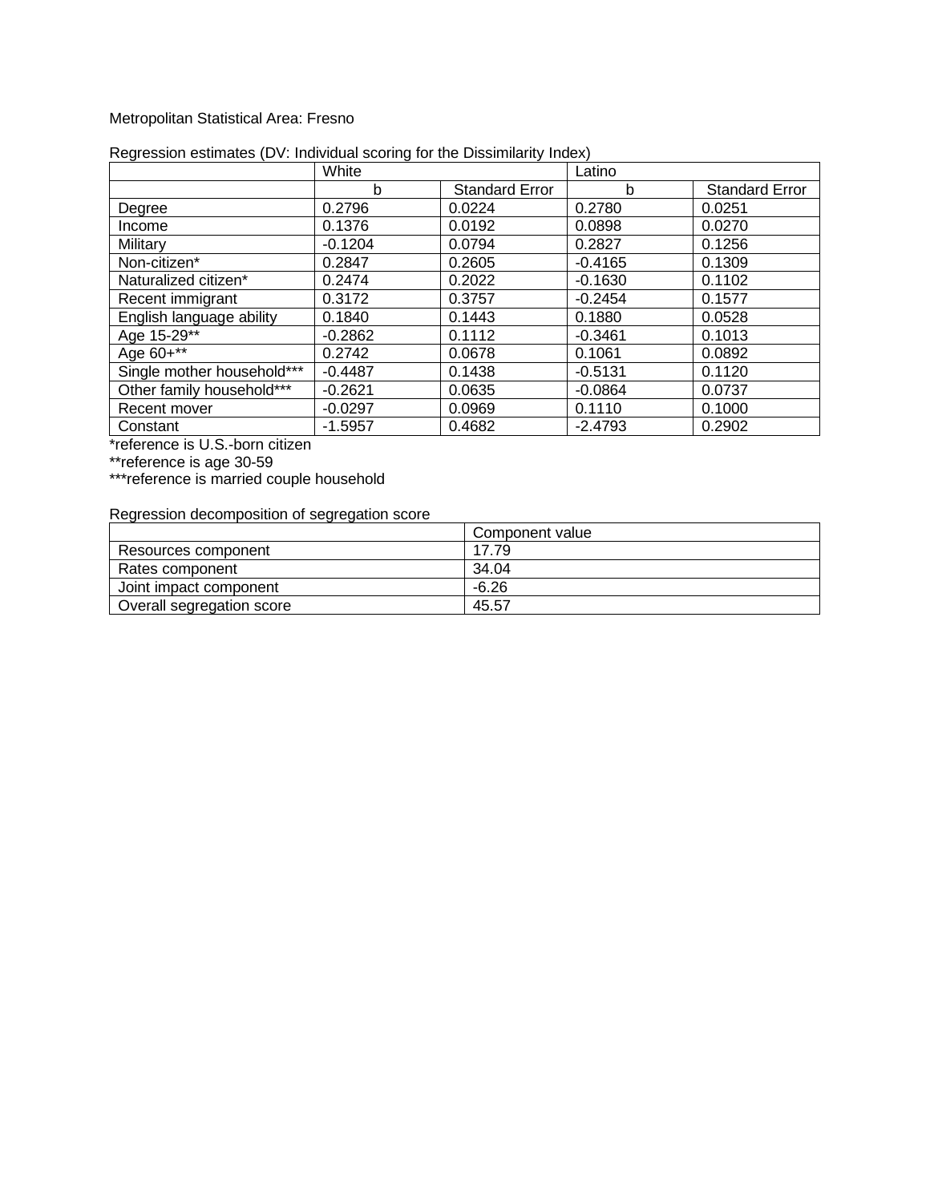Metropolitan Statistical Area: Fresno

Regression estimates (DV: Individual scoring for the Dissimilarity Index)

| | White | | Latino | |
|---|---|---|---|---|
| | b | Standard Error | b | Standard Error |
| Degree | 0.2796 | 0.0224 | 0.2780 | 0.0251 |
| Income | 0.1376 | 0.0192 | 0.0898 | 0.0270 |
| Military | -0.1204 | 0.0794 | 0.2827 | 0.1256 |
| Non-citizen* | 0.2847 | 0.2605 | -0.4165 | 0.1309 |
| Naturalized citizen* | 0.2474 | 0.2022 | -0.1630 | 0.1102 |
| Recent immigrant | 0.3172 | 0.3757 | -0.2454 | 0.1577 |
| English language ability | 0.1840 | 0.1443 | 0.1880 | 0.0528 |
| Age 15-29** | -0.2862 | 0.1112 | -0.3461 | 0.1013 |
| Age 60+** | 0.2742 | 0.0678 | 0.1061 | 0.0892 |
| Single mother household*** | -0.4487 | 0.1438 | -0.5131 | 0.1120 |
| Other family household*** | -0.2621 | 0.0635 | -0.0864 | 0.0737 |
| Recent mover | -0.0297 | 0.0969 | 0.1110 | 0.1000 |
| Constant | -1.5957 | 0.4682 | -2.4793 | 0.2902 |

*reference is U.S.-born citizen

**reference is age 30-59

***reference is married couple household

Regression decomposition of segregation score

| | Component value |
|---|---|
| Resources component | 17.79 |
| Rates component | 34.04 |
| Joint impact component | -6.26 |
| Overall segregation score | 45.57 |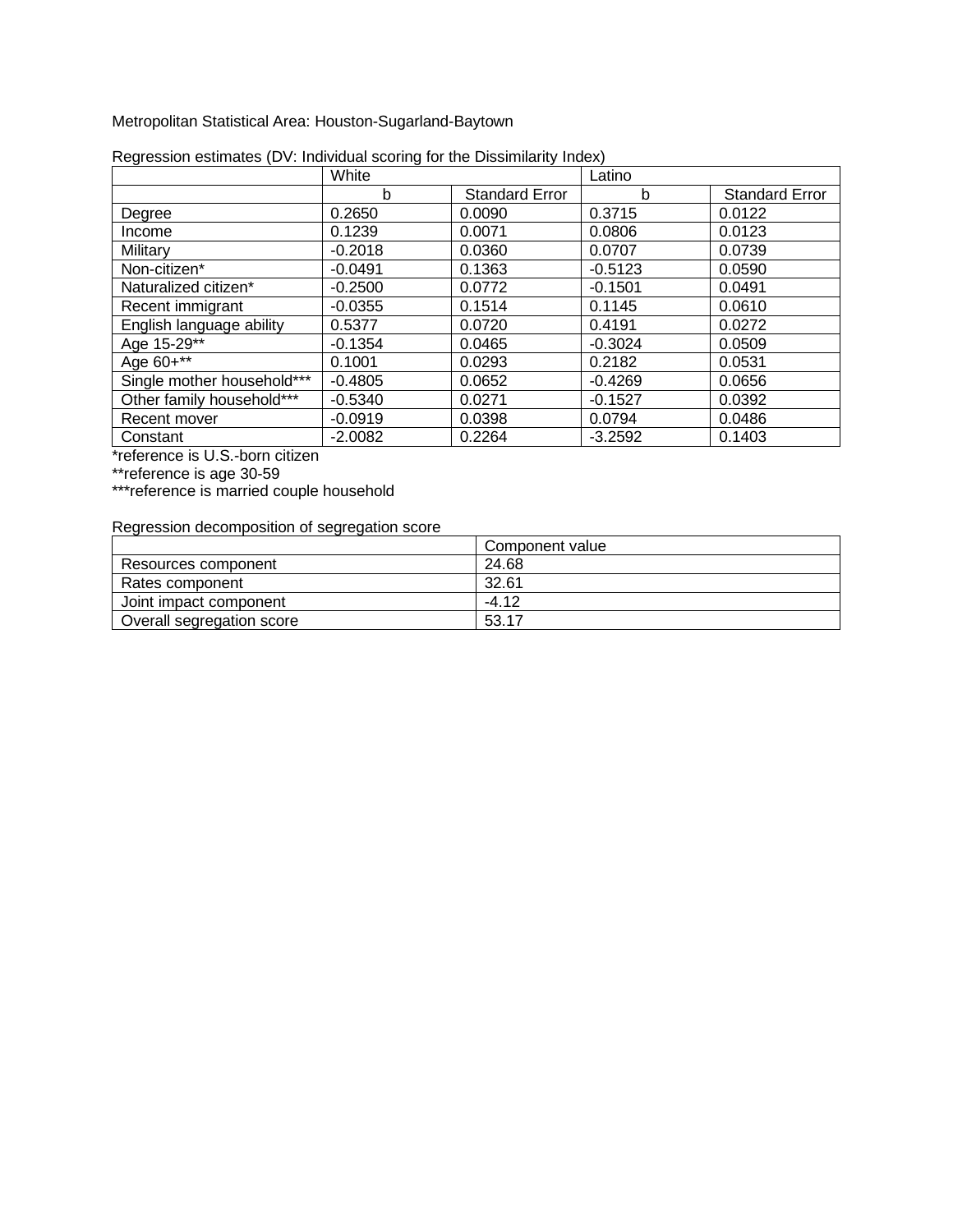Metropolitan Statistical Area: Houston-Sugarland-Baytown

Regression estimates (DV: Individual scoring for the Dissimilarity Index)

| | White | | Latino | |
|---|---|---|---|---|
| | b | Standard Error | b | Standard Error |
| Degree | 0.2650 | 0.0090 | 0.3715 | 0.0122 |
| Income | 0.1239 | 0.0071 | 0.0806 | 0.0123 |
| Military | -0.2018 | 0.0360 | 0.0707 | 0.0739 |
| Non-citizen* | -0.0491 | 0.1363 | -0.5123 | 0.0590 |
| Naturalized citizen* | -0.2500 | 0.0772 | -0.1501 | 0.0491 |
| Recent immigrant | -0.0355 | 0.1514 | 0.1145 | 0.0610 |
| English language ability | 0.5377 | 0.0720 | 0.4191 | 0.0272 |
| Age 15-29** | -0.1354 | 0.0465 | -0.3024 | 0.0509 |
| Age 60+** | 0.1001 | 0.0293 | 0.2182 | 0.0531 |
| Single mother household*** | -0.4805 | 0.0652 | -0.4269 | 0.0656 |
| Other family household*** | -0.5340 | 0.0271 | -0.1527 | 0.0392 |
| Recent mover | -0.0919 | 0.0398 | 0.0794 | 0.0486 |
| Constant | -2.0082 | 0.2264 | -3.2592 | 0.1403 |

*reference is U.S.-born citizen

**reference is age 30-59

***reference is married couple household

Regression decomposition of segregation score

| | Component value |
|---|---|
| Resources component | 24.68 |
| Rates component | 32.61 |
| Joint impact component | -4.12 |
| Overall segregation score | 53.17 |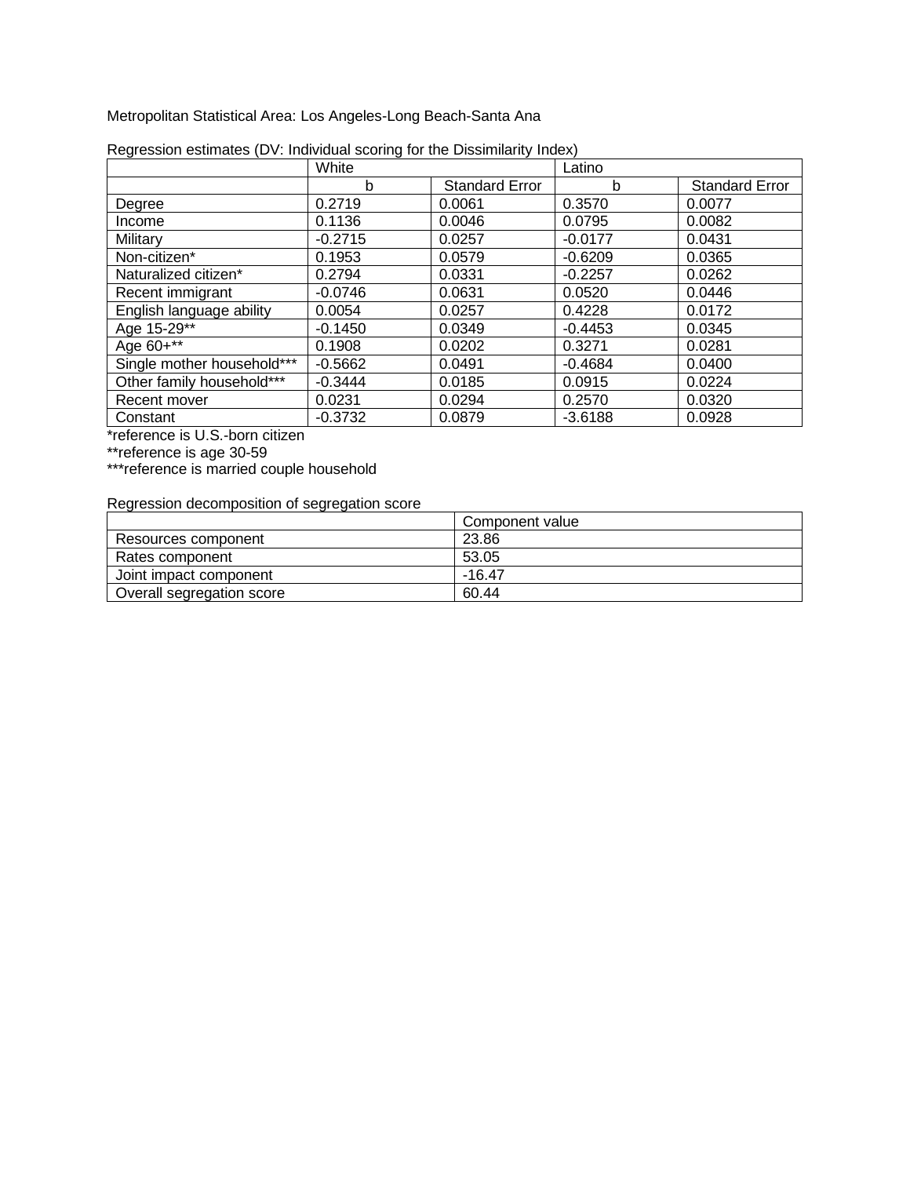Metropolitan Statistical Area: Los Angeles-Long Beach-Santa Ana

Regression estimates (DV: Individual scoring for the Dissimilarity Index)

| | White | | Latino | |
|---|---|---|---|---|
| | b | Standard Error | b | Standard Error |
| Degree | 0.2719 | 0.0061 | 0.3570 | 0.0077 |
| Income | 0.1136 | 0.0046 | 0.0795 | 0.0082 |
| Military | -0.2715 | 0.0257 | -0.0177 | 0.0431 |
| Non-citizen* | 0.1953 | 0.0579 | -0.6209 | 0.0365 |
| Naturalized citizen* | 0.2794 | 0.0331 | -0.2257 | 0.0262 |
| Recent immigrant | -0.0746 | 0.0631 | 0.0520 | 0.0446 |
| English language ability | 0.0054 | 0.0257 | 0.4228 | 0.0172 |
| Age 15-29** | -0.1450 | 0.0349 | -0.4453 | 0.0345 |
| Age 60+** | 0.1908 | 0.0202 | 0.3271 | 0.0281 |
| Single mother household*** | -0.5662 | 0.0491 | -0.4684 | 0.0400 |
| Other family household*** | -0.3444 | 0.0185 | 0.0915 | 0.0224 |
| Recent mover | 0.0231 | 0.0294 | 0.2570 | 0.0320 |
| Constant | -0.3732 | 0.0879 | -3.6188 | 0.0928 |

*reference is U.S.-born citizen
**reference is age 30-59
***reference is married couple household

Regression decomposition of segregation score

| | Component value |
|---|---|
| Resources component | 23.86 |
| Rates component | 53.05 |
| Joint impact component | -16.47 |
| Overall segregation score | 60.44 |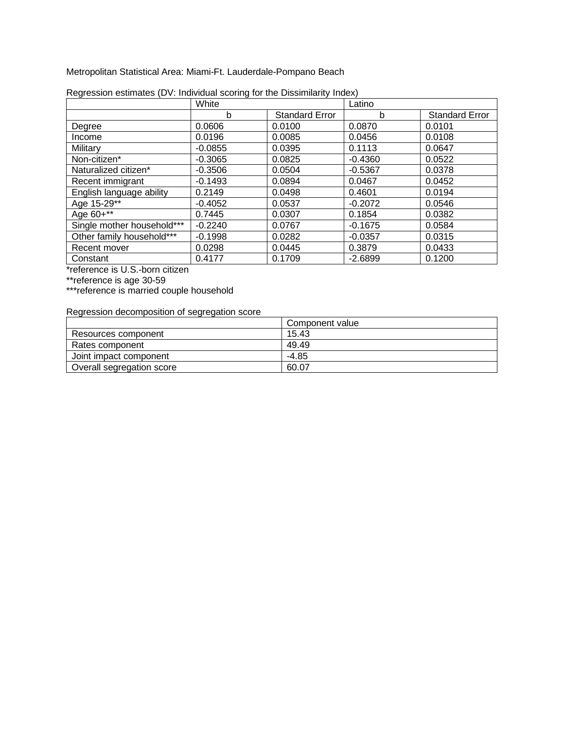Metropolitan Statistical Area: Miami-Ft. Lauderdale-Pompano Beach

Regression estimates (DV: Individual scoring for the Dissimilarity Index)

| | White | | Latino | |
|---|---|---|---|---|
| | b | Standard Error | b | Standard Error |
| Degree | 0.0606 | 0.0100 | 0.0870 | 0.0101 |
| Income | 0.0196 | 0.0085 | 0.0456 | 0.0108 |
| Military | -0.0855 | 0.0395 | 0.1113 | 0.0647 |
| Non-citizen* | -0.3065 | 0.0825 | -0.4360 | 0.0522 |
| Naturalized citizen* | -0.3506 | 0.0504 | -0.5367 | 0.0378 |
| Recent immigrant | -0.1493 | 0.0894 | 0.0467 | 0.0452 |
| English language ability | 0.2149 | 0.0498 | 0.4601 | 0.0194 |
| Age 15-29** | -0.4052 | 0.0537 | -0.2072 | 0.0546 |
| Age 60+** | 0.7445 | 0.0307 | 0.1854 | 0.0382 |
| Single mother household*** | -0.2240 | 0.0767 | -0.1675 | 0.0584 |
| Other family household*** | -0.1998 | 0.0282 | -0.0357 | 0.0315 |
| Recent mover | 0.0298 | 0.0445 | 0.3879 | 0.0433 |
| Constant | 0.4177 | 0.1709 | -2.6899 | 0.1200 |

*reference is U.S.-born citizen
**reference is age 30-59
***reference is married couple household

Regression decomposition of segregation score

| | Component value |
|---|---|
| Resources component | 15.43 |
| Rates component | 49.49 |
| Joint impact component | -4.85 |
| Overall segregation score | 60.07 |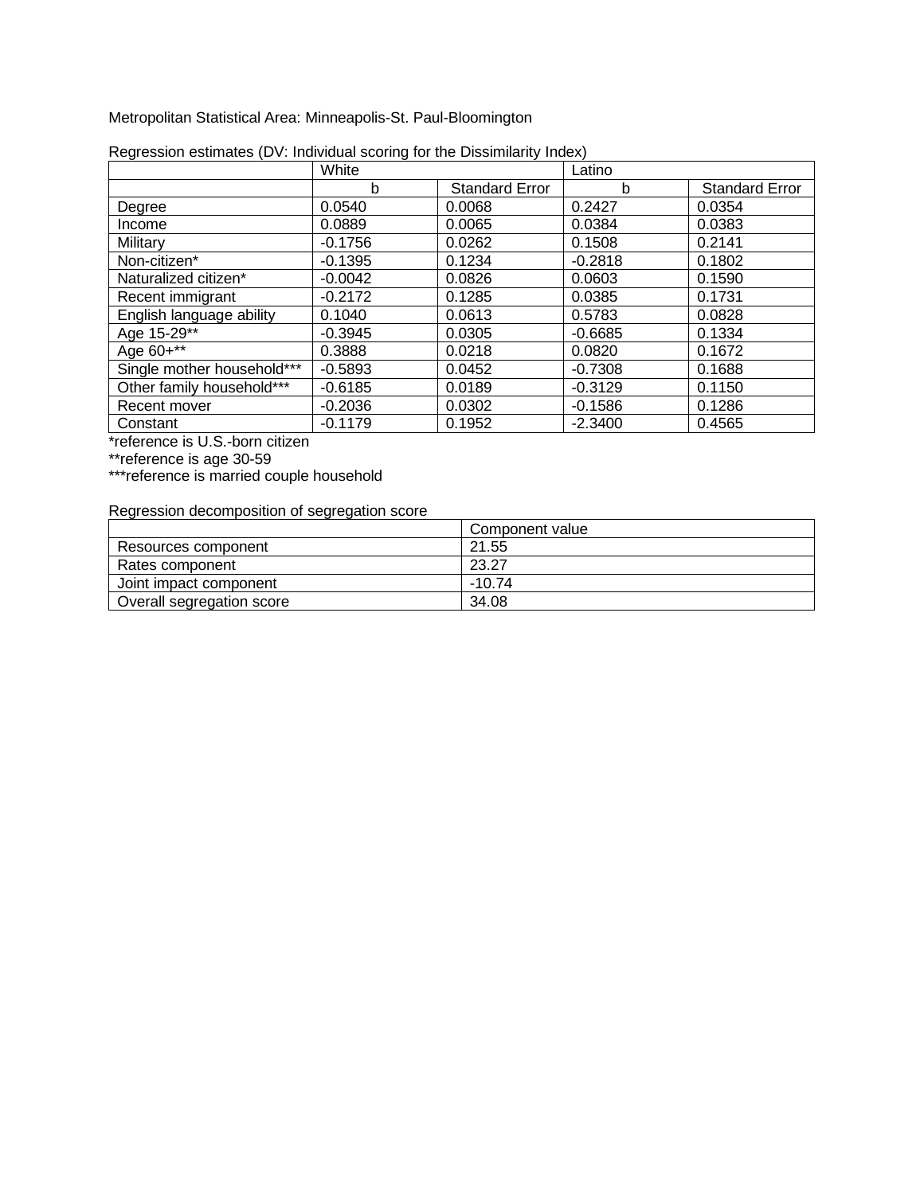Metropolitan Statistical Area: Minneapolis-St. Paul-Bloomington

Regression estimates (DV: Individual scoring for the Dissimilarity Index)

| | White | | Latino | |
|---|---|---|---|---|
| | b | Standard Error | b | Standard Error |
| Degree | 0.0540 | 0.0068 | 0.2427 | 0.0354 |
| Income | 0.0889 | 0.0065 | 0.0384 | 0.0383 |
| Military | -0.1756 | 0.0262 | 0.1508 | 0.2141 |
| Non-citizen* | -0.1395 | 0.1234 | -0.2818 | 0.1802 |
| Naturalized citizen* | -0.0042 | 0.0826 | 0.0603 | 0.1590 |
| Recent immigrant | -0.2172 | 0.1285 | 0.0385 | 0.1731 |
| English language ability | 0.1040 | 0.0613 | 0.5783 | 0.0828 |
| Age 15-29** | -0.3945 | 0.0305 | -0.6685 | 0.1334 |
| Age 60+** | 0.3888 | 0.0218 | 0.0820 | 0.1672 |
| Single mother household*** | -0.5893 | 0.0452 | -0.7308 | 0.1688 |
| Other family household*** | -0.6185 | 0.0189 | -0.3129 | 0.1150 |
| Recent mover | -0.2036 | 0.0302 | -0.1586 | 0.1286 |
| Constant | -0.1179 | 0.1952 | -2.3400 | 0.4565 |

*reference is U.S.-born citizen

**reference is age 30-59

***reference is married couple household

Regression decomposition of segregation score

| | Component value |
|---|---|
| Resources component | 21.55 |
| Rates component | 23.27 |
| Joint impact component | -10.74 |
| Overall segregation score | 34.08 |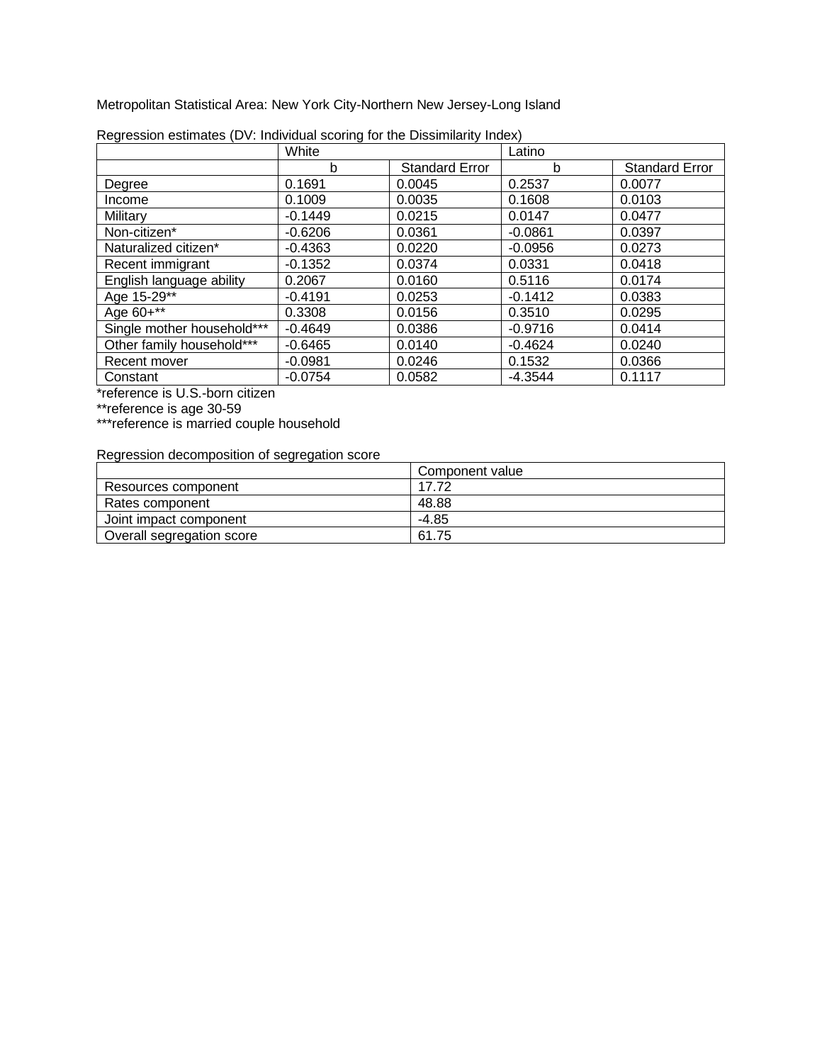Metropolitan Statistical Area: New York City-Northern New Jersey-Long Island

Regression estimates (DV: Individual scoring for the Dissimilarity Index)

| | White | | Latino | |
|---|---|---|---|---|
| | b | Standard Error | b | Standard Error |
| Degree | 0.1691 | 0.0045 | 0.2537 | 0.0077 |
| Income | 0.1009 | 0.0035 | 0.1608 | 0.0103 |
| Military | -0.1449 | 0.0215 | 0.0147 | 0.0477 |
| Non-citizen* | -0.6206 | 0.0361 | -0.0861 | 0.0397 |
| Naturalized citizen* | -0.4363 | 0.0220 | -0.0956 | 0.0273 |
| Recent immigrant | -0.1352 | 0.0374 | 0.0331 | 0.0418 |
| English language ability | 0.2067 | 0.0160 | 0.5116 | 0.0174 |
| Age 15-29** | -0.4191 | 0.0253 | -0.1412 | 0.0383 |
| Age 60+** | 0.3308 | 0.0156 | 0.3510 | 0.0295 |
| Single mother household*** | -0.4649 | 0.0386 | -0.9716 | 0.0414 |
| Other family household*** | -0.6465 | 0.0140 | -0.4624 | 0.0240 |
| Recent mover | -0.0981 | 0.0246 | 0.1532 | 0.0366 |
| Constant | -0.0754 | 0.0582 | -4.3544 | 0.1117 |

*reference is U.S.-born citizen

**reference is age 30-59

***reference is married couple household

Regression decomposition of segregation score

| | Component value |
|---|---|
| Resources component | 17.72 |
| Rates component | 48.88 |
| Joint impact component | -4.85 |
| Overall segregation score | 61.75 |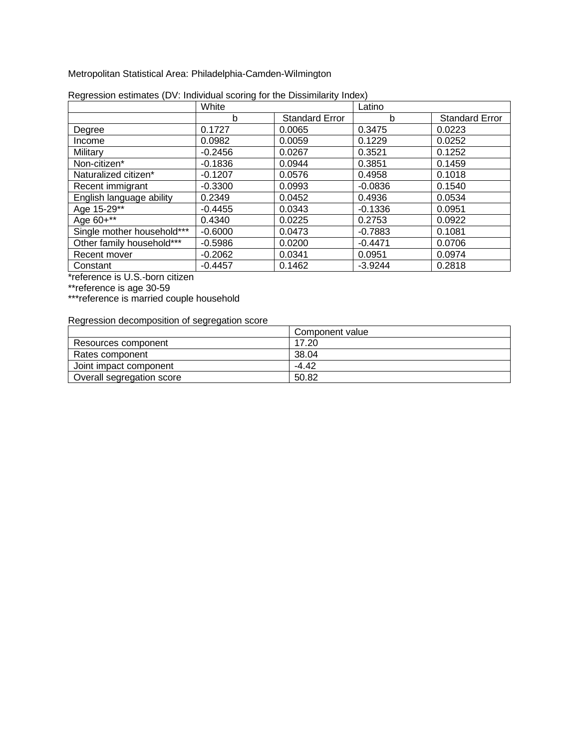Metropolitan Statistical Area: Philadelphia-Camden-Wilmington

Regression estimates (DV: Individual scoring for the Dissimilarity Index)

| | White | | Latino | |
|---|---|---|---|---|
| | b | Standard Error | b | Standard Error |
| Degree | 0.1727 | 0.0065 | 0.3475 | 0.0223 |
| Income | 0.0982 | 0.0059 | 0.1229 | 0.0252 |
| Military | -0.2456 | 0.0267 | 0.3521 | 0.1252 |
| Non-citizen* | -0.1836 | 0.0944 | 0.3851 | 0.1459 |
| Naturalized citizen* | -0.1207 | 0.0576 | 0.4958 | 0.1018 |
| Recent immigrant | -0.3300 | 0.0993 | -0.0836 | 0.1540 |
| English language ability | 0.2349 | 0.0452 | 0.4936 | 0.0534 |
| Age 15-29** | -0.4455 | 0.0343 | -0.1336 | 0.0951 |
| Age 60+** | 0.4340 | 0.0225 | 0.2753 | 0.0922 |
| Single mother household*** | -0.6000 | 0.0473 | -0.7883 | 0.1081 |
| Other family household*** | -0.5986 | 0.0200 | -0.4471 | 0.0706 |
| Recent mover | -0.2062 | 0.0341 | 0.0951 | 0.0974 |
| Constant | -0.4457 | 0.1462 | -3.9244 | 0.2818 |

*reference is U.S.-born citizen
**reference is age 30-59
***reference is married couple household

Regression decomposition of segregation score

| | Component value |
|---|---|
| Resources component | 17.20 |
| Rates component | 38.04 |
| Joint impact component | -4.42 |
| Overall segregation score | 50.82 |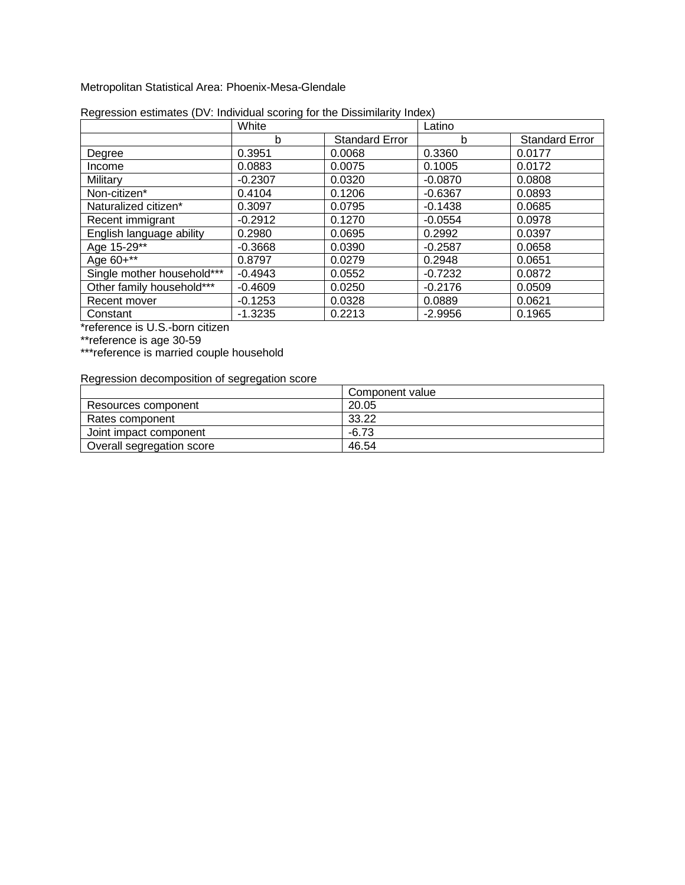Metropolitan Statistical Area: Phoenix-Mesa-Glendale

Regression estimates (DV: Individual scoring for the Dissimilarity Index)

| | White | | Latino | |
|---|---|---|---|---|
| | b | Standard Error | b | Standard Error |
| Degree | 0.3951 | 0.0068 | 0.3360 | 0.0177 |
| Income | 0.0883 | 0.0075 | 0.1005 | 0.0172 |
| Military | -0.2307 | 0.0320 | -0.0870 | 0.0808 |
| Non-citizen* | 0.4104 | 0.1206 | -0.6367 | 0.0893 |
| Naturalized citizen* | 0.3097 | 0.0795 | -0.1438 | 0.0685 |
| Recent immigrant | -0.2912 | 0.1270 | -0.0554 | 0.0978 |
| English language ability | 0.2980 | 0.0695 | 0.2992 | 0.0397 |
| Age 15-29** | -0.3668 | 0.0390 | -0.2587 | 0.0658 |
| Age 60+** | 0.8797 | 0.0279 | 0.2948 | 0.0651 |
| Single mother household*** | -0.4943 | 0.0552 | -0.7232 | 0.0872 |
| Other family household*** | -0.4609 | 0.0250 | -0.2176 | 0.0509 |
| Recent mover | -0.1253 | 0.0328 | 0.0889 | 0.0621 |
| Constant | -1.3235 | 0.2213 | -2.9956 | 0.1965 |

*reference is U.S.-born citizen
**reference is age 30-59
***reference is married couple household

Regression decomposition of segregation score

| | Component value |
|---|---|
| Resources component | 20.05 |
| Rates component | 33.22 |
| Joint impact component | -6.73 |
| Overall segregation score | 46.54 |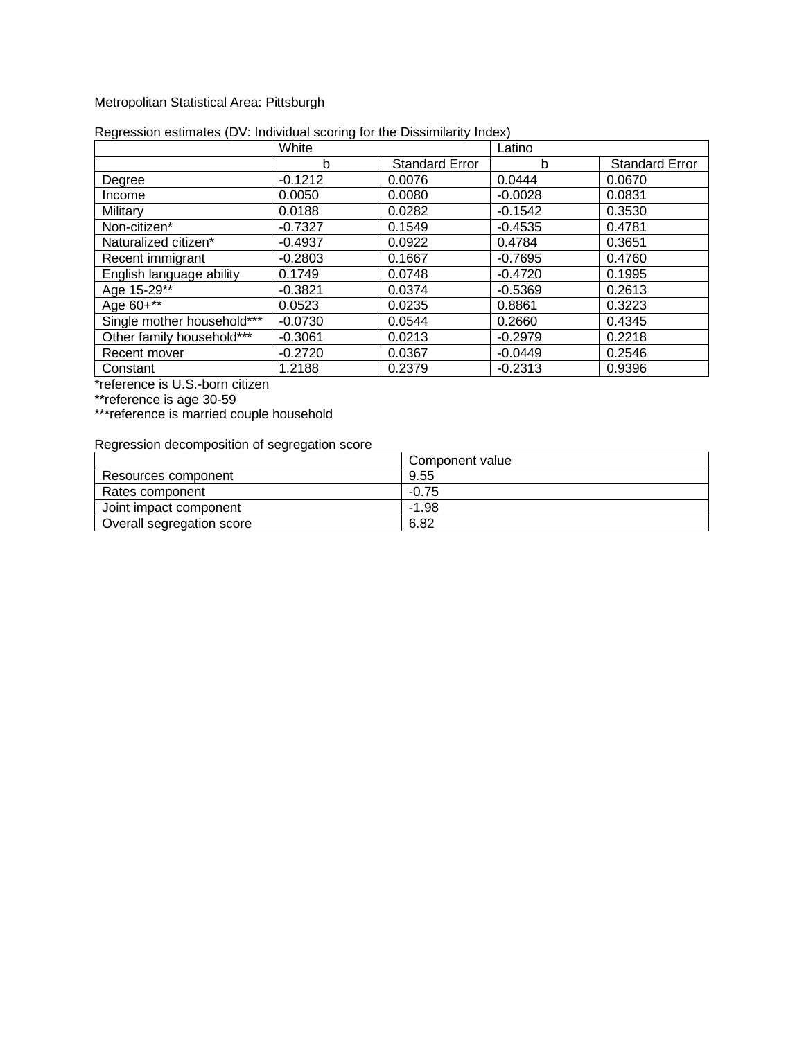Metropolitan Statistical Area: Pittsburgh

Regression estimates (DV: Individual scoring for the Dissimilarity Index)

| | White | | Latino | |
|---|---|---|---|---|
| | b | Standard Error | b | Standard Error |
| Degree | -0.1212 | 0.0076 | 0.0444 | 0.0670 |
| Income | 0.0050 | 0.0080 | -0.0028 | 0.0831 |
| Military | 0.0188 | 0.0282 | -0.1542 | 0.3530 |
| Non-citizen* | -0.7327 | 0.1549 | -0.4535 | 0.4781 |
| Naturalized citizen* | -0.4937 | 0.0922 | 0.4784 | 0.3651 |
| Recent immigrant | -0.2803 | 0.1667 | -0.7695 | 0.4760 |
| English language ability | 0.1749 | 0.0748 | -0.4720 | 0.1995 |
| Age 15-29** | -0.3821 | 0.0374 | -0.5369 | 0.2613 |
| Age 60+** | 0.0523 | 0.0235 | 0.8861 | 0.3223 |
| Single mother household*** | -0.0730 | 0.0544 | 0.2660 | 0.4345 |
| Other family household*** | -0.3061 | 0.0213 | -0.2979 | 0.2218 |
| Recent mover | -0.2720 | 0.0367 | -0.0449 | 0.2546 |
| Constant | 1.2188 | 0.2379 | -0.2313 | 0.9396 |

*reference is U.S.-born citizen

**reference is age 30-59

***reference is married couple household

Regression decomposition of segregation score

| | Component value |
|---|---|
| Resources component | 9.55 |
| Rates component | -0.75 |
| Joint impact component | -1.98 |
| Overall segregation score | 6.82 |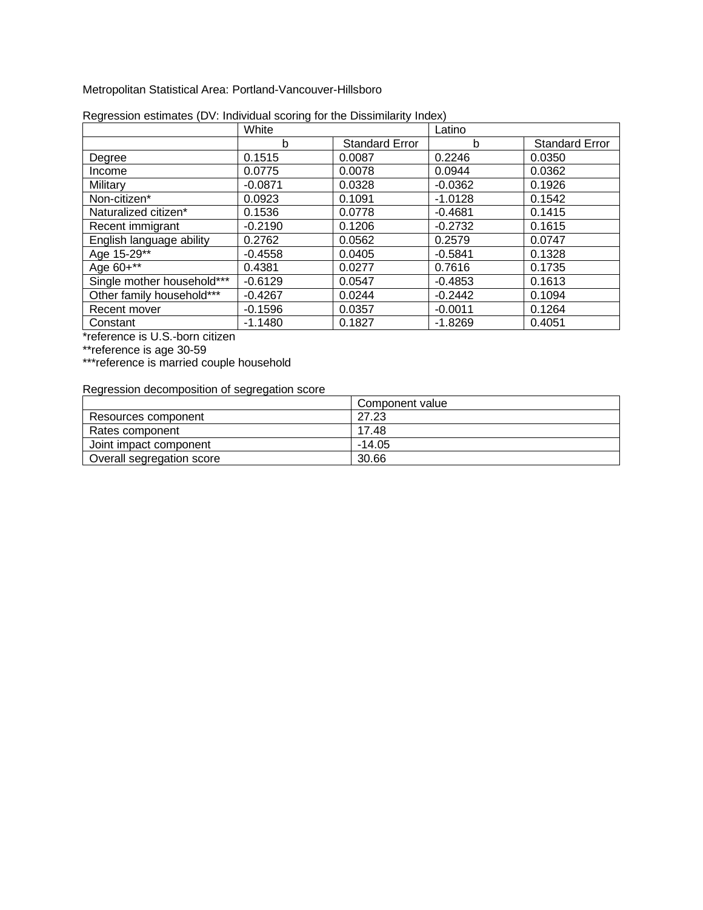Metropolitan Statistical Area: Portland-Vancouver-Hillsboro

Regression estimates (DV: Individual scoring for the Dissimilarity Index)

| | White | | Latino | |
|---|---|---|---|---|
| | b | Standard Error | b | Standard Error |
| Degree | 0.1515 | 0.0087 | 0.2246 | 0.0350 |
| Income | 0.0775 | 0.0078 | 0.0944 | 0.0362 |
| Military | -0.0871 | 0.0328 | -0.0362 | 0.1926 |
| Non-citizen* | 0.0923 | 0.1091 | -1.0128 | 0.1542 |
| Naturalized citizen* | 0.1536 | 0.0778 | -0.4681 | 0.1415 |
| Recent immigrant | -0.2190 | 0.1206 | -0.2732 | 0.1615 |
| English language ability | 0.2762 | 0.0562 | 0.2579 | 0.0747 |
| Age 15-29** | -0.4558 | 0.0405 | -0.5841 | 0.1328 |
| Age 60+** | 0.4381 | 0.0277 | 0.7616 | 0.1735 |
| Single mother household*** | -0.6129 | 0.0547 | -0.4853 | 0.1613 |
| Other family household*** | -0.4267 | 0.0244 | -0.2442 | 0.1094 |
| Recent mover | -0.1596 | 0.0357 | -0.0011 | 0.1264 |
| Constant | -1.1480 | 0.1827 | -1.8269 | 0.4051 |

*reference is U.S.-born citizen

**reference is age 30-59

***reference is married couple household

Regression decomposition of segregation score

| | Component value |
|---|---|
| Resources component | 27.23 |
| Rates component | 17.48 |
| Joint impact component | -14.05 |
| Overall segregation score | 30.66 |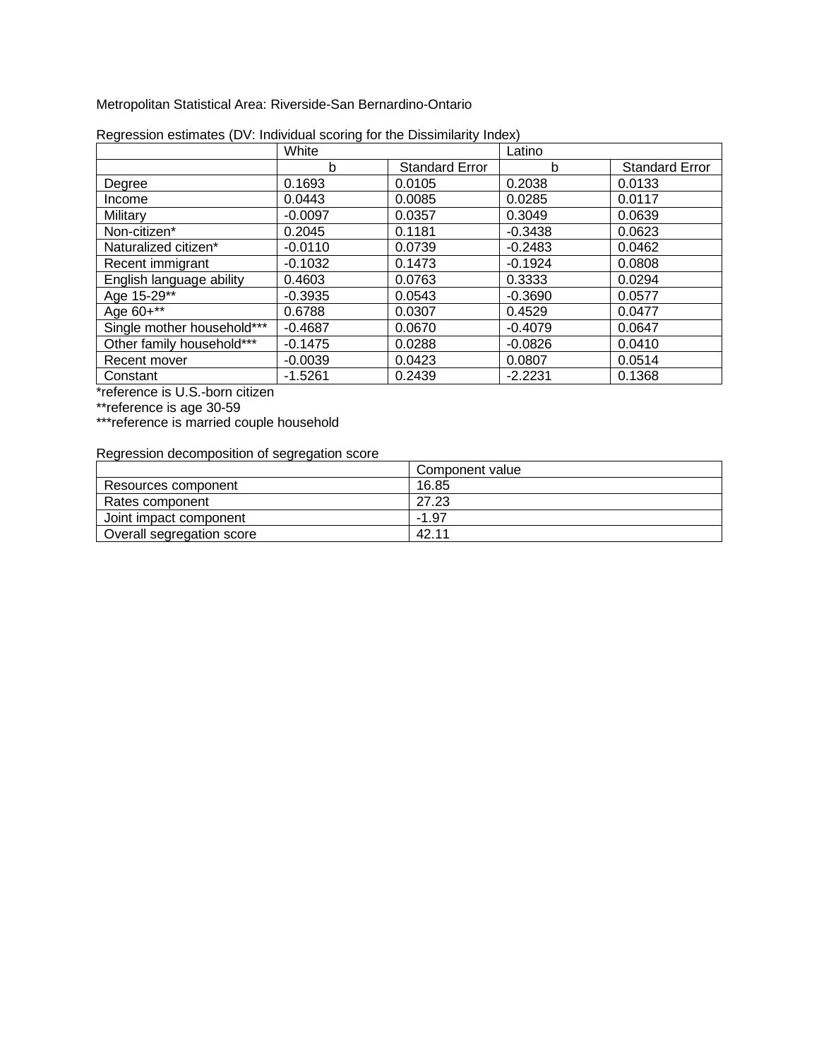Metropolitan Statistical Area: Riverside-San Bernardino-Ontario

Regression estimates (DV: Individual scoring for the Dissimilarity Index)

| | White | | Latino | |
|---|---|---|---|---|
| | b | Standard Error | b | Standard Error |
| Degree | 0.1693 | 0.0105 | 0.2038 | 0.0133 |
| Income | 0.0443 | 0.0085 | 0.0285 | 0.0117 |
| Military | -0.0097 | 0.0357 | 0.3049 | 0.0639 |
| Non-citizen* | 0.2045 | 0.1181 | -0.3438 | 0.0623 |
| Naturalized citizen* | -0.0110 | 0.0739 | -0.2483 | 0.0462 |
| Recent immigrant | -0.1032 | 0.1473 | -0.1924 | 0.0808 |
| English language ability | 0.4603 | 0.0763 | 0.3333 | 0.0294 |
| Age 15-29** | -0.3935 | 0.0543 | -0.3690 | 0.0577 |
| Age 60+** | 0.6788 | 0.0307 | 0.4529 | 0.0477 |
| Single mother household*** | -0.4687 | 0.0670 | -0.4079 | 0.0647 |
| Other family household*** | -0.1475 | 0.0288 | -0.0826 | 0.0410 |
| Recent mover | -0.0039 | 0.0423 | 0.0807 | 0.0514 |
| Constant | -1.5261 | 0.2439 | -2.2231 | 0.1368 |

*reference is U.S.-born citizen
**reference is age 30-59
***reference is married couple household

Regression decomposition of segregation score

| | Component value |
|---|---|
| Resources component | 16.85 |
| Rates component | 27.23 |
| Joint impact component | -1.97 |
| Overall segregation score | 42.11 |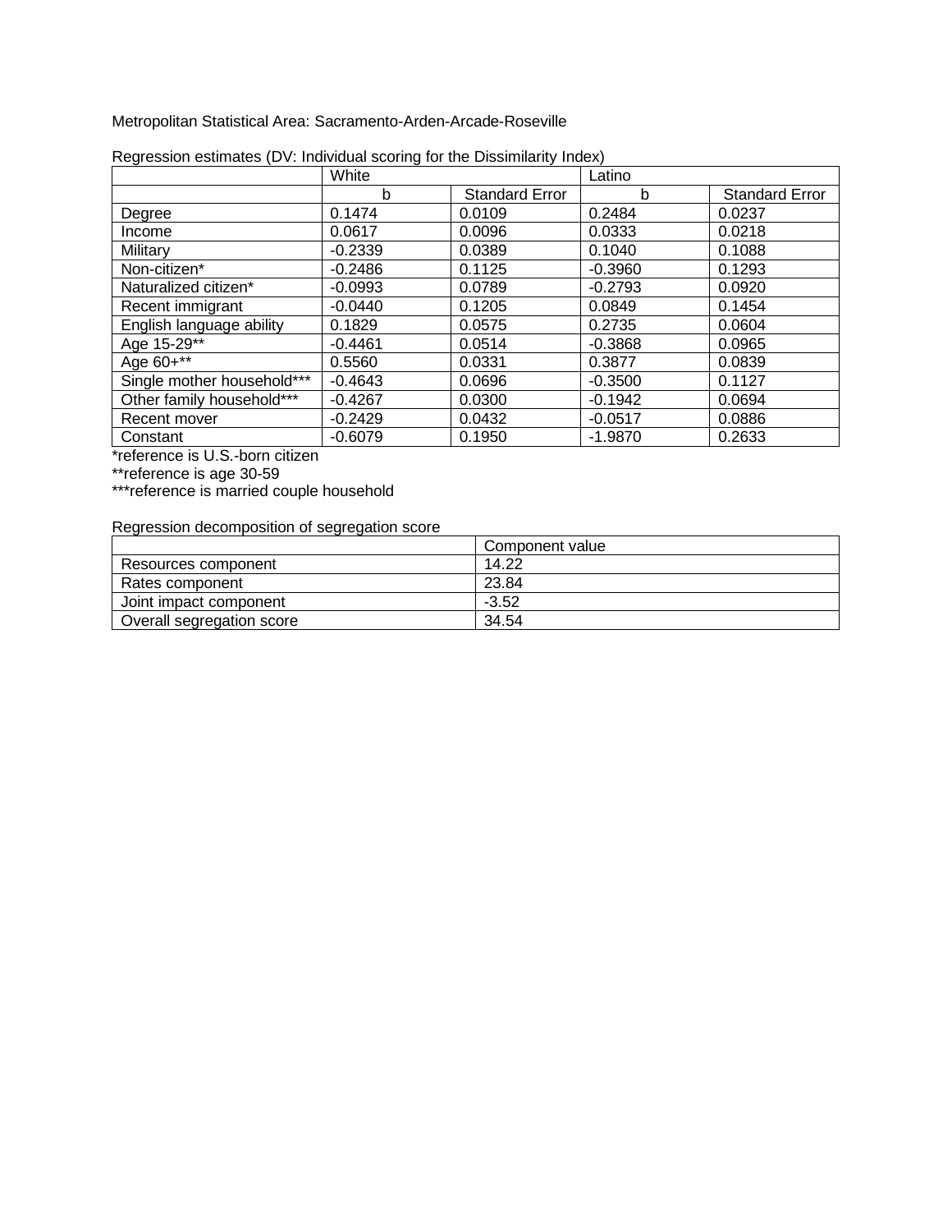Metropolitan Statistical Area: Sacramento-Arden-Arcade-Roseville

Regression estimates (DV: Individual scoring for the Dissimilarity Index)

| | White | | Latino | |
|---|---|---|---|---|
| | b | Standard Error | b | Standard Error |
| Degree | 0.1474 | 0.0109 | 0.2484 | 0.0237 |
| Income | 0.0617 | 0.0096 | 0.0333 | 0.0218 |
| Military | -0.2339 | 0.0389 | 0.1040 | 0.1088 |
| Non-citizen* | -0.2486 | 0.1125 | -0.3960 | 0.1293 |
| Naturalized citizen* | -0.0993 | 0.0789 | -0.2793 | 0.0920 |
| Recent immigrant | -0.0440 | 0.1205 | 0.0849 | 0.1454 |
| English language ability | 0.1829 | 0.0575 | 0.2735 | 0.0604 |
| Age 15-29** | -0.4461 | 0.0514 | -0.3868 | 0.0965 |
| Age 60+** | 0.5560 | 0.0331 | 0.3877 | 0.0839 |
| Single mother household*** | -0.4643 | 0.0696 | -0.3500 | 0.1127 |
| Other family household*** | -0.4267 | 0.0300 | -0.1942 | 0.0694 |
| Recent mover | -0.2429 | 0.0432 | -0.0517 | 0.0886 |
| Constant | -0.6079 | 0.1950 | -1.9870 | 0.2633 |

*reference is U.S.-born citizen
**reference is age 30-59
***reference is married couple household

Regression decomposition of segregation score

| | Component value |
|---|---|
| Resources component | 14.22 |
| Rates component | 23.84 |
| Joint impact component | -3.52 |
| Overall segregation score | 34.54 |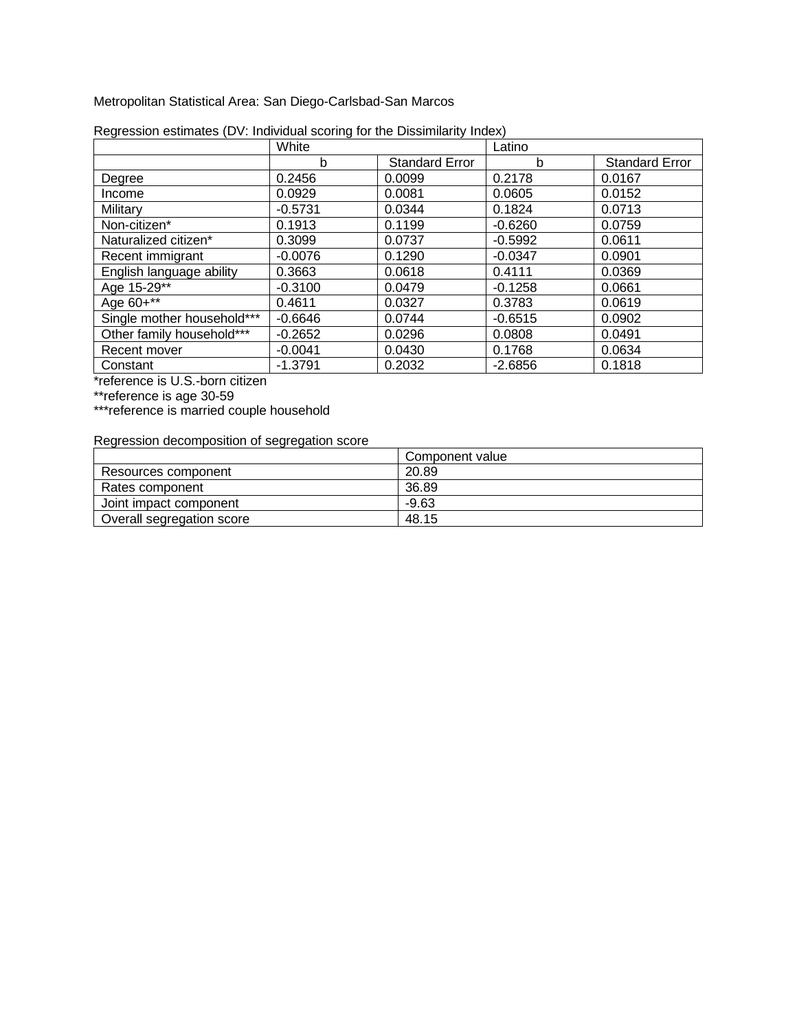Metropolitan Statistical Area: San Diego-Carlsbad-San Marcos

Regression estimates (DV: Individual scoring for the Dissimilarity Index)

| | White | | Latino | |
|---|---|---|---|---|
| | b | Standard Error | b | Standard Error |
| Degree | 0.2456 | 0.0099 | 0.2178 | 0.0167 |
| Income | 0.0929 | 0.0081 | 0.0605 | 0.0152 |
| Military | -0.5731 | 0.0344 | 0.1824 | 0.0713 |
| Non-citizen* | 0.1913 | 0.1199 | -0.6260 | 0.0759 |
| Naturalized citizen* | 0.3099 | 0.0737 | -0.5992 | 0.0611 |
| Recent immigrant | -0.0076 | 0.1290 | -0.0347 | 0.0901 |
| English language ability | 0.3663 | 0.0618 | 0.4111 | 0.0369 |
| Age 15-29** | -0.3100 | 0.0479 | -0.1258 | 0.0661 |
| Age 60+** | 0.4611 | 0.0327 | 0.3783 | 0.0619 |
| Single mother household*** | -0.6646 | 0.0744 | -0.6515 | 0.0902 |
| Other family household*** | -0.2652 | 0.0296 | 0.0808 | 0.0491 |
| Recent mover | -0.0041 | 0.0430 | 0.1768 | 0.0634 |
| Constant | -1.3791 | 0.2032 | -2.6856 | 0.1818 |

*reference is U.S.-born citizen

**reference is age 30-59

***reference is married couple household

Regression decomposition of segregation score

| | Component value |
|---|---|
| Resources component | 20.89 |
| Rates component | 36.89 |
| Joint impact component | -9.63 |
| Overall segregation score | 48.15 |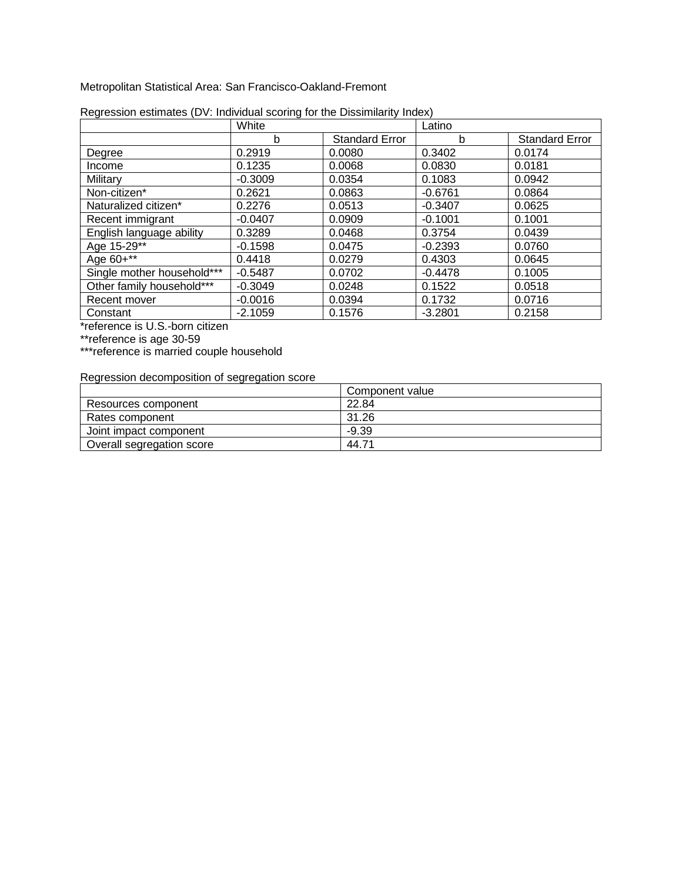Metropolitan Statistical Area: San Francisco-Oakland-Fremont

Regression estimates (DV: Individual scoring for the Dissimilarity Index)

| | White | | Latino | |
|---|---|---|---|---|
| | b | Standard Error | b | Standard Error |
| Degree | 0.2919 | 0.0080 | 0.3402 | 0.0174 |
| Income | 0.1235 | 0.0068 | 0.0830 | 0.0181 |
| Military | -0.3009 | 0.0354 | 0.1083 | 0.0942 |
| Non-citizen* | 0.2621 | 0.0863 | -0.6761 | 0.0864 |
| Naturalized citizen* | 0.2276 | 0.0513 | -0.3407 | 0.0625 |
| Recent immigrant | -0.0407 | 0.0909 | -0.1001 | 0.1001 |
| English language ability | 0.3289 | 0.0468 | 0.3754 | 0.0439 |
| Age 15-29** | -0.1598 | 0.0475 | -0.2393 | 0.0760 |
| Age 60+** | 0.4418 | 0.0279 | 0.4303 | 0.0645 |
| Single mother household*** | -0.5487 | 0.0702 | -0.4478 | 0.1005 |
| Other family household*** | -0.3049 | 0.0248 | 0.1522 | 0.0518 |
| Recent mover | -0.0016 | 0.0394 | 0.1732 | 0.0716 |
| Constant | -2.1059 | 0.1576 | -3.2801 | 0.2158 |

*reference is U.S.-born citizen

**reference is age 30-59

***reference is married couple household

Regression decomposition of segregation score

| | Component value |
|---|---|
| Resources component | 22.84 |
| Rates component | 31.26 |
| Joint impact component | -9.39 |
| Overall segregation score | 44.71 |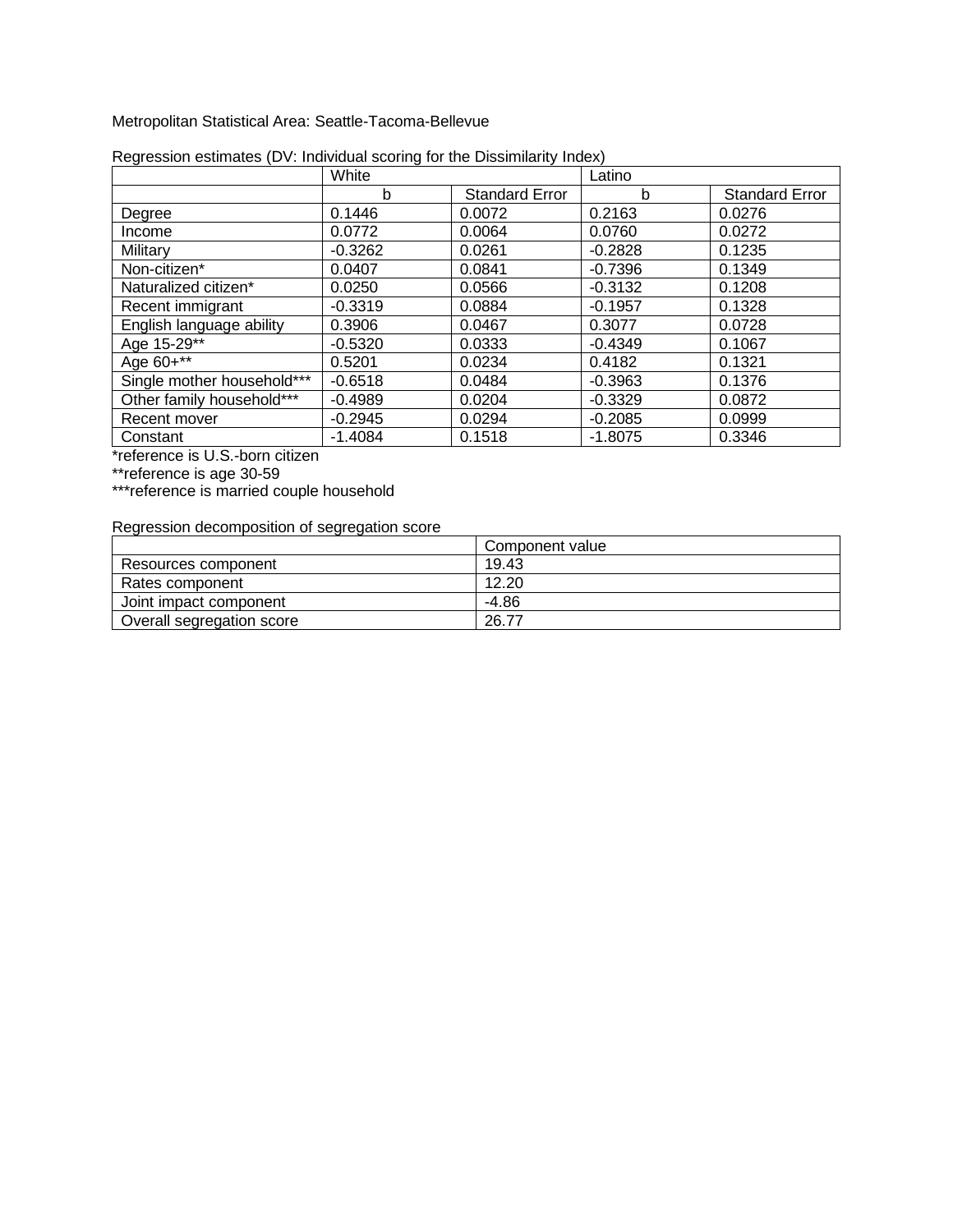Metropolitan Statistical Area: Seattle-Tacoma-Bellevue

Regression estimates (DV: Individual scoring for the Dissimilarity Index)

| | White | | Latino | |
|---|---|---|---|---|
| | b | Standard Error | b | Standard Error |
| Degree | 0.1446 | 0.0072 | 0.2163 | 0.0276 |
| Income | 0.0772 | 0.0064 | 0.0760 | 0.0272 |
| Military | -0.3262 | 0.0261 | -0.2828 | 0.1235 |
| Non-citizen* | 0.0407 | 0.0841 | -0.7396 | 0.1349 |
| Naturalized citizen* | 0.0250 | 0.0566 | -0.3132 | 0.1208 |
| Recent immigrant | -0.3319 | 0.0884 | -0.1957 | 0.1328 |
| English language ability | 0.3906 | 0.0467 | 0.3077 | 0.0728 |
| Age 15-29** | -0.5320 | 0.0333 | -0.4349 | 0.1067 |
| Age 60+** | 0.5201 | 0.0234 | 0.4182 | 0.1321 |
| Single mother household*** | -0.6518 | 0.0484 | -0.3963 | 0.1376 |
| Other family household*** | -0.4989 | 0.0204 | -0.3329 | 0.0872 |
| Recent mover | -0.2945 | 0.0294 | -0.2085 | 0.0999 |
| Constant | -1.4084 | 0.1518 | -1.8075 | 0.3346 |

*reference is U.S.-born citizen

**reference is age 30-59

***reference is married couple household

Regression decomposition of segregation score

| | Component value |
|---|---|
| Resources component | 19.43 |
| Rates component | 12.20 |
| Joint impact component | -4.86 |
| Overall segregation score | 26.77 |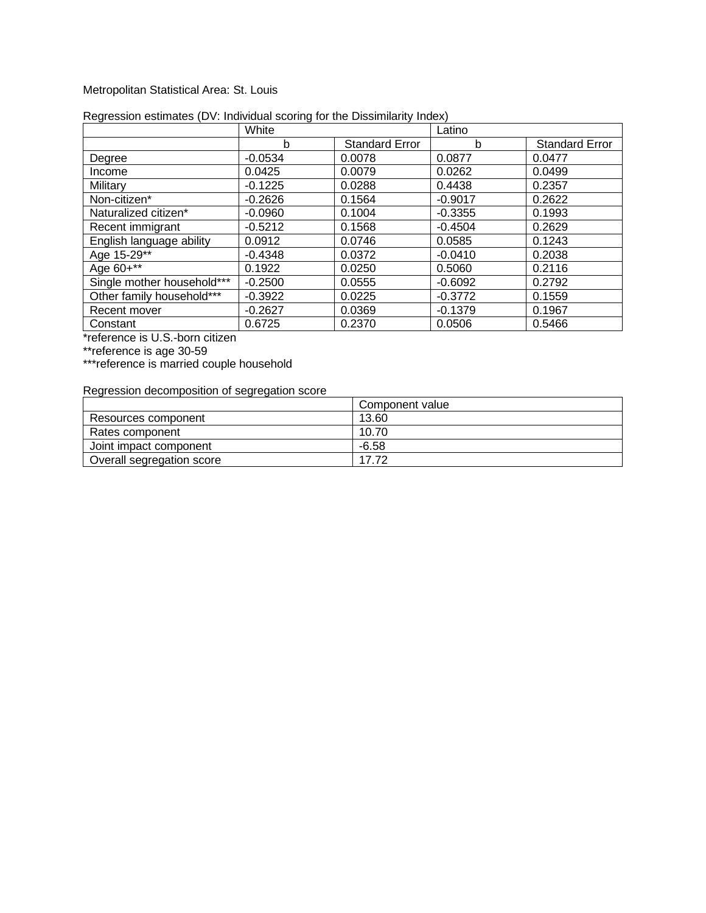Metropolitan Statistical Area: St. Louis

Regression estimates (DV: Individual scoring for the Dissimilarity Index)

| | White | | Latino | |
|---|---|---|---|---|
| | b | Standard Error | b | Standard Error |
| Degree | -0.0534 | 0.0078 | 0.0877 | 0.0477 |
| Income | 0.0425 | 0.0079 | 0.0262 | 0.0499 |
| Military | -0.1225 | 0.0288 | 0.4438 | 0.2357 |
| Non-citizen* | -0.2626 | 0.1564 | -0.9017 | 0.2622 |
| Naturalized citizen* | -0.0960 | 0.1004 | -0.3355 | 0.1993 |
| Recent immigrant | -0.5212 | 0.1568 | -0.4504 | 0.2629 |
| English language ability | 0.0912 | 0.0746 | 0.0585 | 0.1243 |
| Age 15-29** | -0.4348 | 0.0372 | -0.0410 | 0.2038 |
| Age 60+** | 0.1922 | 0.0250 | 0.5060 | 0.2116 |
| Single mother household*** | -0.2500 | 0.0555 | -0.6092 | 0.2792 |
| Other family household*** | -0.3922 | 0.0225 | -0.3772 | 0.1559 |
| Recent mover | -0.2627 | 0.0369 | -0.1379 | 0.1967 |
| Constant | 0.6725 | 0.2370 | 0.0506 | 0.5466 |

*reference is U.S.-born citizen
**reference is age 30-59
***reference is married couple household

Regression decomposition of segregation score

| | Component value |
|---|---|
| Resources component | 13.60 |
| Rates component | 10.70 |
| Joint impact component | -6.58 |
| Overall segregation score | 17.72 |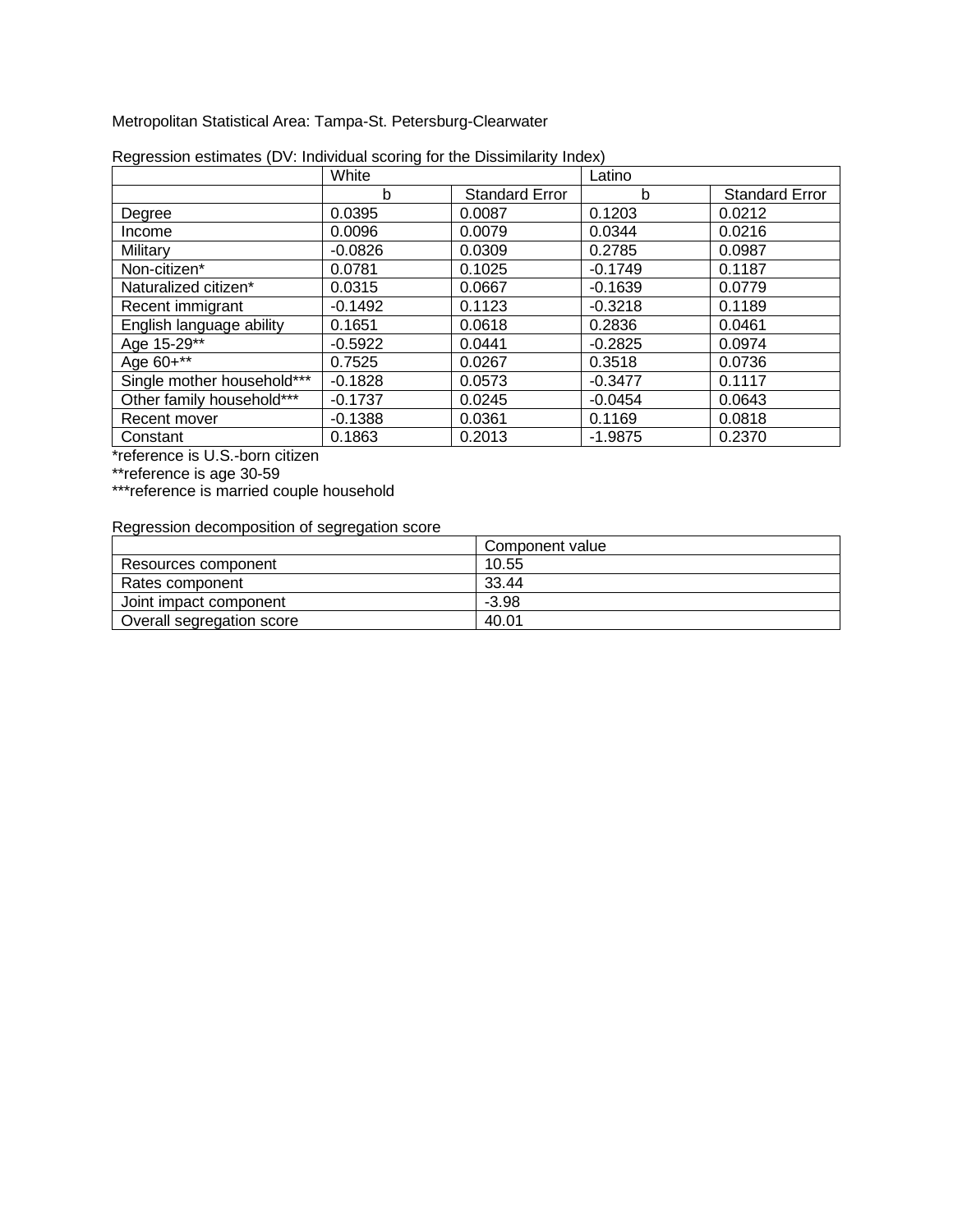Metropolitan Statistical Area: Tampa-St. Petersburg-Clearwater

Regression estimates (DV: Individual scoring for the Dissimilarity Index)

| | White | | Latino | |
|---|---|---|---|---|
| | b | Standard Error | b | Standard Error |
| Degree | 0.0395 | 0.0087 | 0.1203 | 0.0212 |
| Income | 0.0096 | 0.0079 | 0.0344 | 0.0216 |
| Military | -0.0826 | 0.0309 | 0.2785 | 0.0987 |
| Non-citizen* | 0.0781 | 0.1025 | -0.1749 | 0.1187 |
| Naturalized citizen* | 0.0315 | 0.0667 | -0.1639 | 0.0779 |
| Recent immigrant | -0.1492 | 0.1123 | -0.3218 | 0.1189 |
| English language ability | 0.1651 | 0.0618 | 0.2836 | 0.0461 |
| Age 15-29** | -0.5922 | 0.0441 | -0.2825 | 0.0974 |
| Age 60+** | 0.7525 | 0.0267 | 0.3518 | 0.0736 |
| Single mother household*** | -0.1828 | 0.0573 | -0.3477 | 0.1117 |
| Other family household*** | -0.1737 | 0.0245 | -0.0454 | 0.0643 |
| Recent mover | -0.1388 | 0.0361 | 0.1169 | 0.0818 |
| Constant | 0.1863 | 0.2013 | -1.9875 | 0.2370 |

*reference is U.S.-born citizen

**reference is age 30-59

***reference is married couple household

Regression decomposition of segregation score

| | Component value |
|---|---|
| Resources component | 10.55 |
| Rates component | 33.44 |
| Joint impact component | -3.98 |
| Overall segregation score | 40.01 |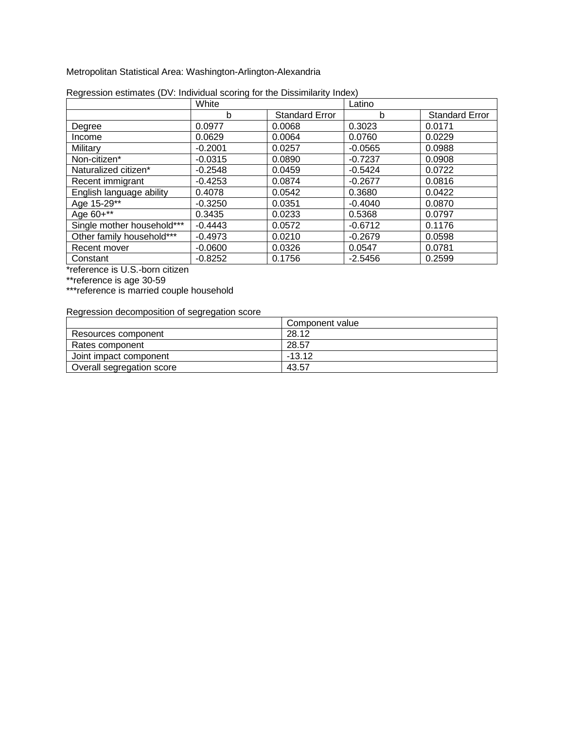Metropolitan Statistical Area: Washington-Arlington-Alexandria

Regression estimates (DV: Individual scoring for the Dissimilarity Index)

| | White | | Latino | |
|---|---|---|---|---|
| | b | Standard Error | b | Standard Error |
| Degree | 0.0977 | 0.0068 | 0.3023 | 0.0171 |
| Income | 0.0629 | 0.0064 | 0.0760 | 0.0229 |
| Military | -0.2001 | 0.0257 | -0.0565 | 0.0988 |
| Non-citizen* | -0.0315 | 0.0890 | -0.7237 | 0.0908 |
| Naturalized citizen* | -0.2548 | 0.0459 | -0.5424 | 0.0722 |
| Recent immigrant | -0.4253 | 0.0874 | -0.2677 | 0.0816 |
| English language ability | 0.4078 | 0.0542 | 0.3680 | 0.0422 |
| Age 15-29** | -0.3250 | 0.0351 | -0.4040 | 0.0870 |
| Age 60+** | 0.3435 | 0.0233 | 0.5368 | 0.0797 |
| Single mother household*** | -0.4443 | 0.0572 | -0.6712 | 0.1176 |
| Other family household*** | -0.4973 | 0.0210 | -0.2679 | 0.0598 |
| Recent mover | -0.0600 | 0.0326 | 0.0547 | 0.0781 |
| Constant | -0.8252 | 0.1756 | -2.5456 | 0.2599 |

*reference is U.S.-born citizen

**reference is age 30-59

***reference is married couple household

Regression decomposition of segregation score

| | Component value |
|---|---|
| Resources component | 28.12 |
| Rates component | 28.57 |
| Joint impact component | -13.12 |
| Overall segregation score | 43.57 |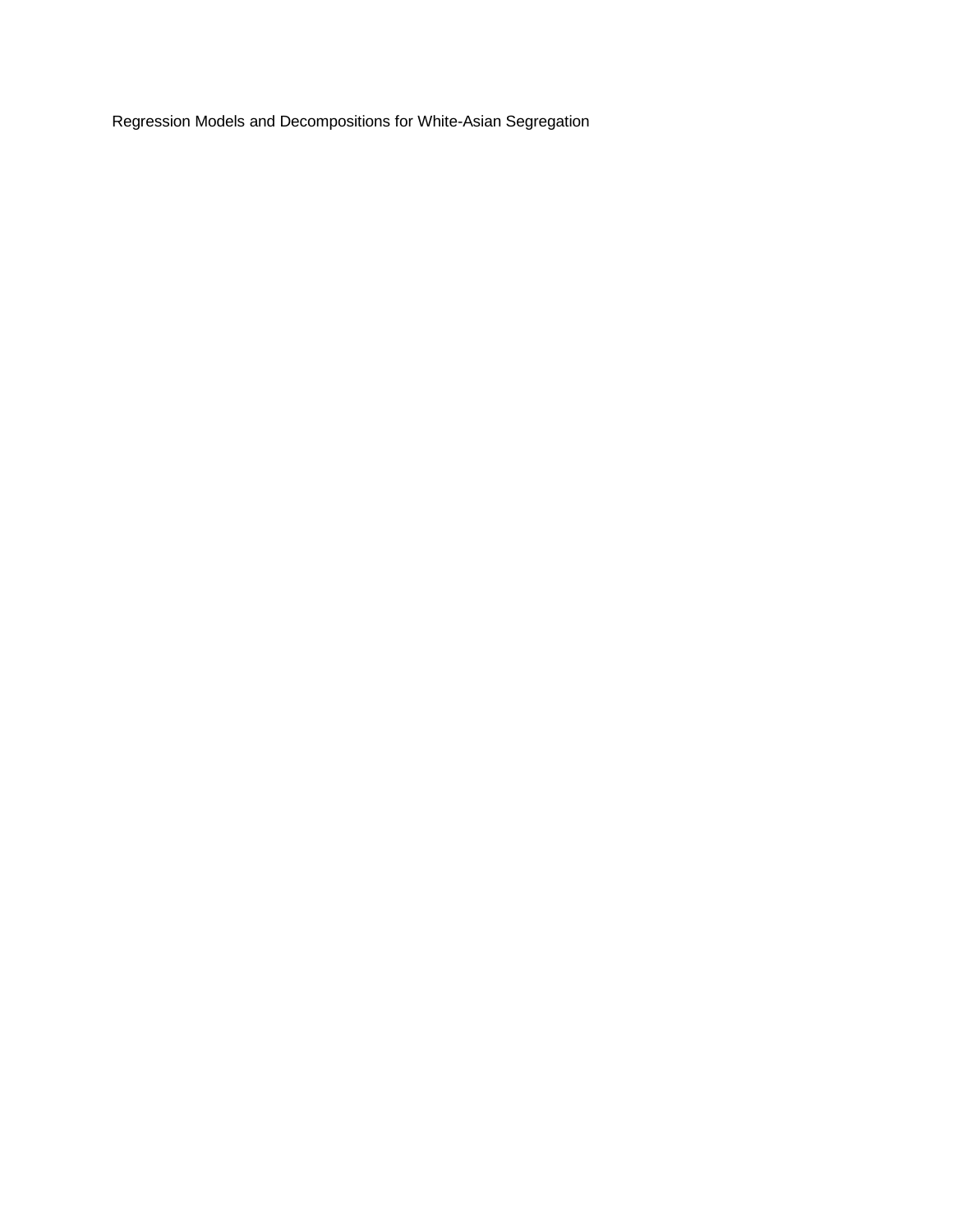Regression Models and Decompositions for White-Asian Segregation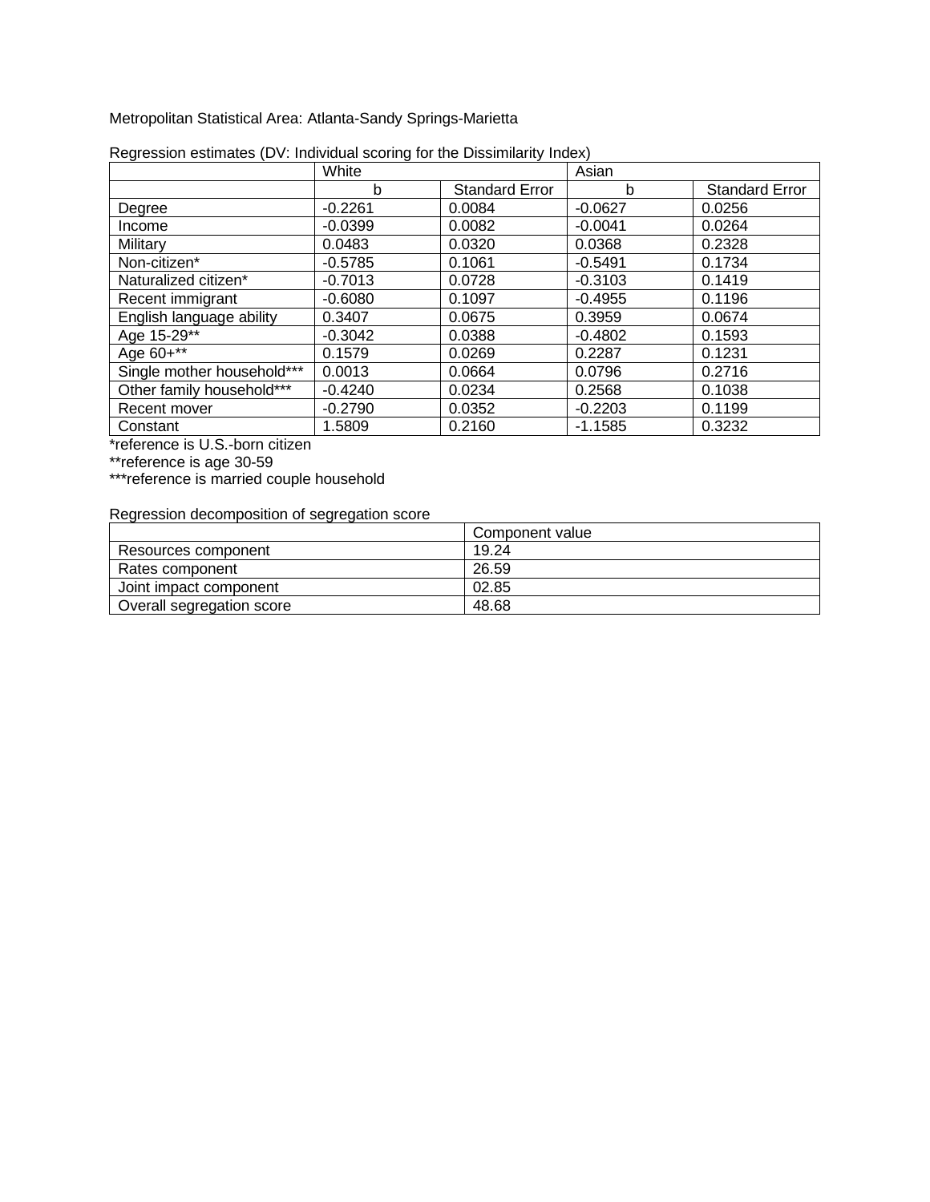Metropolitan Statistical Area: Atlanta-Sandy Springs-Marietta

Regression estimates (DV: Individual scoring for the Dissimilarity Index)

| | White | | Asian | |
|---|---|---|---|---|
| | b | Standard Error | b | Standard Error |
| Degree | -0.2261 | 0.0084 | -0.0627 | 0.0256 |
| Income | -0.0399 | 0.0082 | -0.0041 | 0.0264 |
| Military | 0.0483 | 0.0320 | 0.0368 | 0.2328 |
| Non-citizen* | -0.5785 | 0.1061 | -0.5491 | 0.1734 |
| Naturalized citizen* | -0.7013 | 0.0728 | -0.3103 | 0.1419 |
| Recent immigrant | -0.6080 | 0.1097 | -0.4955 | 0.1196 |
| English language ability | 0.3407 | 0.0675 | 0.3959 | 0.0674 |
| Age 15-29** | -0.3042 | 0.0388 | -0.4802 | 0.1593 |
| Age 60+** | 0.1579 | 0.0269 | 0.2287 | 0.1231 |
| Single mother household*** | 0.0013 | 0.0664 | 0.0796 | 0.2716 |
| Other family household*** | -0.4240 | 0.0234 | 0.2568 | 0.1038 |
| Recent mover | -0.2790 | 0.0352 | -0.2203 | 0.1199 |
| Constant | 1.5809 | 0.2160 | -1.1585 | 0.3232 |

*reference is U.S.-born citizen

**reference is age 30-59

***reference is married couple household

Regression decomposition of segregation score

| | Component value |
|---|---|
| Resources component | 19.24 |
| Rates component | 26.59 |
| Joint impact component | 02.85 |
| Overall segregation score | 48.68 |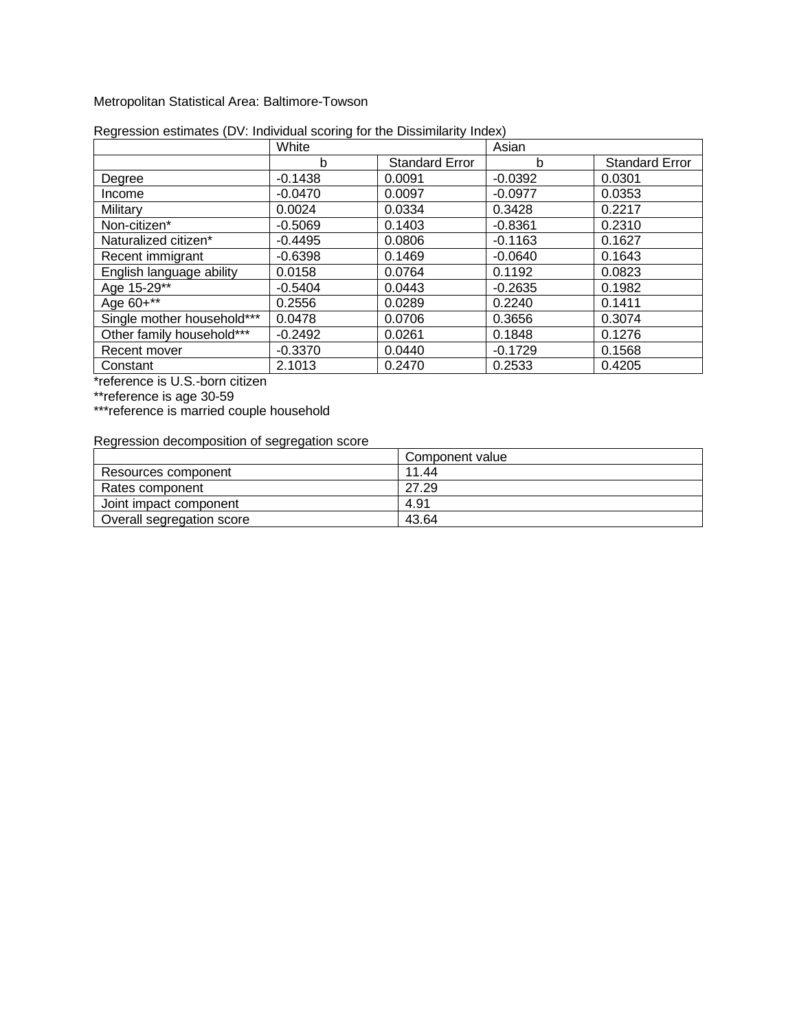Metropolitan Statistical Area: Baltimore-Towson

Regression estimates (DV: Individual scoring for the Dissimilarity Index)

| | White | | Asian | |
|---|---|---|---|---|
| | b | Standard Error | b | Standard Error |
| Degree | -0.1438 | 0.0091 | -0.0392 | 0.0301 |
| Income | -0.0470 | 0.0097 | -0.0977 | 0.0353 |
| Military | 0.0024 | 0.0334 | 0.3428 | 0.2217 |
| Non-citizen* | -0.5069 | 0.1403 | -0.8361 | 0.2310 |
| Naturalized citizen* | -0.4495 | 0.0806 | -0.1163 | 0.1627 |
| Recent immigrant | -0.6398 | 0.1469 | -0.0640 | 0.1643 |
| English language ability | 0.0158 | 0.0764 | 0.1192 | 0.0823 |
| Age 15-29** | -0.5404 | 0.0443 | -0.2635 | 0.1982 |
| Age 60+** | 0.2556 | 0.0289 | 0.2240 | 0.1411 |
| Single mother household*** | 0.0478 | 0.0706 | 0.3656 | 0.3074 |
| Other family household*** | -0.2492 | 0.0261 | 0.1848 | 0.1276 |
| Recent mover | -0.3370 | 0.0440 | -0.1729 | 0.1568 |
| Constant | 2.1013 | 0.2470 | 0.2533 | 0.4205 |

*reference is U.S.-born citizen

**reference is age 30-59

***reference is married couple household

Regression decomposition of segregation score

| | Component value |
|---|---|
| Resources component | 11.44 |
| Rates component | 27.29 |
| Joint impact component | 4.91 |
| Overall segregation score | 43.64 |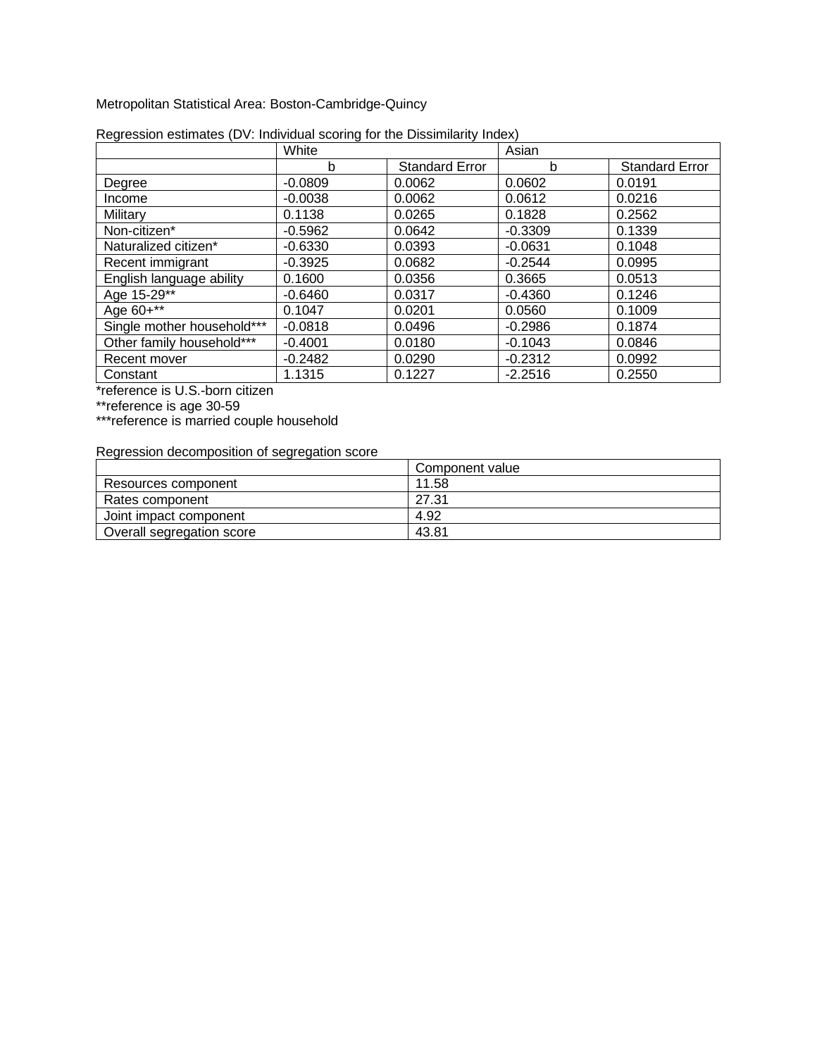Metropolitan Statistical Area: Boston-Cambridge-Quincy

Regression estimates (DV: Individual scoring for the Dissimilarity Index)

| | White | | Asian | |
|---|---|---|---|---|
| | b | Standard Error | b | Standard Error |
| Degree | -0.0809 | 0.0062 | 0.0602 | 0.0191 |
| Income | -0.0038 | 0.0062 | 0.0612 | 0.0216 |
| Military | 0.1138 | 0.0265 | 0.1828 | 0.2562 |
| Non-citizen* | -0.5962 | 0.0642 | -0.3309 | 0.1339 |
| Naturalized citizen* | -0.6330 | 0.0393 | -0.0631 | 0.1048 |
| Recent immigrant | -0.3925 | 0.0682 | -0.2544 | 0.0995 |
| English language ability | 0.1600 | 0.0356 | 0.3665 | 0.0513 |
| Age 15-29** | -0.6460 | 0.0317 | -0.4360 | 0.1246 |
| Age 60+** | 0.1047 | 0.0201 | 0.0560 | 0.1009 |
| Single mother household*** | -0.0818 | 0.0496 | -0.2986 | 0.1874 |
| Other family household*** | -0.4001 | 0.0180 | -0.1043 | 0.0846 |
| Recent mover | -0.2482 | 0.0290 | -0.2312 | 0.0992 |
| Constant | 1.1315 | 0.1227 | -2.2516 | 0.2550 |

*reference is U.S.-born citizen

**reference is age 30-59

***reference is married couple household

Regression decomposition of segregation score

| | Component value |
|---|---|
| Resources component | 11.58 |
| Rates component | 27.31 |
| Joint impact component | 4.92 |
| Overall segregation score | 43.81 |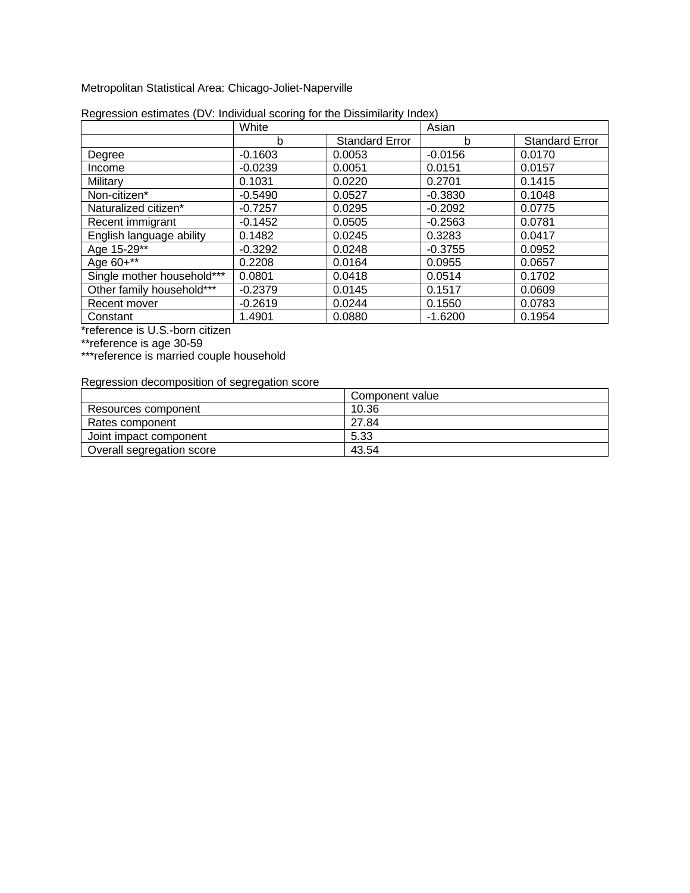Metropolitan Statistical Area: Chicago-Joliet-Naperville

Regression estimates (DV: Individual scoring for the Dissimilarity Index)

| | White | | Asian | |
|---|---|---|---|---|
| | b | Standard Error | b | Standard Error |
| Degree | -0.1603 | 0.0053 | -0.0156 | 0.0170 |
| Income | -0.0239 | 0.0051 | 0.0151 | 0.0157 |
| Military | 0.1031 | 0.0220 | 0.2701 | 0.1415 |
| Non-citizen* | -0.5490 | 0.0527 | -0.3830 | 0.1048 |
| Naturalized citizen* | -0.7257 | 0.0295 | -0.2092 | 0.0775 |
| Recent immigrant | -0.1452 | 0.0505 | -0.2563 | 0.0781 |
| English language ability | 0.1482 | 0.0245 | 0.3283 | 0.0417 |
| Age 15-29** | -0.3292 | 0.0248 | -0.3755 | 0.0952 |
| Age 60+** | 0.2208 | 0.0164 | 0.0955 | 0.0657 |
| Single mother household*** | 0.0801 | 0.0418 | 0.0514 | 0.1702 |
| Other family household*** | -0.2379 | 0.0145 | 0.1517 | 0.0609 |
| Recent mover | -0.2619 | 0.0244 | 0.1550 | 0.0783 |
| Constant | 1.4901 | 0.0880 | -1.6200 | 0.1954 |

*reference is U.S.-born citizen
**reference is age 30-59
***reference is married couple household

Regression decomposition of segregation score

| | Component value |
|---|---|
| Resources component | 10.36 |
| Rates component | 27.84 |
| Joint impact component | 5.33 |
| Overall segregation score | 43.54 |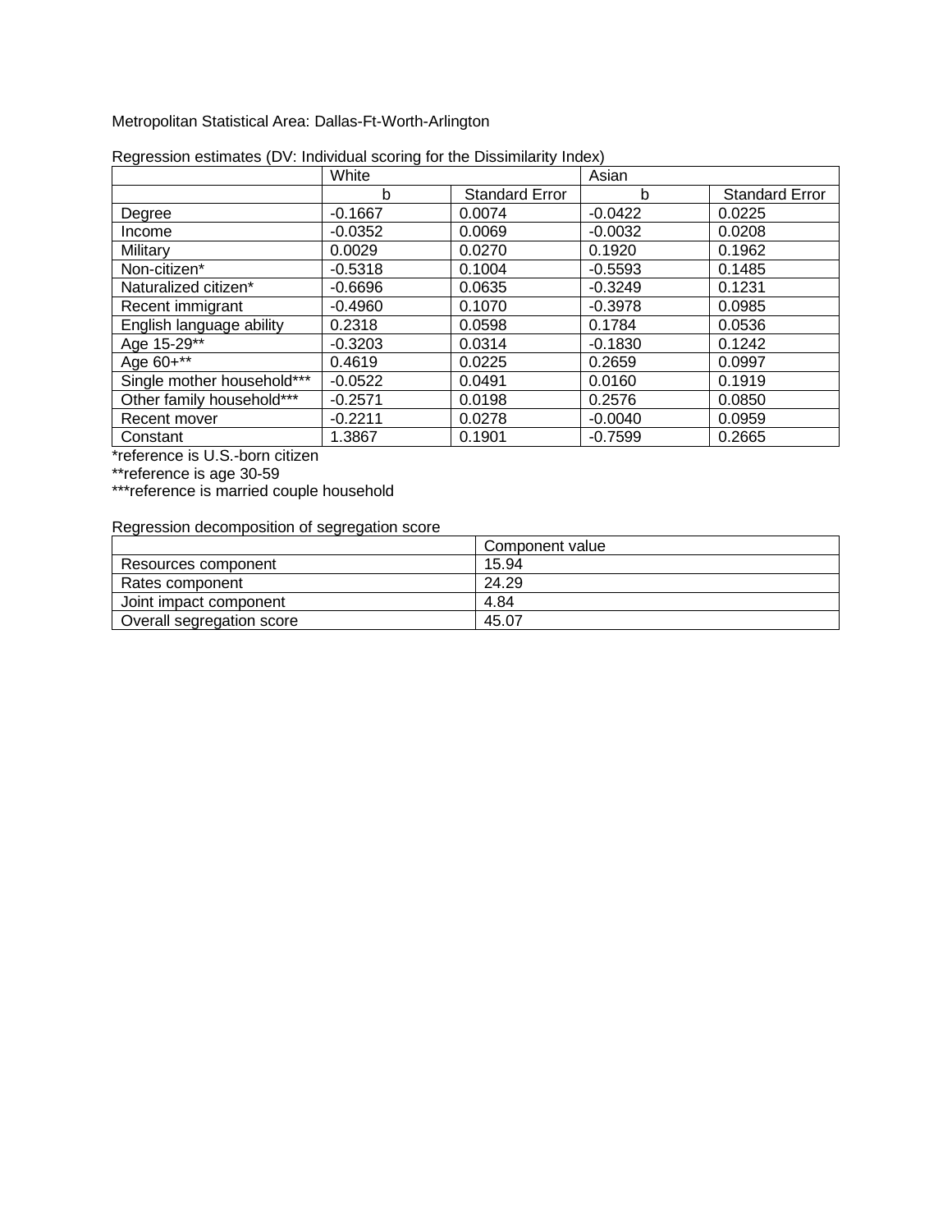Metropolitan Statistical Area: Dallas-Ft-Worth-Arlington

Regression estimates (DV: Individual scoring for the Dissimilarity Index)

| | White | | Asian | |
|---|---|---|---|---|
| | b | Standard Error | b | Standard Error |
| Degree | -0.1667 | 0.0074 | -0.0422 | 0.0225 |
| Income | -0.0352 | 0.0069 | -0.0032 | 0.0208 |
| Military | 0.0029 | 0.0270 | 0.1920 | 0.1962 |
| Non-citizen* | -0.5318 | 0.1004 | -0.5593 | 0.1485 |
| Naturalized citizen* | -0.6696 | 0.0635 | -0.3249 | 0.1231 |
| Recent immigrant | -0.4960 | 0.1070 | -0.3978 | 0.0985 |
| English language ability | 0.2318 | 0.0598 | 0.1784 | 0.0536 |
| Age 15-29** | -0.3203 | 0.0314 | -0.1830 | 0.1242 |
| Age 60+** | 0.4619 | 0.0225 | 0.2659 | 0.0997 |
| Single mother household*** | -0.0522 | 0.0491 | 0.0160 | 0.1919 |
| Other family household*** | -0.2571 | 0.0198 | 0.2576 | 0.0850 |
| Recent mover | -0.2211 | 0.0278 | -0.0040 | 0.0959 |
| Constant | 1.3867 | 0.1901 | -0.7599 | 0.2665 |

*reference is U.S.-born citizen

**reference is age 30-59

***reference is married couple household

Regression decomposition of segregation score

| | Component value |
|---|---|
| Resources component | 15.94 |
| Rates component | 24.29 |
| Joint impact component | 4.84 |
| Overall segregation score | 45.07 |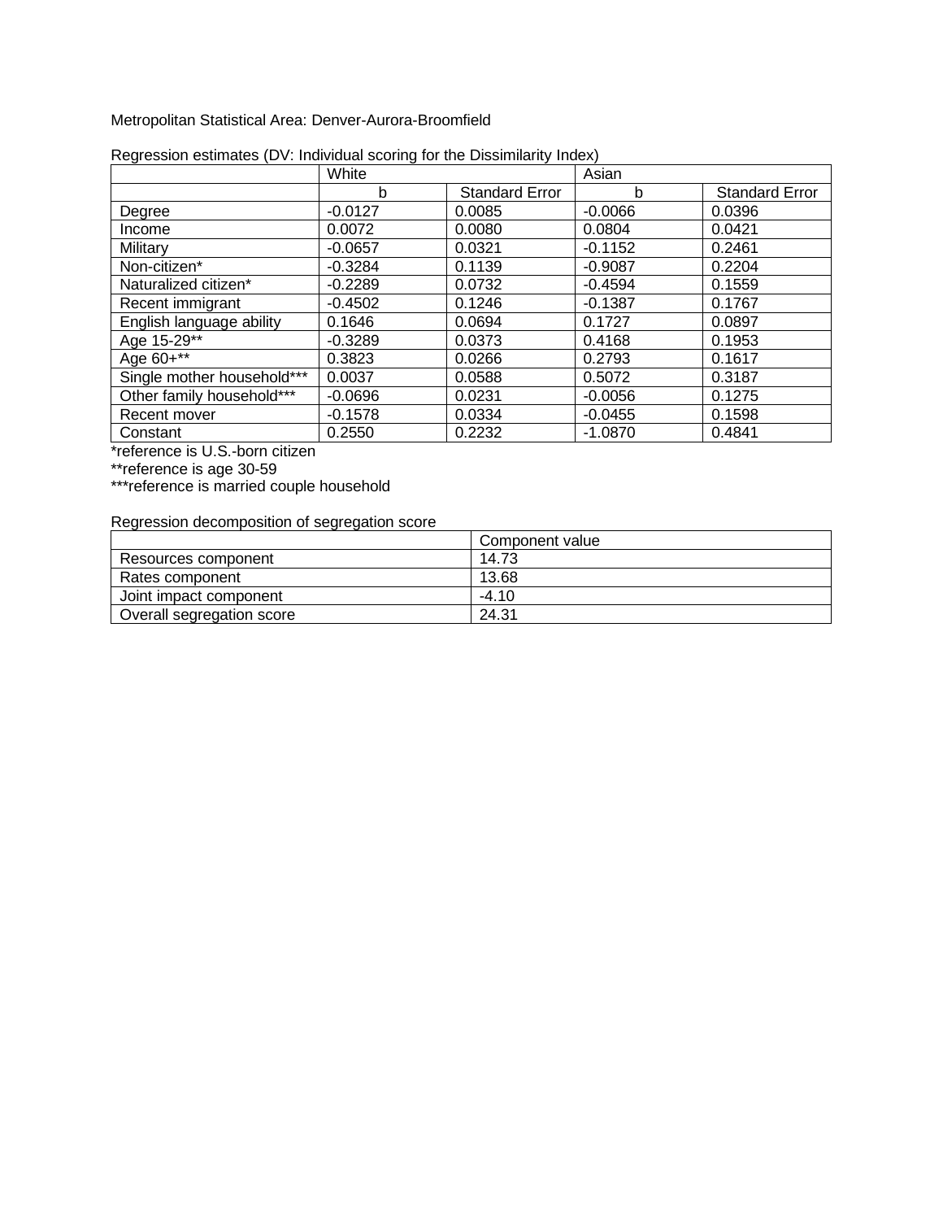Metropolitan Statistical Area: Denver-Aurora-Broomfield

Regression estimates (DV: Individual scoring for the Dissimilarity Index)

| | White | | Asian | |
|---|---|---|---|---|
| | b | Standard Error | b | Standard Error |
| Degree | -0.0127 | 0.0085 | -0.0066 | 0.0396 |
| Income | 0.0072 | 0.0080 | 0.0804 | 0.0421 |
| Military | -0.0657 | 0.0321 | -0.1152 | 0.2461 |
| Non-citizen* | -0.3284 | 0.1139 | -0.9087 | 0.2204 |
| Naturalized citizen* | -0.2289 | 0.0732 | -0.4594 | 0.1559 |
| Recent immigrant | -0.4502 | 0.1246 | -0.1387 | 0.1767 |
| English language ability | 0.1646 | 0.0694 | 0.1727 | 0.0897 |
| Age 15-29** | -0.3289 | 0.0373 | 0.4168 | 0.1953 |
| Age 60+** | 0.3823 | 0.0266 | 0.2793 | 0.1617 |
| Single mother household*** | 0.0037 | 0.0588 | 0.5072 | 0.3187 |
| Other family household*** | -0.0696 | 0.0231 | -0.0056 | 0.1275 |
| Recent mover | -0.1578 | 0.0334 | -0.0455 | 0.1598 |
| Constant | 0.2550 | 0.2232 | -1.0870 | 0.4841 |

*reference is U.S.-born citizen

**reference is age 30-59

***reference is married couple household

Regression decomposition of segregation score

| | Component value |
|---|---|
| Resources component | 14.73 |
| Rates component | 13.68 |
| Joint impact component | -4.10 |
| Overall segregation score | 24.31 |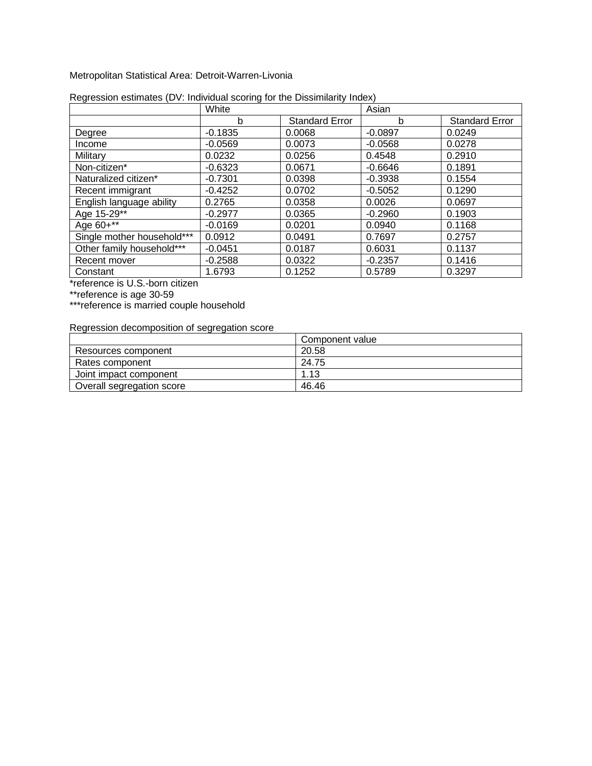Metropolitan Statistical Area: Detroit-Warren-Livonia

Regression estimates (DV: Individual scoring for the Dissimilarity Index)

| | White | | Asian | |
|---|---|---|---|---|
| | b | Standard Error | b | Standard Error |
| Degree | -0.1835 | 0.0068 | -0.0897 | 0.0249 |
| Income | -0.0569 | 0.0073 | -0.0568 | 0.0278 |
| Military | 0.0232 | 0.0256 | 0.4548 | 0.2910 |
| Non-citizen* | -0.6323 | 0.0671 | -0.6646 | 0.1891 |
| Naturalized citizen* | -0.7301 | 0.0398 | -0.3938 | 0.1554 |
| Recent immigrant | -0.4252 | 0.0702 | -0.5052 | 0.1290 |
| English language ability | 0.2765 | 0.0358 | 0.0026 | 0.0697 |
| Age 15-29** | -0.2977 | 0.0365 | -0.2960 | 0.1903 |
| Age 60+** | -0.0169 | 0.0201 | 0.0940 | 0.1168 |
| Single mother household*** | 0.0912 | 0.0491 | 0.7697 | 0.2757 |
| Other family household*** | -0.0451 | 0.0187 | 0.6031 | 0.1137 |
| Recent mover | -0.2588 | 0.0322 | -0.2357 | 0.1416 |
| Constant | 1.6793 | 0.1252 | 0.5789 | 0.3297 |

*reference is U.S.-born citizen

**reference is age 30-59

***reference is married couple household

Regression decomposition of segregation score

| | Component value |
|---|---|
| Resources component | 20.58 |
| Rates component | 24.75 |
| Joint impact component | 1.13 |
| Overall segregation score | 46.46 |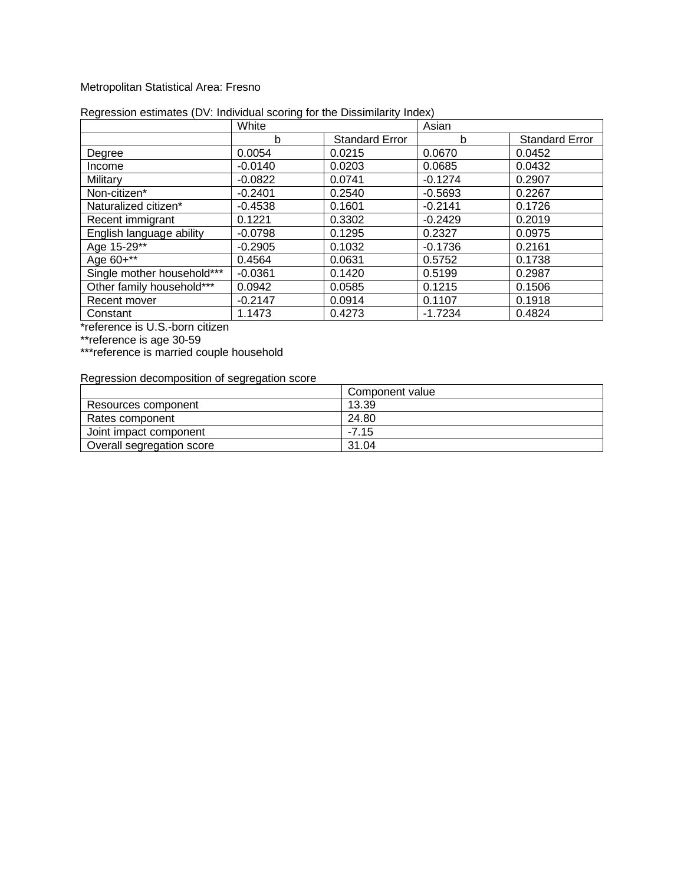Metropolitan Statistical Area: Fresno

Regression estimates (DV: Individual scoring for the Dissimilarity Index)

| | White | | Asian | |
|---|---|---|---|---|
| | b | Standard Error | b | Standard Error |
| Degree | 0.0054 | 0.0215 | 0.0670 | 0.0452 |
| Income | -0.0140 | 0.0203 | 0.0685 | 0.0432 |
| Military | -0.0822 | 0.0741 | -0.1274 | 0.2907 |
| Non-citizen* | -0.2401 | 0.2540 | -0.5693 | 0.2267 |
| Naturalized citizen* | -0.4538 | 0.1601 | -0.2141 | 0.1726 |
| Recent immigrant | 0.1221 | 0.3302 | -0.2429 | 0.2019 |
| English language ability | -0.0798 | 0.1295 | 0.2327 | 0.0975 |
| Age 15-29** | -0.2905 | 0.1032 | -0.1736 | 0.2161 |
| Age 60+** | 0.4564 | 0.0631 | 0.5752 | 0.1738 |
| Single mother household*** | -0.0361 | 0.1420 | 0.5199 | 0.2987 |
| Other family household*** | 0.0942 | 0.0585 | 0.1215 | 0.1506 |
| Recent mover | -0.2147 | 0.0914 | 0.1107 | 0.1918 |
| Constant | 1.1473 | 0.4273 | -1.7234 | 0.4824 |

*reference is U.S.-born citizen
**reference is age 30-59
***reference is married couple household

Regression decomposition of segregation score

| | Component value |
|---|---|
| Resources component | 13.39 |
| Rates component | 24.80 |
| Joint impact component | -7.15 |
| Overall segregation score | 31.04 |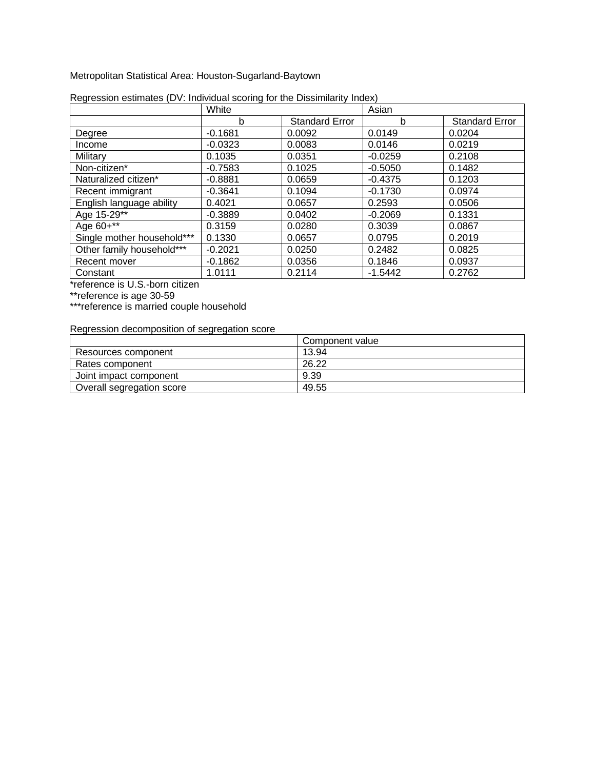Metropolitan Statistical Area: Houston-Sugarland-Baytown

Regression estimates (DV: Individual scoring for the Dissimilarity Index)

| | White | | Asian | |
|---|---|---|---|---|
| | b | Standard Error | b | Standard Error |
| Degree | -0.1681 | 0.0092 | 0.0149 | 0.0204 |
| Income | -0.0323 | 0.0083 | 0.0146 | 0.0219 |
| Military | 0.1035 | 0.0351 | -0.0259 | 0.2108 |
| Non-citizen* | -0.7583 | 0.1025 | -0.5050 | 0.1482 |
| Naturalized citizen* | -0.8881 | 0.0659 | -0.4375 | 0.1203 |
| Recent immigrant | -0.3641 | 0.1094 | -0.1730 | 0.0974 |
| English language ability | 0.4021 | 0.0657 | 0.2593 | 0.0506 |
| Age 15-29** | -0.3889 | 0.0402 | -0.2069 | 0.1331 |
| Age 60+** | 0.3159 | 0.0280 | 0.3039 | 0.0867 |
| Single mother household*** | 0.1330 | 0.0657 | 0.0795 | 0.2019 |
| Other family household*** | -0.2021 | 0.0250 | 0.2482 | 0.0825 |
| Recent mover | -0.1862 | 0.0356 | 0.1846 | 0.0937 |
| Constant | 1.0111 | 0.2114 | -1.5442 | 0.2762 |

*reference is U.S.-born citizen

**reference is age 30-59

***reference is married couple household

Regression decomposition of segregation score

| | Component value |
|---|---|
| Resources component | 13.94 |
| Rates component | 26.22 |
| Joint impact component | 9.39 |
| Overall segregation score | 49.55 |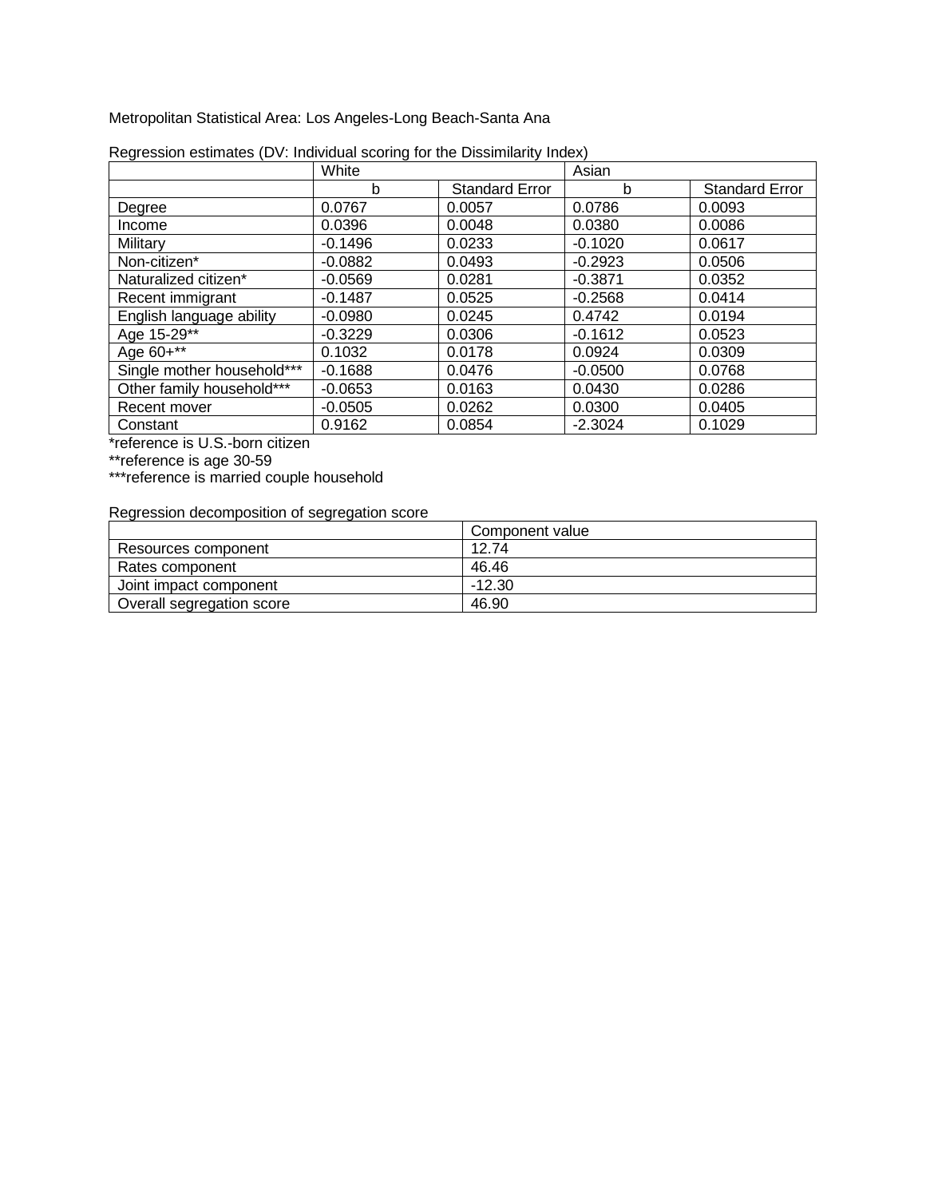Metropolitan Statistical Area: Los Angeles-Long Beach-Santa Ana

Regression estimates (DV: Individual scoring for the Dissimilarity Index)

| | White | | Asian | |
|---|---|---|---|---|
| | b | Standard Error | b | Standard Error |
| Degree | 0.0767 | 0.0057 | 0.0786 | 0.0093 |
| Income | 0.0396 | 0.0048 | 0.0380 | 0.0086 |
| Military | -0.1496 | 0.0233 | -0.1020 | 0.0617 |
| Non-citizen* | -0.0882 | 0.0493 | -0.2923 | 0.0506 |
| Naturalized citizen* | -0.0569 | 0.0281 | -0.3871 | 0.0352 |
| Recent immigrant | -0.1487 | 0.0525 | -0.2568 | 0.0414 |
| English language ability | -0.0980 | 0.0245 | 0.4742 | 0.0194 |
| Age 15-29** | -0.3229 | 0.0306 | -0.1612 | 0.0523 |
| Age 60+** | 0.1032 | 0.0178 | 0.0924 | 0.0309 |
| Single mother household*** | -0.1688 | 0.0476 | -0.0500 | 0.0768 |
| Other family household*** | -0.0653 | 0.0163 | 0.0430 | 0.0286 |
| Recent mover | -0.0505 | 0.0262 | 0.0300 | 0.0405 |
| Constant | 0.9162 | 0.0854 | -2.3024 | 0.1029 |

*reference is U.S.-born citizen

**reference is age 30-59

***reference is married couple household

Regression decomposition of segregation score

| | Component value |
|---|---|
| Resources component | 12.74 |
| Rates component | 46.46 |
| Joint impact component | -12.30 |
| Overall segregation score | 46.90 |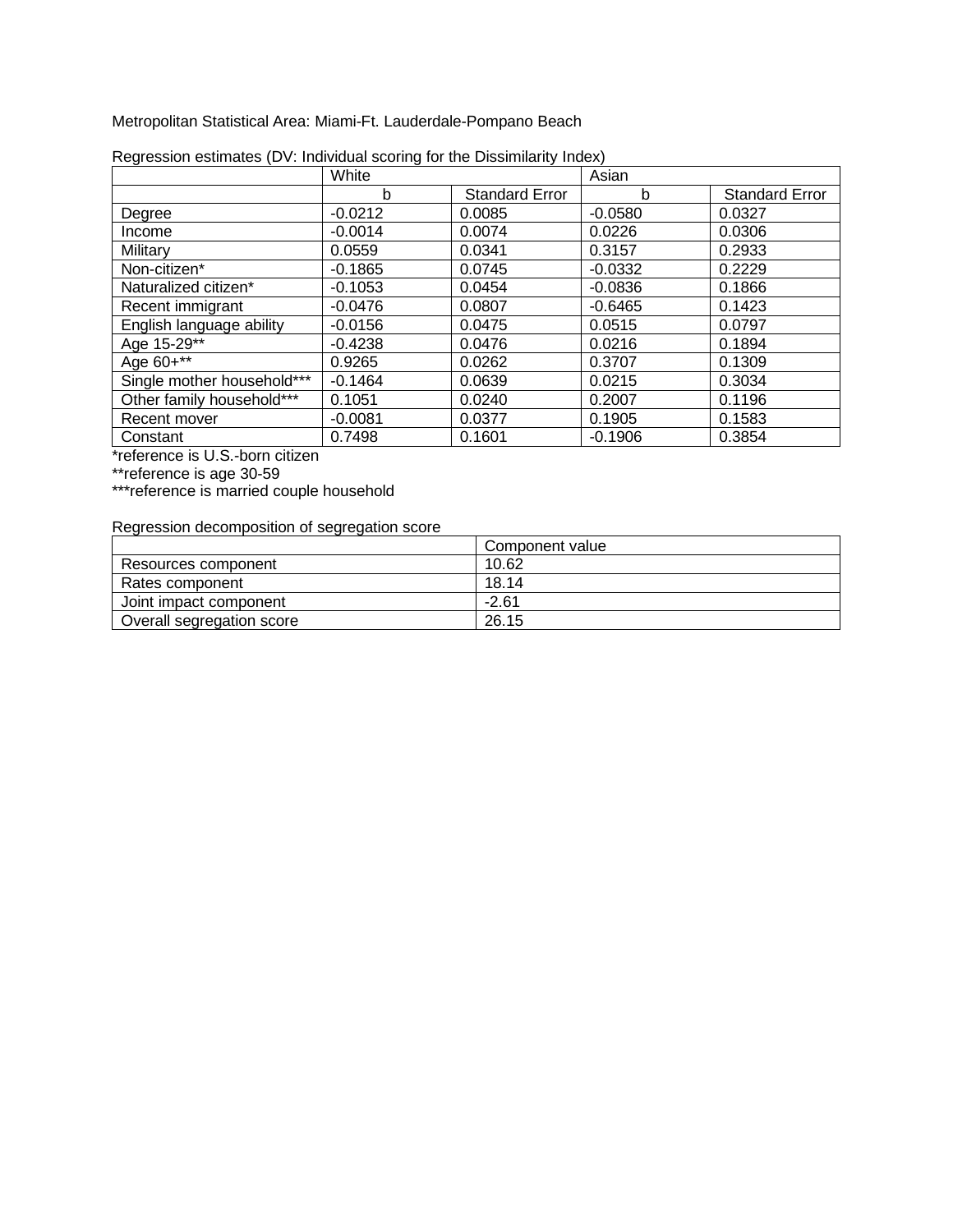Metropolitan Statistical Area: Miami-Ft. Lauderdale-Pompano Beach

Regression estimates (DV: Individual scoring for the Dissimilarity Index)

| | White | | Asian | |
|---|---|---|---|---|
| | b | Standard Error | b | Standard Error |
| Degree | -0.0212 | 0.0085 | -0.0580 | 0.0327 |
| Income | -0.0014 | 0.0074 | 0.0226 | 0.0306 |
| Military | 0.0559 | 0.0341 | 0.3157 | 0.2933 |
| Non-citizen* | -0.1865 | 0.0745 | -0.0332 | 0.2229 |
| Naturalized citizen* | -0.1053 | 0.0454 | -0.0836 | 0.1866 |
| Recent immigrant | -0.0476 | 0.0807 | -0.6465 | 0.1423 |
| English language ability | -0.0156 | 0.0475 | 0.0515 | 0.0797 |
| Age 15-29** | -0.4238 | 0.0476 | 0.0216 | 0.1894 |
| Age 60+** | 0.9265 | 0.0262 | 0.3707 | 0.1309 |
| Single mother household*** | -0.1464 | 0.0639 | 0.0215 | 0.3034 |
| Other family household*** | 0.1051 | 0.0240 | 0.2007 | 0.1196 |
| Recent mover | -0.0081 | 0.0377 | 0.1905 | 0.1583 |
| Constant | 0.7498 | 0.1601 | -0.1906 | 0.3854 |

*reference is U.S.-born citizen
**reference is age 30-59
***reference is married couple household

Regression decomposition of segregation score

| | Component value |
|---|---|
| Resources component | 10.62 |
| Rates component | 18.14 |
| Joint impact component | -2.61 |
| Overall segregation score | 26.15 |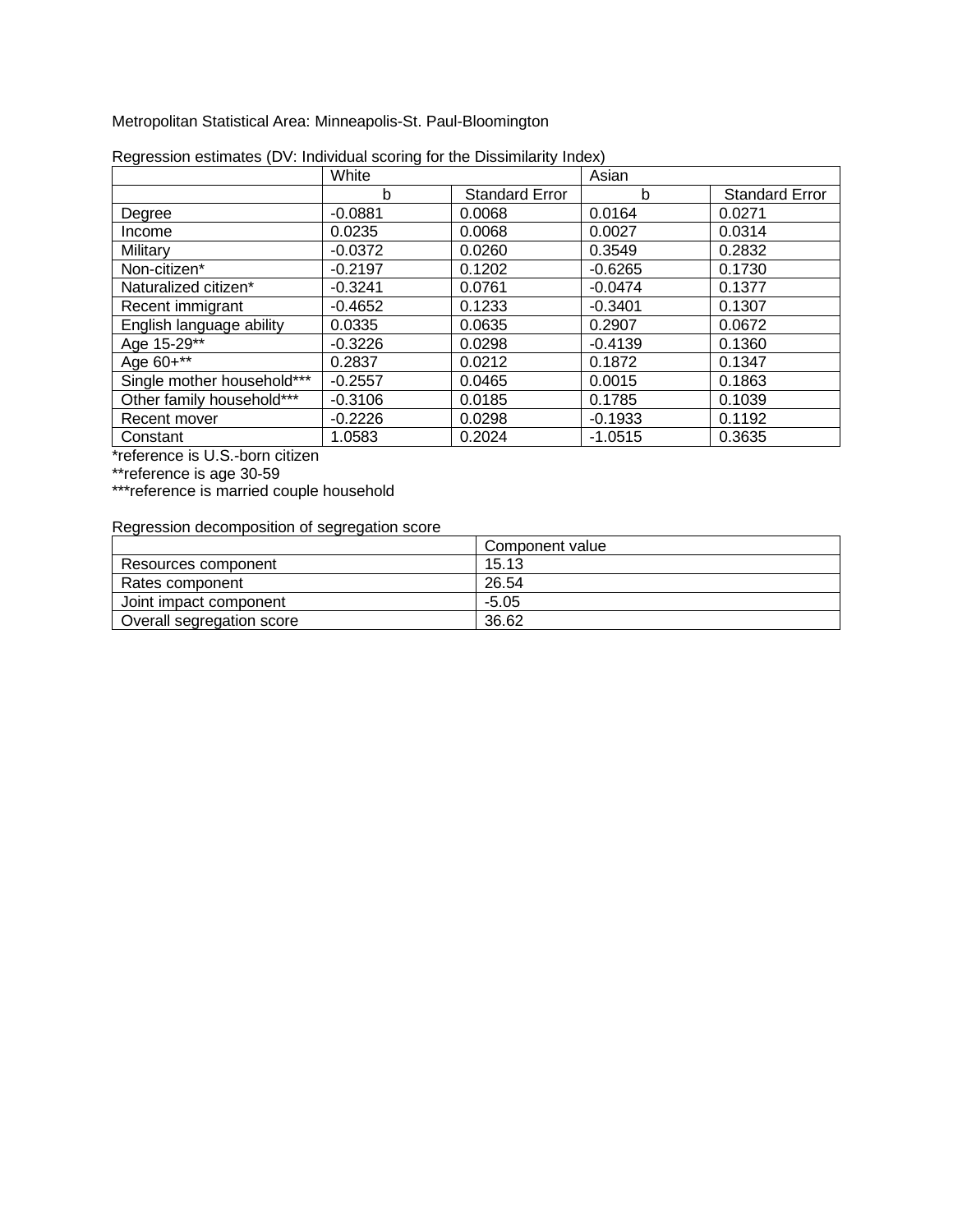Metropolitan Statistical Area: Minneapolis-St. Paul-Bloomington

Regression estimates (DV: Individual scoring for the Dissimilarity Index)

| | White | | Asian | |
|---|---|---|---|---|
| | b | Standard Error | b | Standard Error |
| Degree | -0.0881 | 0.0068 | 0.0164 | 0.0271 |
| Income | 0.0235 | 0.0068 | 0.0027 | 0.0314 |
| Military | -0.0372 | 0.0260 | 0.3549 | 0.2832 |
| Non-citizen* | -0.2197 | 0.1202 | -0.6265 | 0.1730 |
| Naturalized citizen* | -0.3241 | 0.0761 | -0.0474 | 0.1377 |
| Recent immigrant | -0.4652 | 0.1233 | -0.3401 | 0.1307 |
| English language ability | 0.0335 | 0.0635 | 0.2907 | 0.0672 |
| Age 15-29** | -0.3226 | 0.0298 | -0.4139 | 0.1360 |
| Age 60+** | 0.2837 | 0.0212 | 0.1872 | 0.1347 |
| Single mother household*** | -0.2557 | 0.0465 | 0.0015 | 0.1863 |
| Other family household*** | -0.3106 | 0.0185 | 0.1785 | 0.1039 |
| Recent mover | -0.2226 | 0.0298 | -0.1933 | 0.1192 |
| Constant | 1.0583 | 0.2024 | -1.0515 | 0.3635 |

*reference is U.S.-born citizen
**reference is age 30-59
***reference is married couple household

Regression decomposition of segregation score

| | Component value |
|---|---|
| Resources component | 15.13 |
| Rates component | 26.54 |
| Joint impact component | -5.05 |
| Overall segregation score | 36.62 |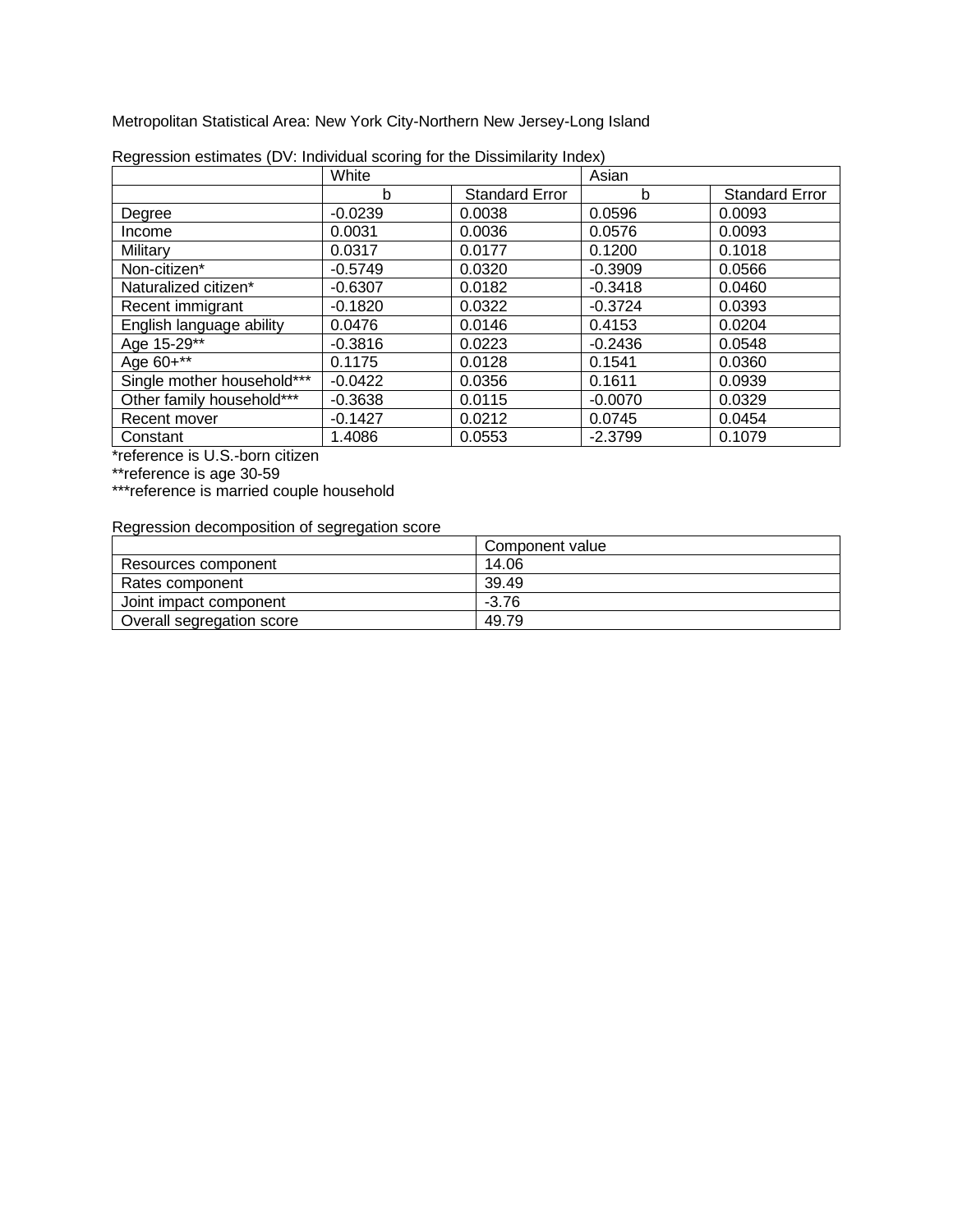Metropolitan Statistical Area: New York City-Northern New Jersey-Long Island

Regression estimates (DV: Individual scoring for the Dissimilarity Index)

| | White | | Asian | |
|---|---|---|---|---|
| | b | Standard Error | b | Standard Error |
| Degree | -0.0239 | 0.0038 | 0.0596 | 0.0093 |
| Income | 0.0031 | 0.0036 | 0.0576 | 0.0093 |
| Military | 0.0317 | 0.0177 | 0.1200 | 0.1018 |
| Non-citizen* | -0.5749 | 0.0320 | -0.3909 | 0.0566 |
| Naturalized citizen* | -0.6307 | 0.0182 | -0.3418 | 0.0460 |
| Recent immigrant | -0.1820 | 0.0322 | -0.3724 | 0.0393 |
| English language ability | 0.0476 | 0.0146 | 0.4153 | 0.0204 |
| Age 15-29** | -0.3816 | 0.0223 | -0.2436 | 0.0548 |
| Age 60+** | 0.1175 | 0.0128 | 0.1541 | 0.0360 |
| Single mother household*** | -0.0422 | 0.0356 | 0.1611 | 0.0939 |
| Other family household*** | -0.3638 | 0.0115 | -0.0070 | 0.0329 |
| Recent mover | -0.1427 | 0.0212 | 0.0745 | 0.0454 |
| Constant | 1.4086 | 0.0553 | -2.3799 | 0.1079 |

*reference is U.S.-born citizen

**reference is age 30-59

***reference is married couple household

Regression decomposition of segregation score

| | Component value |
|---|---|
| Resources component | 14.06 |
| Rates component | 39.49 |
| Joint impact component | -3.76 |
| Overall segregation score | 49.79 |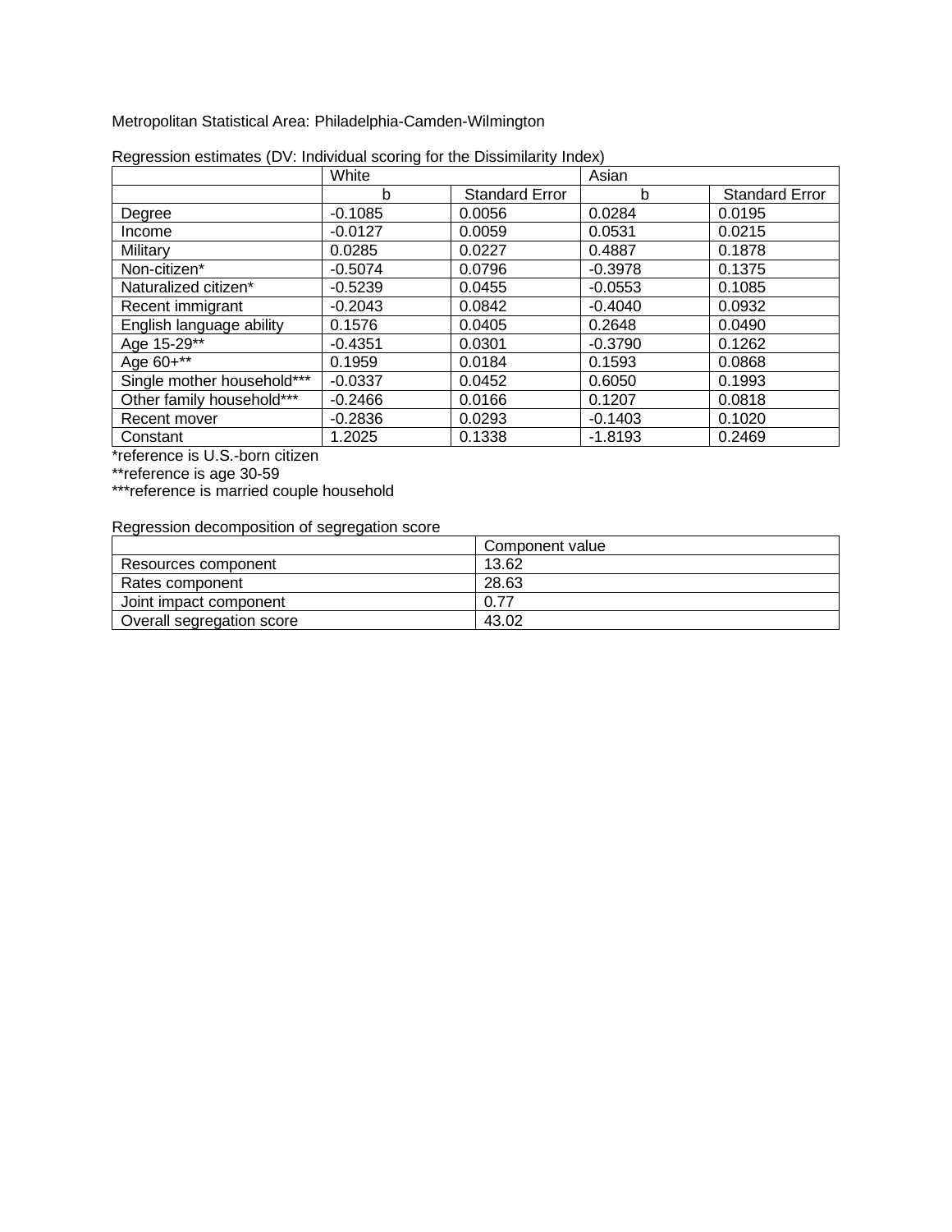Metropolitan Statistical Area: Philadelphia-Camden-Wilmington

Regression estimates (DV: Individual scoring for the Dissimilarity Index)

| | White | | Asian | |
|---|---|---|---|---|
| | b | Standard Error | b | Standard Error |
| Degree | -0.1085 | 0.0056 | 0.0284 | 0.0195 |
| Income | -0.0127 | 0.0059 | 0.0531 | 0.0215 |
| Military | 0.0285 | 0.0227 | 0.4887 | 0.1878 |
| Non-citizen* | -0.5074 | 0.0796 | -0.3978 | 0.1375 |
| Naturalized citizen* | -0.5239 | 0.0455 | -0.0553 | 0.1085 |
| Recent immigrant | -0.2043 | 0.0842 | -0.4040 | 0.0932 |
| English language ability | 0.1576 | 0.0405 | 0.2648 | 0.0490 |
| Age 15-29** | -0.4351 | 0.0301 | -0.3790 | 0.1262 |
| Age 60+** | 0.1959 | 0.0184 | 0.1593 | 0.0868 |
| Single mother household*** | -0.0337 | 0.0452 | 0.6050 | 0.1993 |
| Other family household*** | -0.2466 | 0.0166 | 0.1207 | 0.0818 |
| Recent mover | -0.2836 | 0.0293 | -0.1403 | 0.1020 |
| Constant | 1.2025 | 0.1338 | -1.8193 | 0.2469 |

*reference is U.S.-born citizen
**reference is age 30-59
***reference is married couple household

Regression decomposition of segregation score

| | Component value |
|---|---|
| Resources component | 13.62 |
| Rates component | 28.63 |
| Joint impact component | 0.77 |
| Overall segregation score | 43.02 |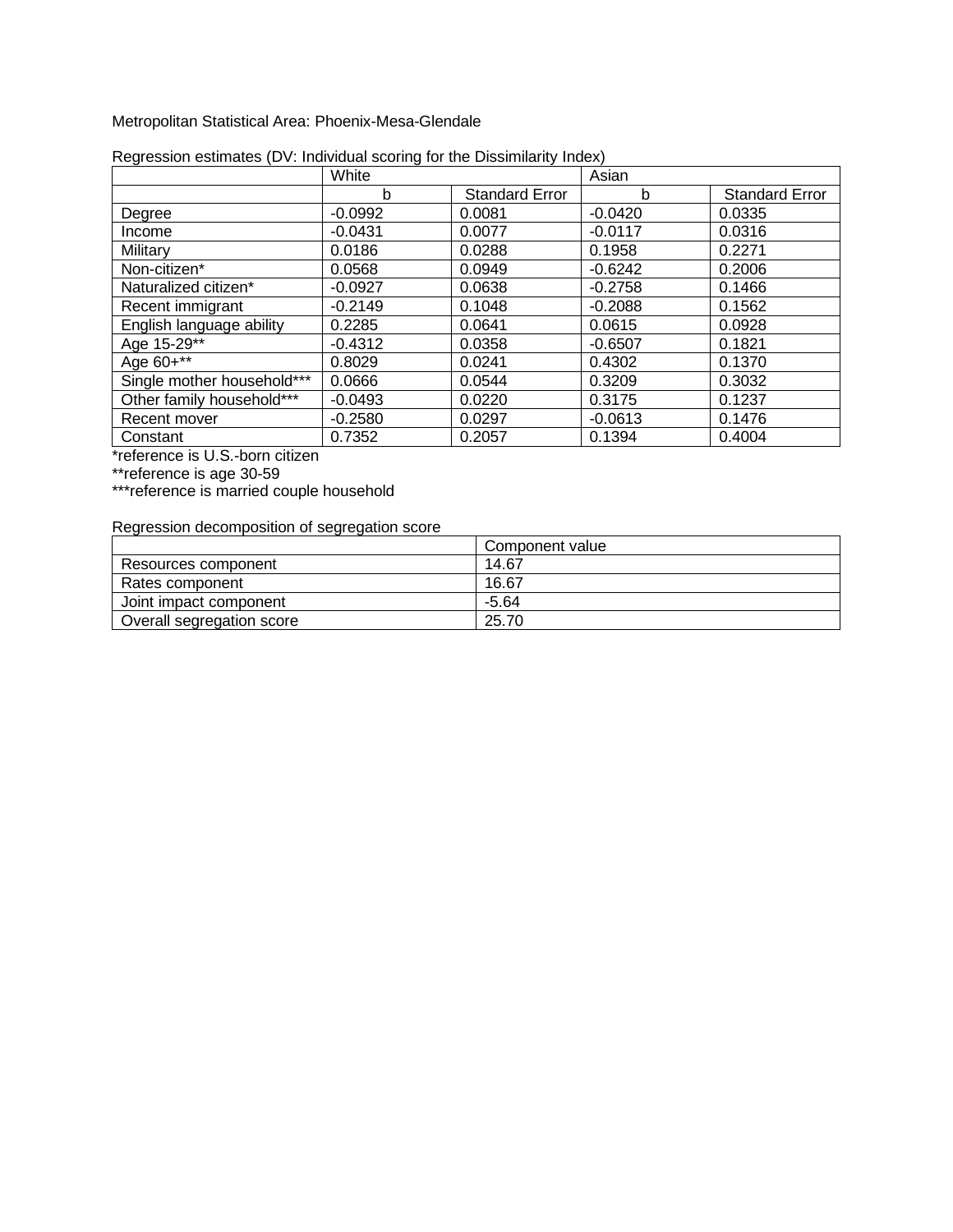Metropolitan Statistical Area: Phoenix-Mesa-Glendale

Regression estimates (DV: Individual scoring for the Dissimilarity Index)

| | White | | Asian | |
|---|---|---|---|---|
| | b | Standard Error | b | Standard Error |
| Degree | -0.0992 | 0.0081 | -0.0420 | 0.0335 |
| Income | -0.0431 | 0.0077 | -0.0117 | 0.0316 |
| Military | 0.0186 | 0.0288 | 0.1958 | 0.2271 |
| Non-citizen* | 0.0568 | 0.0949 | -0.6242 | 0.2006 |
| Naturalized citizen* | -0.0927 | 0.0638 | -0.2758 | 0.1466 |
| Recent immigrant | -0.2149 | 0.1048 | -0.2088 | 0.1562 |
| English language ability | 0.2285 | 0.0641 | 0.0615 | 0.0928 |
| Age 15-29** | -0.4312 | 0.0358 | -0.6507 | 0.1821 |
| Age 60+** | 0.8029 | 0.0241 | 0.4302 | 0.1370 |
| Single mother household*** | 0.0666 | 0.0544 | 0.3209 | 0.3032 |
| Other family household*** | -0.0493 | 0.0220 | 0.3175 | 0.1237 |
| Recent mover | -0.2580 | 0.0297 | -0.0613 | 0.1476 |
| Constant | 0.7352 | 0.2057 | 0.1394 | 0.4004 |

*reference is U.S.-born citizen

**reference is age 30-59

***reference is married couple household

Regression decomposition of segregation score

| | Component value |
|---|---|
| Resources component | 14.67 |
| Rates component | 16.67 |
| Joint impact component | -5.64 |
| Overall segregation score | 25.70 |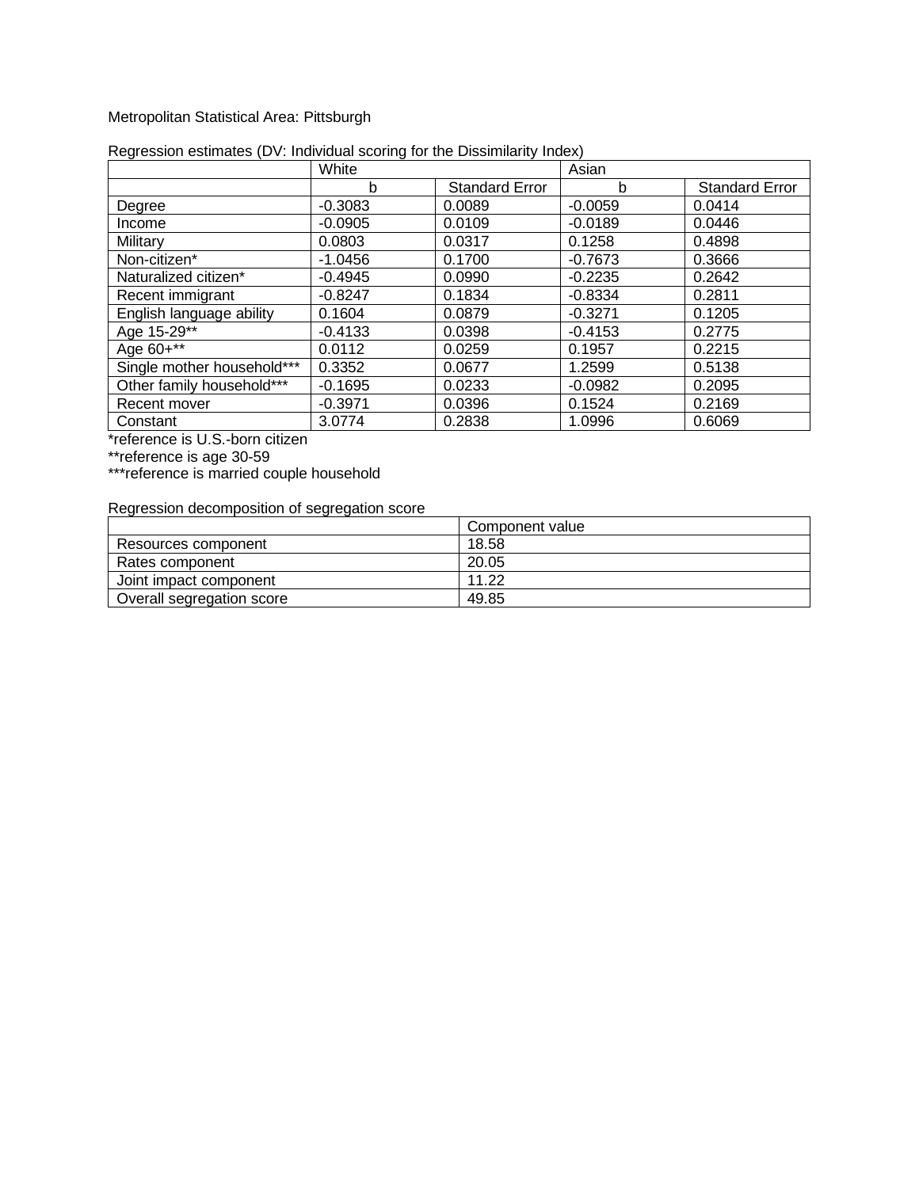Metropolitan Statistical Area: Pittsburgh

Regression estimates (DV: Individual scoring for the Dissimilarity Index)

| | White | | Asian | |
|---|---|---|---|---|
| | b | Standard Error | b | Standard Error |
| Degree | -0.3083 | 0.0089 | -0.0059 | 0.0414 |
| Income | -0.0905 | 0.0109 | -0.0189 | 0.0446 |
| Military | 0.0803 | 0.0317 | 0.1258 | 0.4898 |
| Non-citizen* | -1.0456 | 0.1700 | -0.7673 | 0.3666 |
| Naturalized citizen* | -0.4945 | 0.0990 | -0.2235 | 0.2642 |
| Recent immigrant | -0.8247 | 0.1834 | -0.8334 | 0.2811 |
| English language ability | 0.1604 | 0.0879 | -0.3271 | 0.1205 |
| Age 15-29** | -0.4133 | 0.0398 | -0.4153 | 0.2775 |
| Age 60+** | 0.0112 | 0.0259 | 0.1957 | 0.2215 |
| Single mother household*** | 0.3352 | 0.0677 | 1.2599 | 0.5138 |
| Other family household*** | -0.1695 | 0.0233 | -0.0982 | 0.2095 |
| Recent mover | -0.3971 | 0.0396 | 0.1524 | 0.2169 |
| Constant | 3.0774 | 0.2838 | 1.0996 | 0.6069 |

*reference is U.S.-born citizen
**reference is age 30-59
***reference is married couple household

Regression decomposition of segregation score

| | Component value |
|---|---|
| Resources component | 18.58 |
| Rates component | 20.05 |
| Joint impact component | 11.22 |
| Overall segregation score | 49.85 |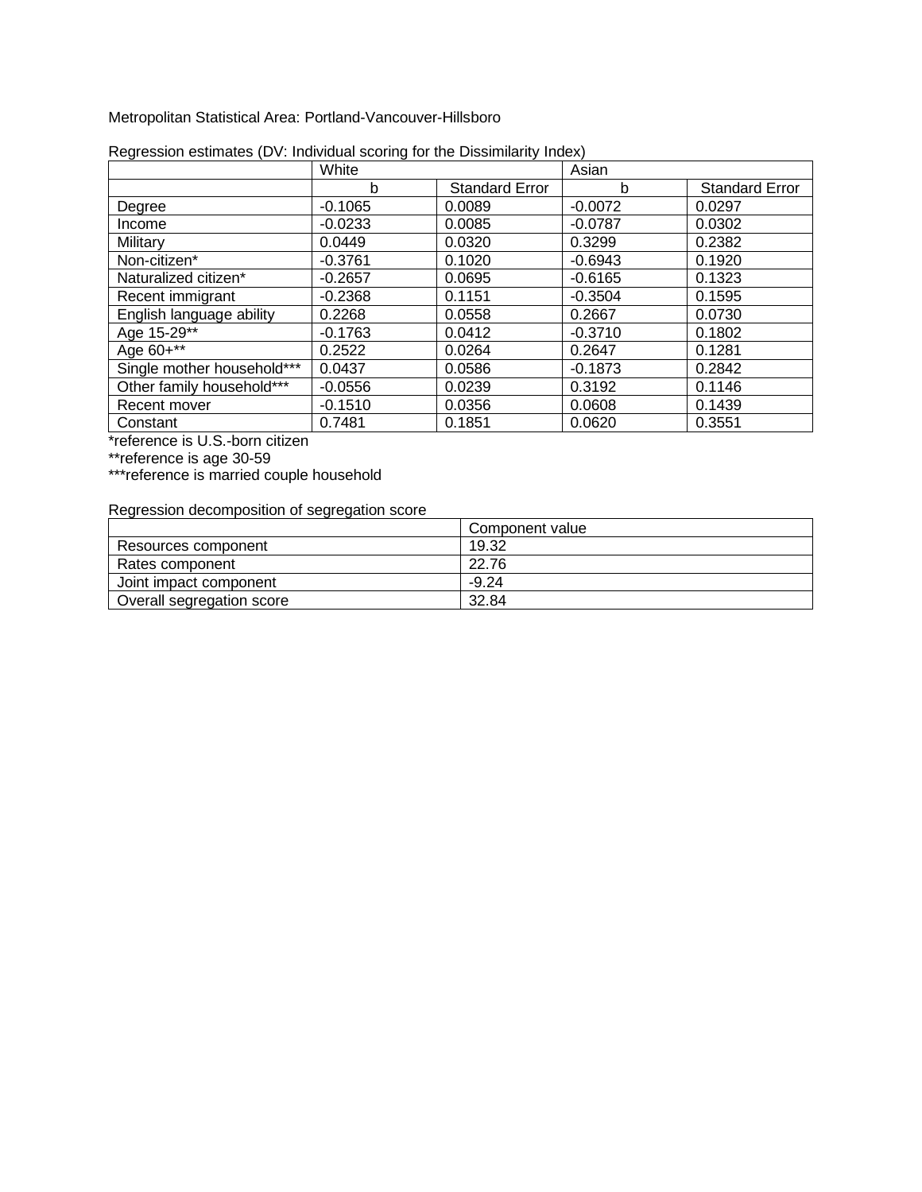Metropolitan Statistical Area: Portland-Vancouver-Hillsboro

Regression estimates (DV: Individual scoring for the Dissimilarity Index)

| | White | | Asian | |
|---|---|---|---|---|
| | b | Standard Error | b | Standard Error |
| Degree | -0.1065 | 0.0089 | -0.0072 | 0.0297 |
| Income | -0.0233 | 0.0085 | -0.0787 | 0.0302 |
| Military | 0.0449 | 0.0320 | 0.3299 | 0.2382 |
| Non-citizen* | -0.3761 | 0.1020 | -0.6943 | 0.1920 |
| Naturalized citizen* | -0.2657 | 0.0695 | -0.6165 | 0.1323 |
| Recent immigrant | -0.2368 | 0.1151 | -0.3504 | 0.1595 |
| English language ability | 0.2268 | 0.0558 | 0.2667 | 0.0730 |
| Age 15-29** | -0.1763 | 0.0412 | -0.3710 | 0.1802 |
| Age 60+** | 0.2522 | 0.0264 | 0.2647 | 0.1281 |
| Single mother household*** | 0.0437 | 0.0586 | -0.1873 | 0.2842 |
| Other family household*** | -0.0556 | 0.0239 | 0.3192 | 0.1146 |
| Recent mover | -0.1510 | 0.0356 | 0.0608 | 0.1439 |
| Constant | 0.7481 | 0.1851 | 0.0620 | 0.3551 |

*reference is U.S.-born citizen

**reference is age 30-59

***reference is married couple household

Regression decomposition of segregation score

| | Component value |
|---|---|
| Resources component | 19.32 |
| Rates component | 22.76 |
| Joint impact component | -9.24 |
| Overall segregation score | 32.84 |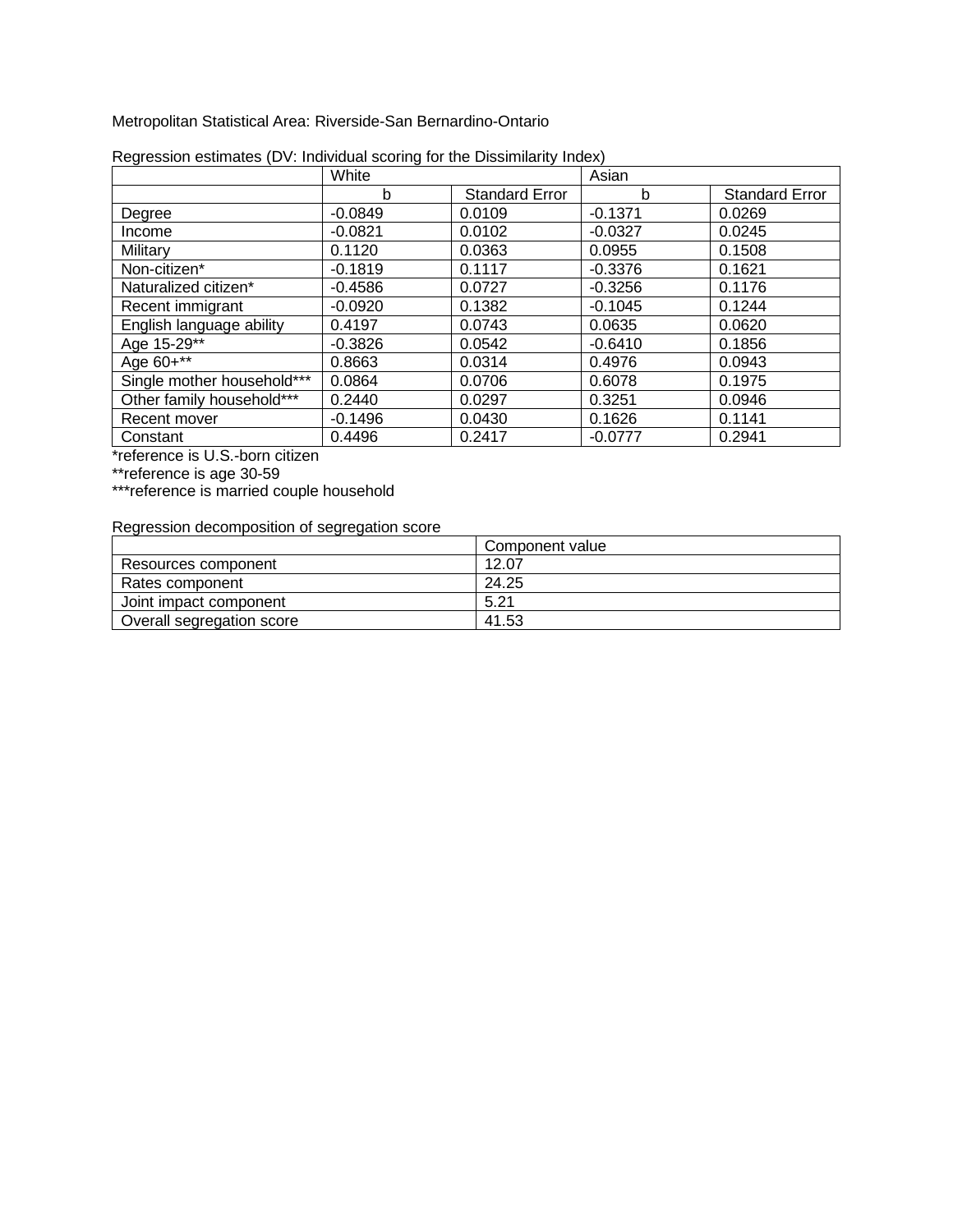Metropolitan Statistical Area: Riverside-San Bernardino-Ontario

Regression estimates (DV: Individual scoring for the Dissimilarity Index)

| | White | | Asian | |
|---|---|---|---|---|
| | b | Standard Error | b | Standard Error |
| Degree | -0.0849 | 0.0109 | -0.1371 | 0.0269 |
| Income | -0.0821 | 0.0102 | -0.0327 | 0.0245 |
| Military | 0.1120 | 0.0363 | 0.0955 | 0.1508 |
| Non-citizen* | -0.1819 | 0.1117 | -0.3376 | 0.1621 |
| Naturalized citizen* | -0.4586 | 0.0727 | -0.3256 | 0.1176 |
| Recent immigrant | -0.0920 | 0.1382 | -0.1045 | 0.1244 |
| English language ability | 0.4197 | 0.0743 | 0.0635 | 0.0620 |
| Age 15-29** | -0.3826 | 0.0542 | -0.6410 | 0.1856 |
| Age 60+** | 0.8663 | 0.0314 | 0.4976 | 0.0943 |
| Single mother household*** | 0.0864 | 0.0706 | 0.6078 | 0.1975 |
| Other family household*** | 0.2440 | 0.0297 | 0.3251 | 0.0946 |
| Recent mover | -0.1496 | 0.0430 | 0.1626 | 0.1141 |
| Constant | 0.4496 | 0.2417 | -0.0777 | 0.2941 |

*reference is U.S.-born citizen
**reference is age 30-59
***reference is married couple household

Regression decomposition of segregation score

| | Component value |
|---|---|
| Resources component | 12.07 |
| Rates component | 24.25 |
| Joint impact component | 5.21 |
| Overall segregation score | 41.53 |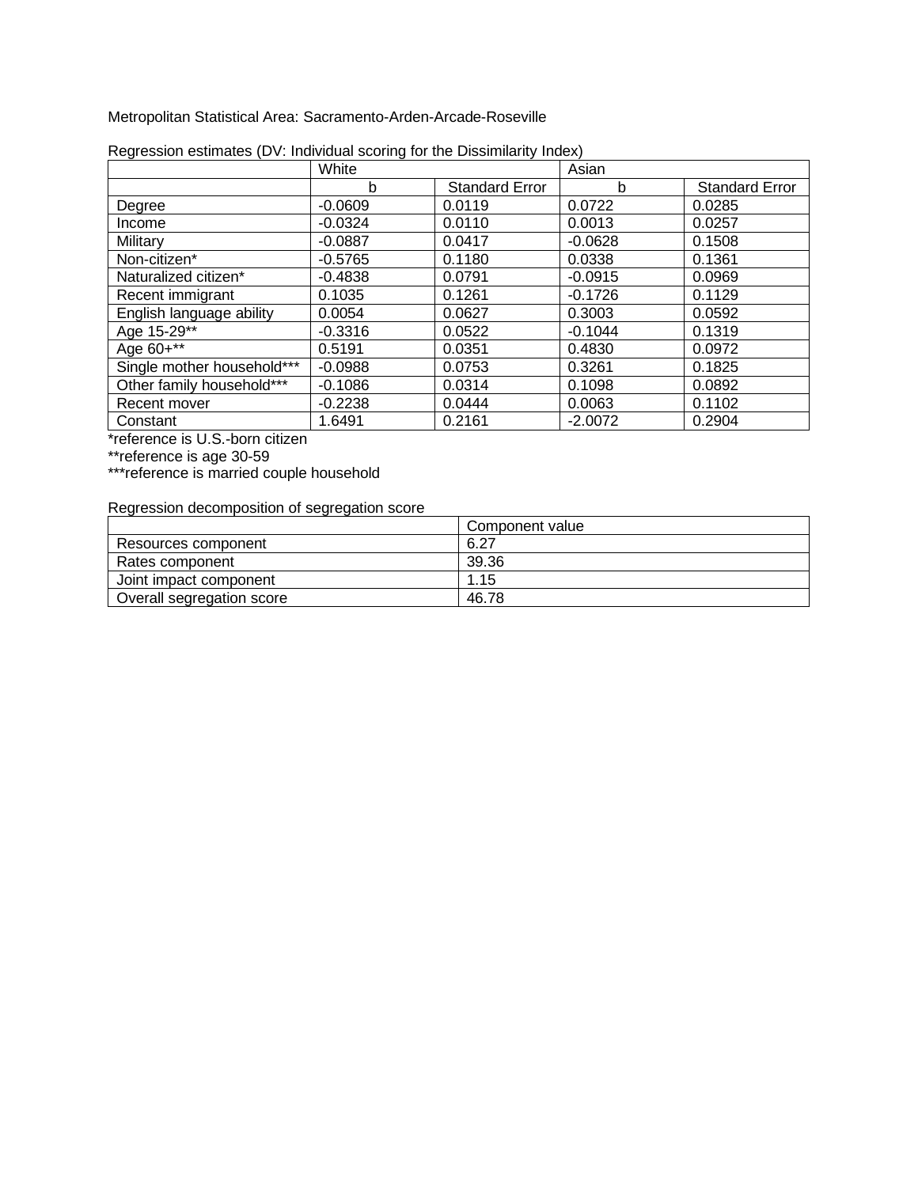Metropolitan Statistical Area: Sacramento-Arden-Arcade-Roseville

Regression estimates (DV: Individual scoring for the Dissimilarity Index)

| | White | | Asian | |
|---|---|---|---|---|
| | b | Standard Error | b | Standard Error |
| Degree | -0.0609 | 0.0119 | 0.0722 | 0.0285 |
| Income | -0.0324 | 0.0110 | 0.0013 | 0.0257 |
| Military | -0.0887 | 0.0417 | -0.0628 | 0.1508 |
| Non-citizen* | -0.5765 | 0.1180 | 0.0338 | 0.1361 |
| Naturalized citizen* | -0.4838 | 0.0791 | -0.0915 | 0.0969 |
| Recent immigrant | 0.1035 | 0.1261 | -0.1726 | 0.1129 |
| English language ability | 0.0054 | 0.0627 | 0.3003 | 0.0592 |
| Age 15-29** | -0.3316 | 0.0522 | -0.1044 | 0.1319 |
| Age 60+** | 0.5191 | 0.0351 | 0.4830 | 0.0972 |
| Single mother household*** | -0.0988 | 0.0753 | 0.3261 | 0.1825 |
| Other family household*** | -0.1086 | 0.0314 | 0.1098 | 0.0892 |
| Recent mover | -0.2238 | 0.0444 | 0.0063 | 0.1102 |
| Constant | 1.6491 | 0.2161 | -2.0072 | 0.2904 |

*reference is U.S.-born citizen

**reference is age 30-59

***reference is married couple household

Regression decomposition of segregation score

| | Component value |
|---|---|
| Resources component | 6.27 |
| Rates component | 39.36 |
| Joint impact component | 1.15 |
| Overall segregation score | 46.78 |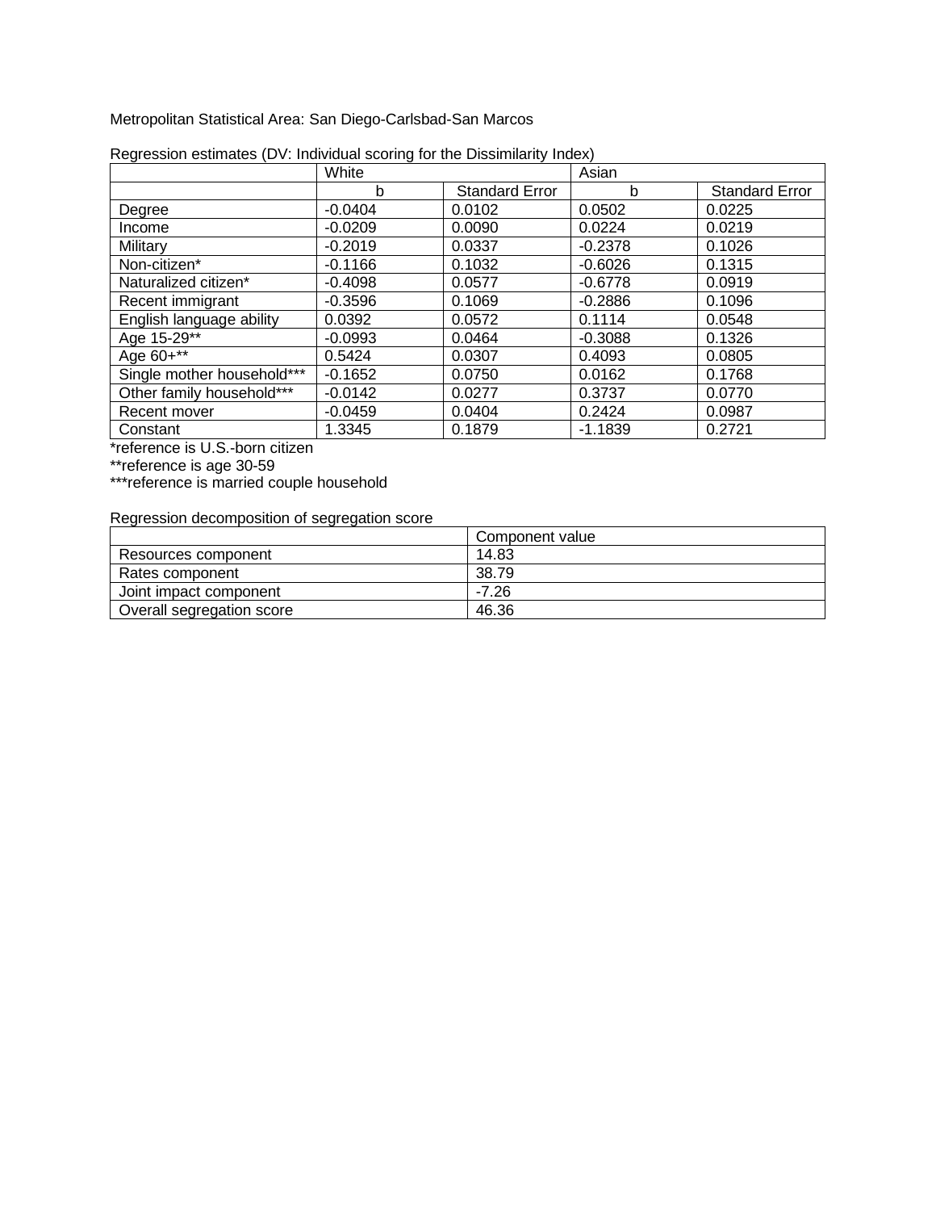Metropolitan Statistical Area: San Diego-Carlsbad-San Marcos

Regression estimates (DV: Individual scoring for the Dissimilarity Index)

| | White | | Asian | |
|---|---|---|---|---|
| | b | Standard Error | b | Standard Error |
| Degree | -0.0404 | 0.0102 | 0.0502 | 0.0225 |
| Income | -0.0209 | 0.0090 | 0.0224 | 0.0219 |
| Military | -0.2019 | 0.0337 | -0.2378 | 0.1026 |
| Non-citizen* | -0.1166 | 0.1032 | -0.6026 | 0.1315 |
| Naturalized citizen* | -0.4098 | 0.0577 | -0.6778 | 0.0919 |
| Recent immigrant | -0.3596 | 0.1069 | -0.2886 | 0.1096 |
| English language ability | 0.0392 | 0.0572 | 0.1114 | 0.0548 |
| Age 15-29** | -0.0993 | 0.0464 | -0.3088 | 0.1326 |
| Age 60+** | 0.5424 | 0.0307 | 0.4093 | 0.0805 |
| Single mother household*** | -0.1652 | 0.0750 | 0.0162 | 0.1768 |
| Other family household*** | -0.0142 | 0.0277 | 0.3737 | 0.0770 |
| Recent mover | -0.0459 | 0.0404 | 0.2424 | 0.0987 |
| Constant | 1.3345 | 0.1879 | -1.1839 | 0.2721 |

*reference is U.S.-born citizen

**reference is age 30-59

***reference is married couple household

Regression decomposition of segregation score

| | Component value |
|---|---|
| Resources component | 14.83 |
| Rates component | 38.79 |
| Joint impact component | -7.26 |
| Overall segregation score | 46.36 |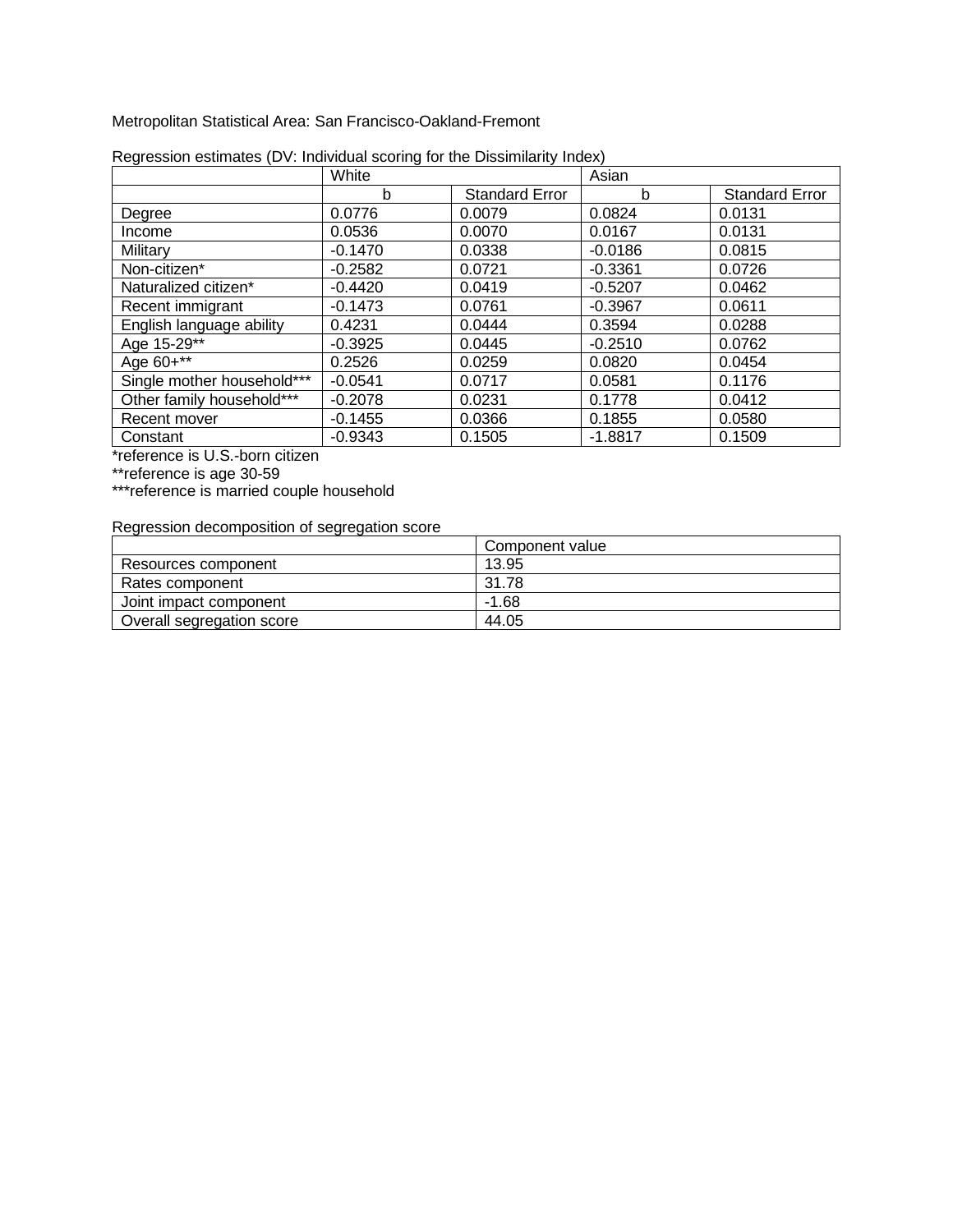Metropolitan Statistical Area: San Francisco-Oakland-Fremont

Regression estimates (DV: Individual scoring for the Dissimilarity Index)

| | White | | Asian | |
|---|---|---|---|---|
| | b | Standard Error | b | Standard Error |
| Degree | 0.0776 | 0.0079 | 0.0824 | 0.0131 |
| Income | 0.0536 | 0.0070 | 0.0167 | 0.0131 |
| Military | -0.1470 | 0.0338 | -0.0186 | 0.0815 |
| Non-citizen* | -0.2582 | 0.0721 | -0.3361 | 0.0726 |
| Naturalized citizen* | -0.4420 | 0.0419 | -0.5207 | 0.0462 |
| Recent immigrant | -0.1473 | 0.0761 | -0.3967 | 0.0611 |
| English language ability | 0.4231 | 0.0444 | 0.3594 | 0.0288 |
| Age 15-29** | -0.3925 | 0.0445 | -0.2510 | 0.0762 |
| Age 60+** | 0.2526 | 0.0259 | 0.0820 | 0.0454 |
| Single mother household*** | -0.0541 | 0.0717 | 0.0581 | 0.1176 |
| Other family household*** | -0.2078 | 0.0231 | 0.1778 | 0.0412 |
| Recent mover | -0.1455 | 0.0366 | 0.1855 | 0.0580 |
| Constant | -0.9343 | 0.1505 | -1.8817 | 0.1509 |

*reference is U.S.-born citizen

**reference is age 30-59

***reference is married couple household

Regression decomposition of segregation score

| | Component value |
|---|---|
| Resources component | 13.95 |
| Rates component | 31.78 |
| Joint impact component | -1.68 |
| Overall segregation score | 44.05 |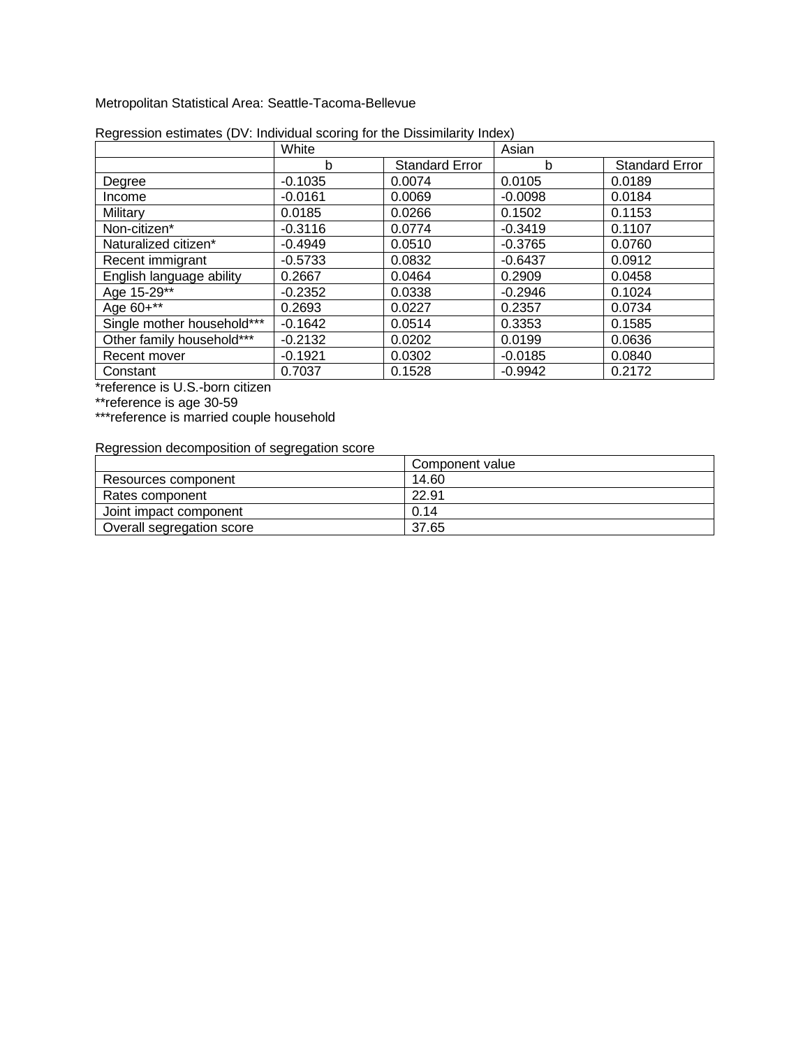Metropolitan Statistical Area: Seattle-Tacoma-Bellevue

Regression estimates (DV: Individual scoring for the Dissimilarity Index)

| | White | | Asian | |
|---|---|---|---|---|
| | b | Standard Error | b | Standard Error |
| Degree | -0.1035 | 0.0074 | 0.0105 | 0.0189 |
| Income | -0.0161 | 0.0069 | -0.0098 | 0.0184 |
| Military | 0.0185 | 0.0266 | 0.1502 | 0.1153 |
| Non-citizen* | -0.3116 | 0.0774 | -0.3419 | 0.1107 |
| Naturalized citizen* | -0.4949 | 0.0510 | -0.3765 | 0.0760 |
| Recent immigrant | -0.5733 | 0.0832 | -0.6437 | 0.0912 |
| English language ability | 0.2667 | 0.0464 | 0.2909 | 0.0458 |
| Age 15-29** | -0.2352 | 0.0338 | -0.2946 | 0.1024 |
| Age 60+** | 0.2693 | 0.0227 | 0.2357 | 0.0734 |
| Single mother household*** | -0.1642 | 0.0514 | 0.3353 | 0.1585 |
| Other family household*** | -0.2132 | 0.0202 | 0.0199 | 0.0636 |
| Recent mover | -0.1921 | 0.0302 | -0.0185 | 0.0840 |
| Constant | 0.7037 | 0.1528 | -0.9942 | 0.2172 |

*reference is U.S.-born citizen

**reference is age 30-59

***reference is married couple household

Regression decomposition of segregation score

| | Component value |
|---|---|
| Resources component | 14.60 |
| Rates component | 22.91 |
| Joint impact component | 0.14 |
| Overall segregation score | 37.65 |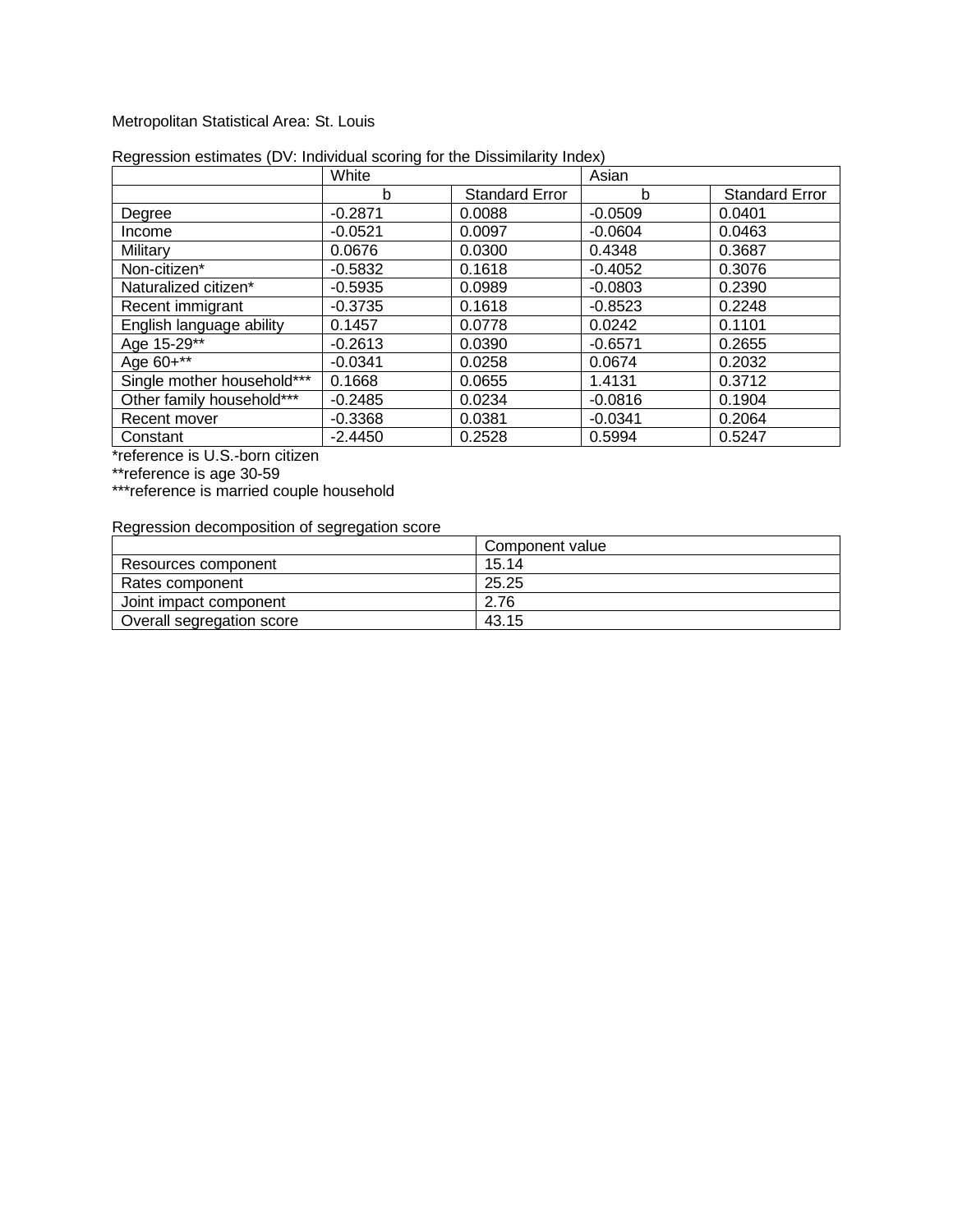Metropolitan Statistical Area: St. Louis

Regression estimates (DV: Individual scoring for the Dissimilarity Index)

| | White | | Asian | |
|---|---|---|---|---|
| | b | Standard Error | b | Standard Error |
| Degree | -0.2871 | 0.0088 | -0.0509 | 0.0401 |
| Income | -0.0521 | 0.0097 | -0.0604 | 0.0463 |
| Military | 0.0676 | 0.0300 | 0.4348 | 0.3687 |
| Non-citizen* | -0.5832 | 0.1618 | -0.4052 | 0.3076 |
| Naturalized citizen* | -0.5935 | 0.0989 | -0.0803 | 0.2390 |
| Recent immigrant | -0.3735 | 0.1618 | -0.8523 | 0.2248 |
| English language ability | 0.1457 | 0.0778 | 0.0242 | 0.1101 |
| Age 15-29** | -0.2613 | 0.0390 | -0.6571 | 0.2655 |
| Age 60+** | -0.0341 | 0.0258 | 0.0674 | 0.2032 |
| Single mother household*** | 0.1668 | 0.0655 | 1.4131 | 0.3712 |
| Other family household*** | -0.2485 | 0.0234 | -0.0816 | 0.1904 |
| Recent mover | -0.3368 | 0.0381 | -0.0341 | 0.2064 |
| Constant | -2.4450 | 0.2528 | 0.5994 | 0.5247 |

*reference is U.S.-born citizen
**reference is age 30-59
***reference is married couple household

Regression decomposition of segregation score

| | Component value |
|---|---|
| Resources component | 15.14 |
| Rates component | 25.25 |
| Joint impact component | 2.76 |
| Overall segregation score | 43.15 |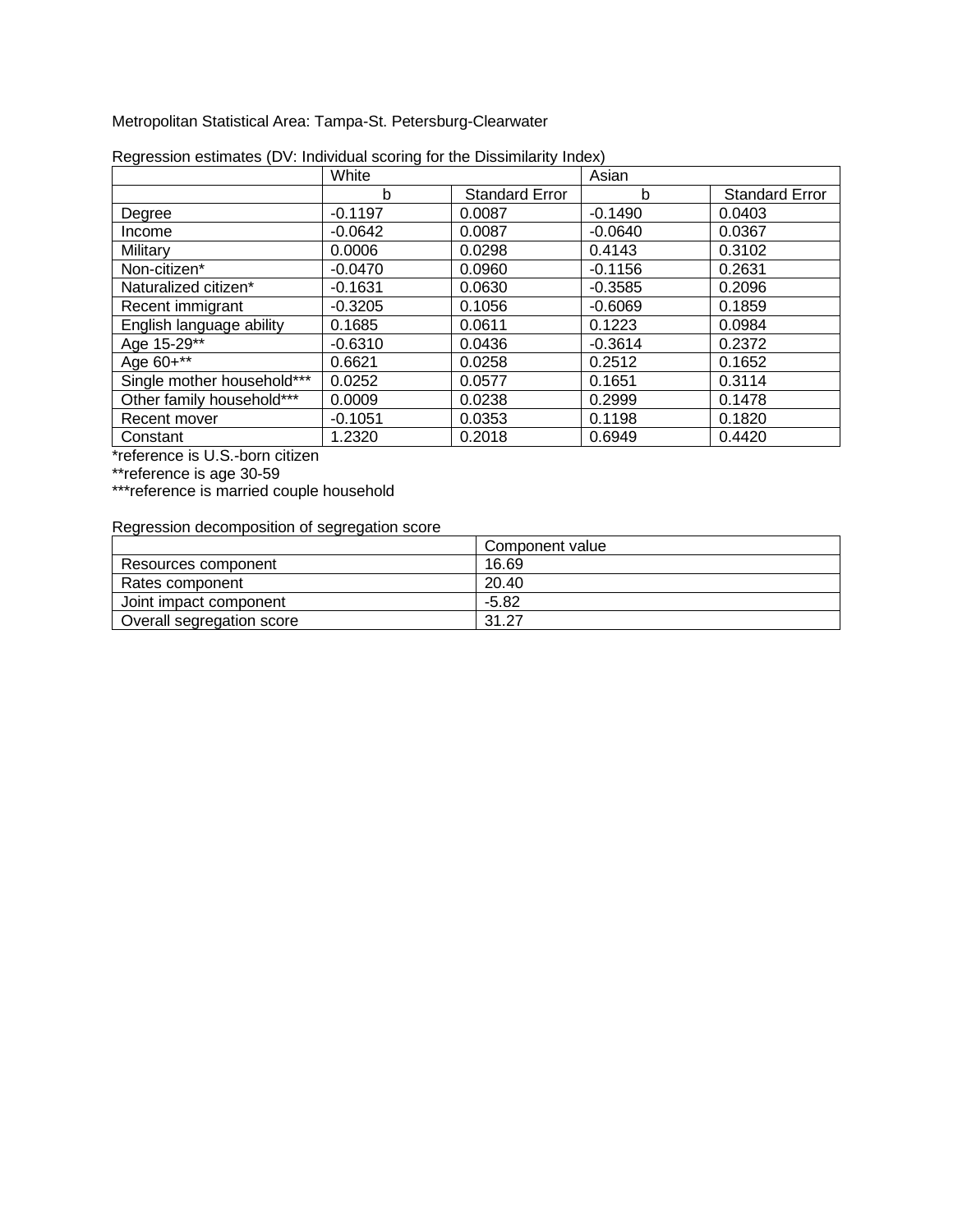Metropolitan Statistical Area: Tampa-St. Petersburg-Clearwater

Regression estimates (DV: Individual scoring for the Dissimilarity Index)

| | White | | Asian | |
|---|---|---|---|---|
| | b | Standard Error | b | Standard Error |
| Degree | -0.1197 | 0.0087 | -0.1490 | 0.0403 |
| Income | -0.0642 | 0.0087 | -0.0640 | 0.0367 |
| Military | 0.0006 | 0.0298 | 0.4143 | 0.3102 |
| Non-citizen* | -0.0470 | 0.0960 | -0.1156 | 0.2631 |
| Naturalized citizen* | -0.1631 | 0.0630 | -0.3585 | 0.2096 |
| Recent immigrant | -0.3205 | 0.1056 | -0.6069 | 0.1859 |
| English language ability | 0.1685 | 0.0611 | 0.1223 | 0.0984 |
| Age 15-29** | -0.6310 | 0.0436 | -0.3614 | 0.2372 |
| Age 60+** | 0.6621 | 0.0258 | 0.2512 | 0.1652 |
| Single mother household*** | 0.0252 | 0.0577 | 0.1651 | 0.3114 |
| Other family household*** | 0.0009 | 0.0238 | 0.2999 | 0.1478 |
| Recent mover | -0.1051 | 0.0353 | 0.1198 | 0.1820 |
| Constant | 1.2320 | 0.2018 | 0.6949 | 0.4420 |

*reference is U.S.-born citizen

**reference is age 30-59

***reference is married couple household

Regression decomposition of segregation score

| | Component value |
|---|---|
| Resources component | 16.69 |
| Rates component | 20.40 |
| Joint impact component | -5.82 |
| Overall segregation score | 31.27 |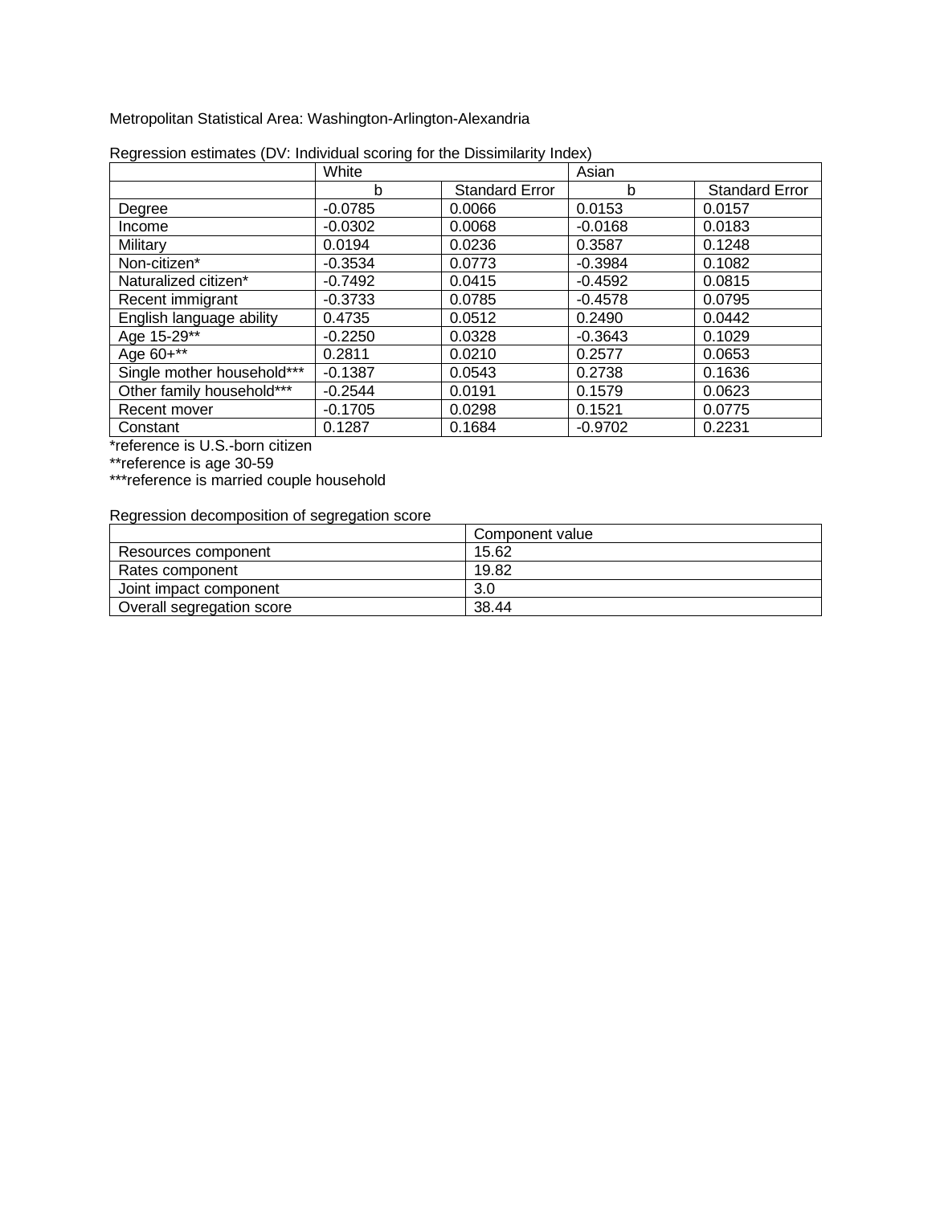Metropolitan Statistical Area: Washington-Arlington-Alexandria

Regression estimates (DV: Individual scoring for the Dissimilarity Index)

| | White | | Asian | |
|---|---|---|---|---|
| | b | Standard Error | b | Standard Error |
| Degree | -0.0785 | 0.0066 | 0.0153 | 0.0157 |
| Income | -0.0302 | 0.0068 | -0.0168 | 0.0183 |
| Military | 0.0194 | 0.0236 | 0.3587 | 0.1248 |
| Non-citizen* | -0.3534 | 0.0773 | -0.3984 | 0.1082 |
| Naturalized citizen* | -0.7492 | 0.0415 | -0.4592 | 0.0815 |
| Recent immigrant | -0.3733 | 0.0785 | -0.4578 | 0.0795 |
| English language ability | 0.4735 | 0.0512 | 0.2490 | 0.0442 |
| Age 15-29** | -0.2250 | 0.0328 | -0.3643 | 0.1029 |
| Age 60+** | 0.2811 | 0.0210 | 0.2577 | 0.0653 |
| Single mother household*** | -0.1387 | 0.0543 | 0.2738 | 0.1636 |
| Other family household*** | -0.2544 | 0.0191 | 0.1579 | 0.0623 |
| Recent mover | -0.1705 | 0.0298 | 0.1521 | 0.0775 |
| Constant | 0.1287 | 0.1684 | -0.9702 | 0.2231 |

*reference is U.S.-born citizen

**reference is age 30-59

***reference is married couple household

Regression decomposition of segregation score

| | Component value |
|---|---|
| Resources component | 15.62 |
| Rates component | 19.82 |
| Joint impact component | 3.0 |
| Overall segregation score | 38.44 |